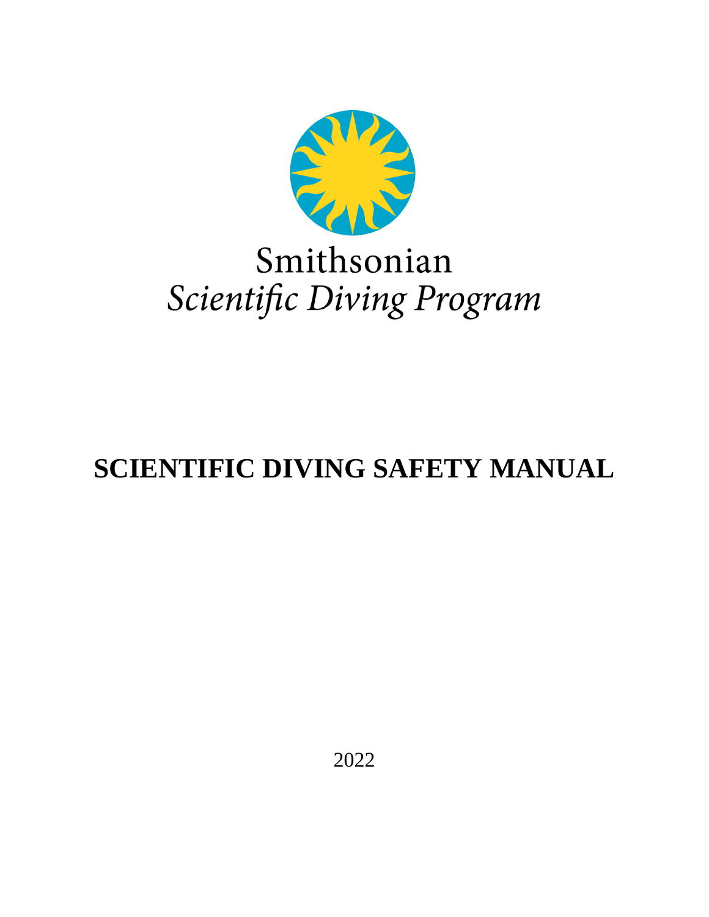Smithsonian

*Scientific Diving Program*

# SCIENTIFIC DIVING SAFETY MANUAL

2022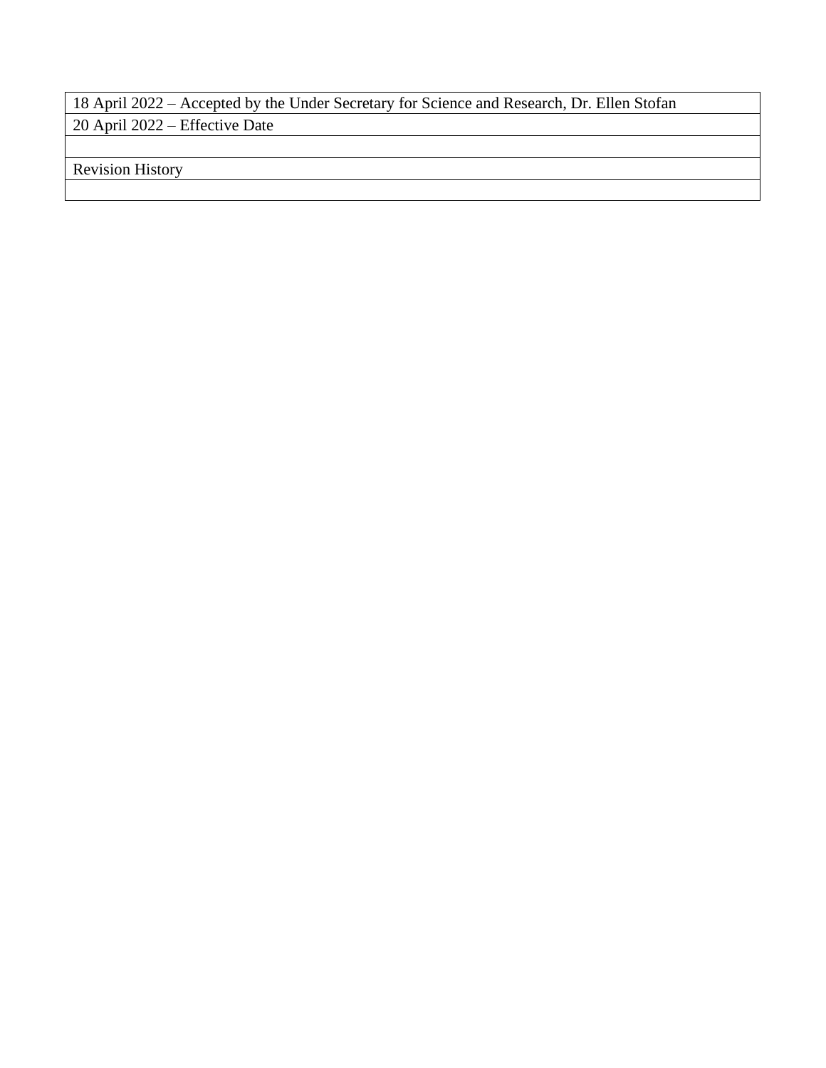| 18 April 2022 – Accepted by the Under Secretary for Science and Research, Dr. Ellen Stofan |
| --- |
| 20 April 2022 – Effective Date |
| |
| Revision History |
| |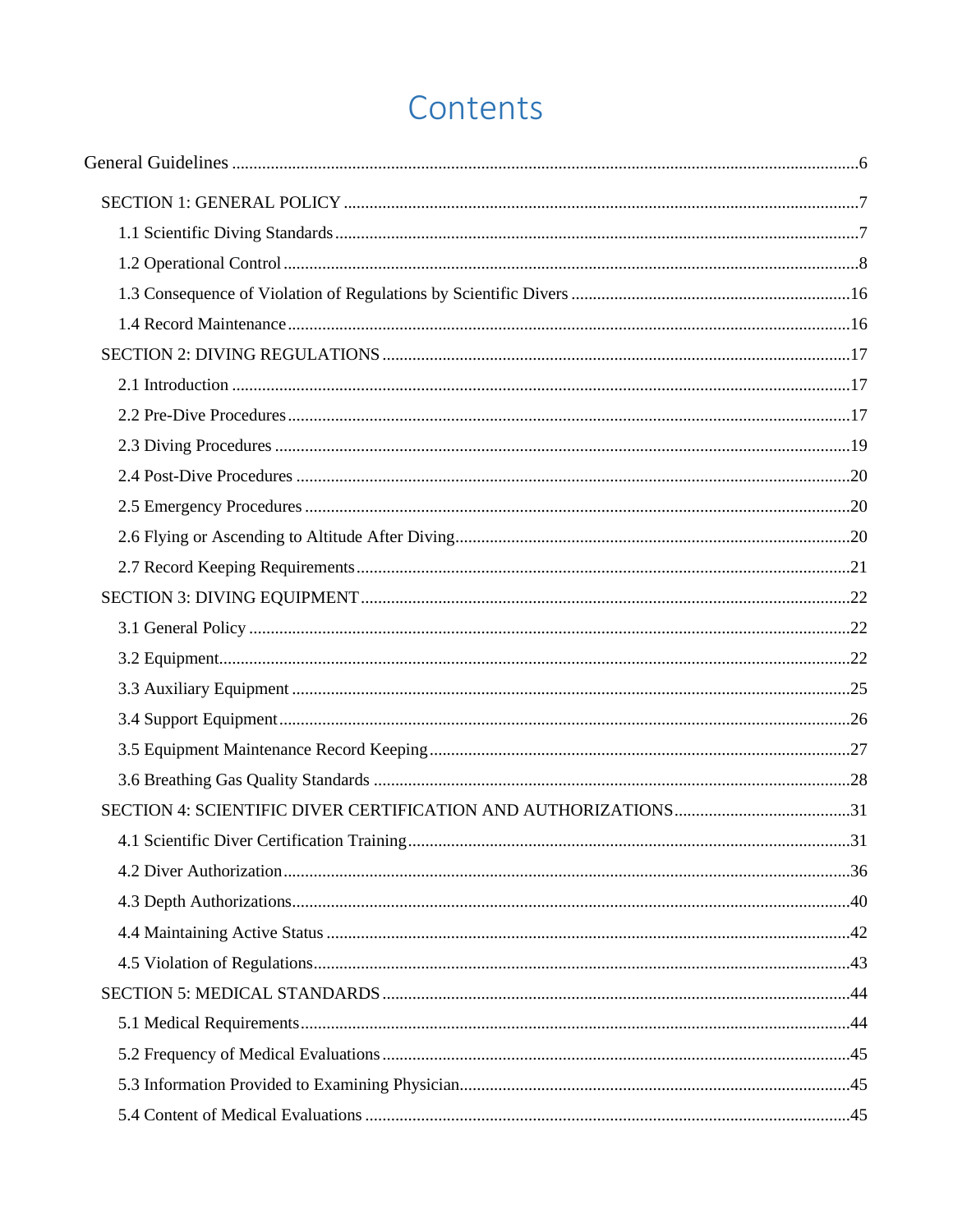# Contents

General Guidelines ....... 6

- SECTION 1: GENERAL POLICY ....... 7
  - 1.1 Scientific Diving Standards ....... 7
  - 1.2 Operational Control ....... 8
  - 1.3 Consequence of Violation of Regulations by Scientific Divers ....... 16
  - 1.4 Record Maintenance ....... 16
- SECTION 2: DIVING REGULATIONS ....... 17
  - 2.1 Introduction ....... 17
  - 2.2 Pre-Dive Procedures ....... 17
  - 2.3 Diving Procedures ....... 19
  - 2.4 Post-Dive Procedures ....... 20
  - 2.5 Emergency Procedures ....... 20
  - 2.6 Flying or Ascending to Altitude After Diving ....... 20
  - 2.7 Record Keeping Requirements ....... 21
- SECTION 3: DIVING EQUIPMENT ....... 22
  - 3.1 General Policy ....... 22
  - 3.2 Equipment ....... 22
  - 3.3 Auxiliary Equipment ....... 25
  - 3.4 Support Equipment ....... 26
  - 3.5 Equipment Maintenance Record Keeping ....... 27
  - 3.6 Breathing Gas Quality Standards ....... 28
- SECTION 4: SCIENTIFIC DIVER CERTIFICATION AND AUTHORIZATIONS ....... 31
  - 4.1 Scientific Diver Certification Training ....... 31
  - 4.2 Diver Authorization ....... 36
  - 4.3 Depth Authorizations ....... 40
  - 4.4 Maintaining Active Status ....... 42
  - 4.5 Violation of Regulations ....... 43
- SECTION 5: MEDICAL STANDARDS ....... 44
  - 5.1 Medical Requirements ....... 44
  - 5.2 Frequency of Medical Evaluations ....... 45
  - 5.3 Information Provided to Examining Physician ....... 45
  - 5.4 Content of Medical Evaluations ....... 45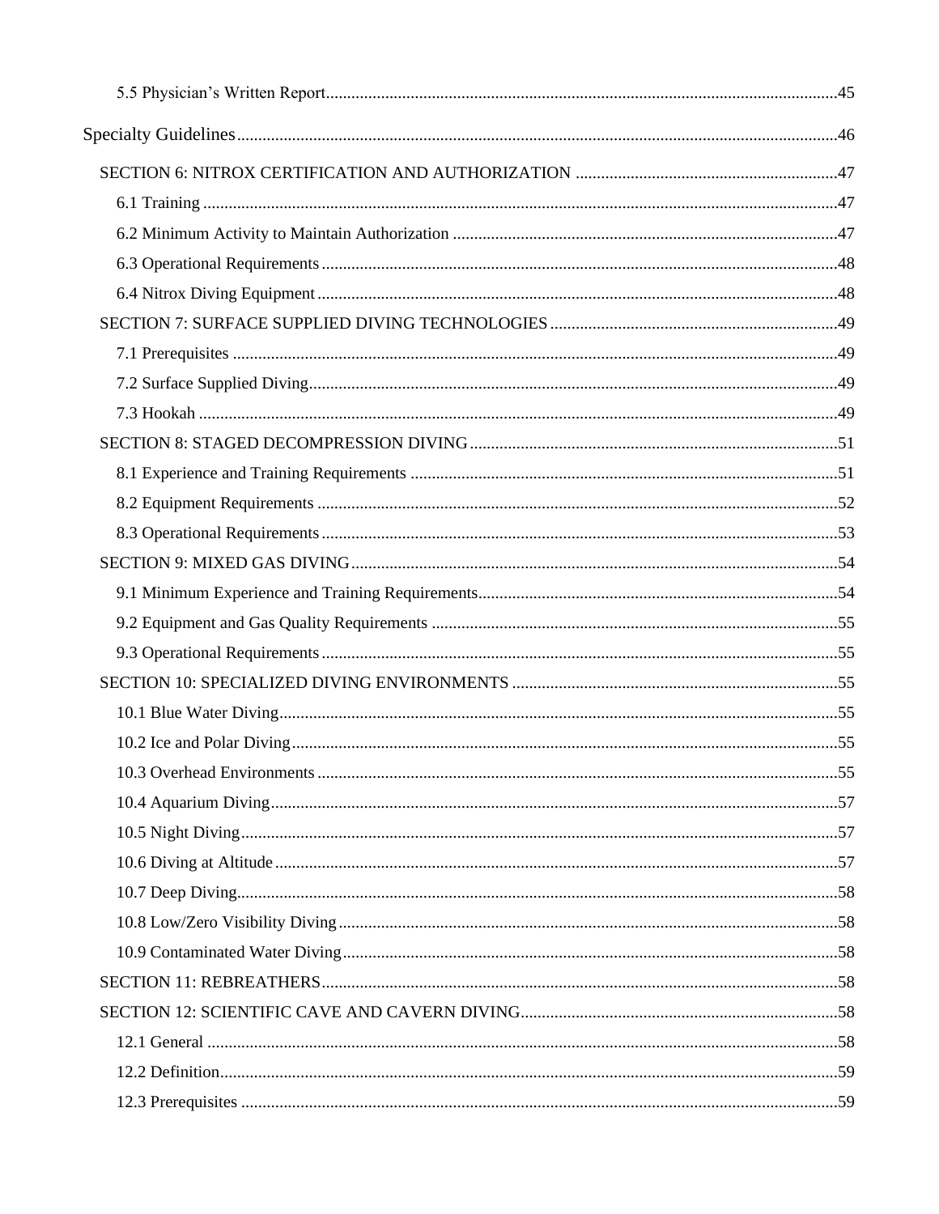5.5 Physician's Written Report....45

Specialty Guidelines....46

SECTION 6: NITROX CERTIFICATION AND AUTHORIZATION....47

6.1 Training....47

6.2 Minimum Activity to Maintain Authorization....47

6.3 Operational Requirements....48

6.4 Nitrox Diving Equipment....48

SECTION 7: SURFACE SUPPLIED DIVING TECHNOLOGIES....49

7.1 Prerequisites....49

7.2 Surface Supplied Diving....49

7.3 Hookah....49

SECTION 8: STAGED DECOMPRESSION DIVING....51

8.1 Experience and Training Requirements....51

8.2 Equipment Requirements....52

8.3 Operational Requirements....53

SECTION 9: MIXED GAS DIVING....54

9.1 Minimum Experience and Training Requirements....54

9.2 Equipment and Gas Quality Requirements....55

9.3 Operational Requirements....55

SECTION 10: SPECIALIZED DIVING ENVIRONMENTS....55

10.1 Blue Water Diving....55

10.2 Ice and Polar Diving....55

10.3 Overhead Environments....55

10.4 Aquarium Diving....57

10.5 Night Diving....57

10.6 Diving at Altitude....57

10.7 Deep Diving....58

10.8 Low/Zero Visibility Diving....58

10.9 Contaminated Water Diving....58

SECTION 11: REBREATHERS....58

SECTION 12: SCIENTIFIC CAVE AND CAVERN DIVING....58

12.1 General....58

12.2 Definition....59

12.3 Prerequisites....59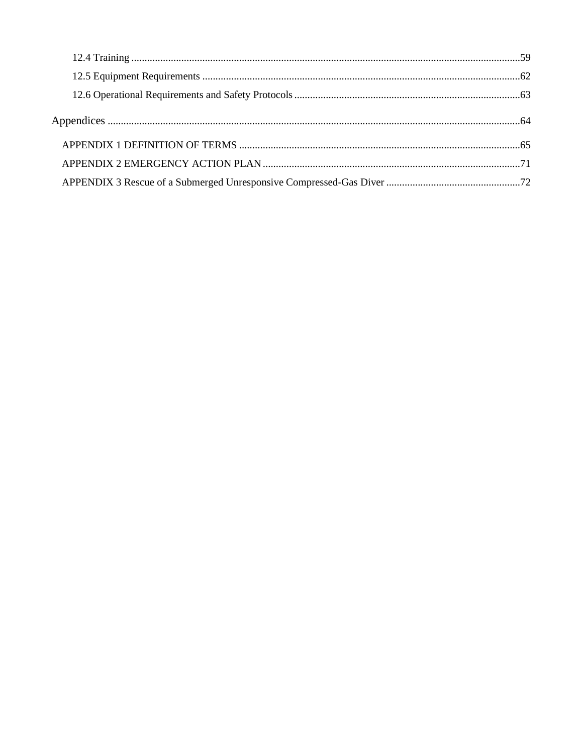12.4 Training ....................................................................................................................................59

12.5 Equipment Requirements .........................................................................................................62

12.6 Operational Requirements and Safety Protocols ......................................................................63

Appendices ............................................................................................................................................64

APPENDIX 1 DEFINITION OF TERMS ...........................................................................................65

APPENDIX 2 EMERGENCY ACTION PLAN ..................................................................................71

APPENDIX 3 Rescue of a Submerged Unresponsive Compressed-Gas Diver ...................................................72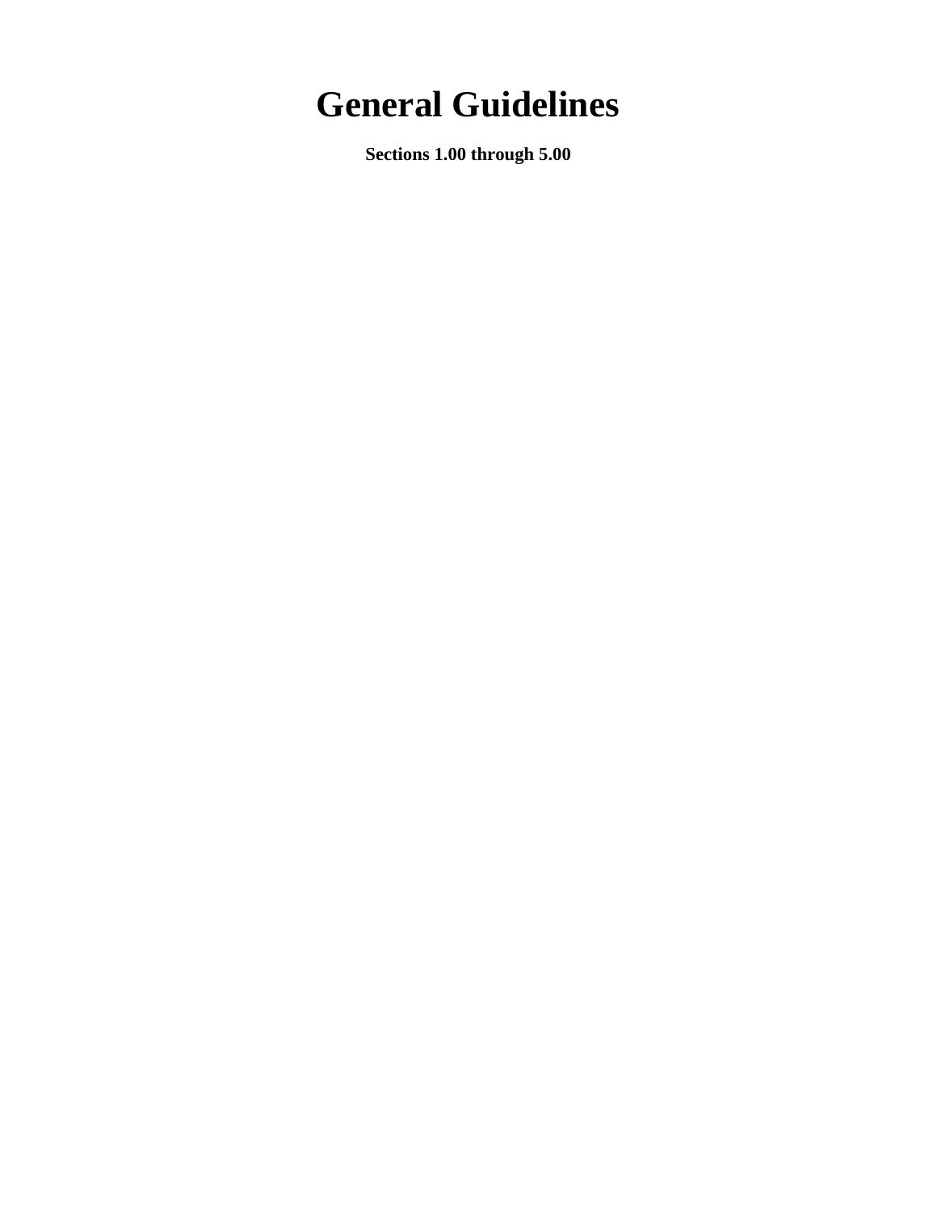# General Guidelines

**Sections 1.00 through 5.00**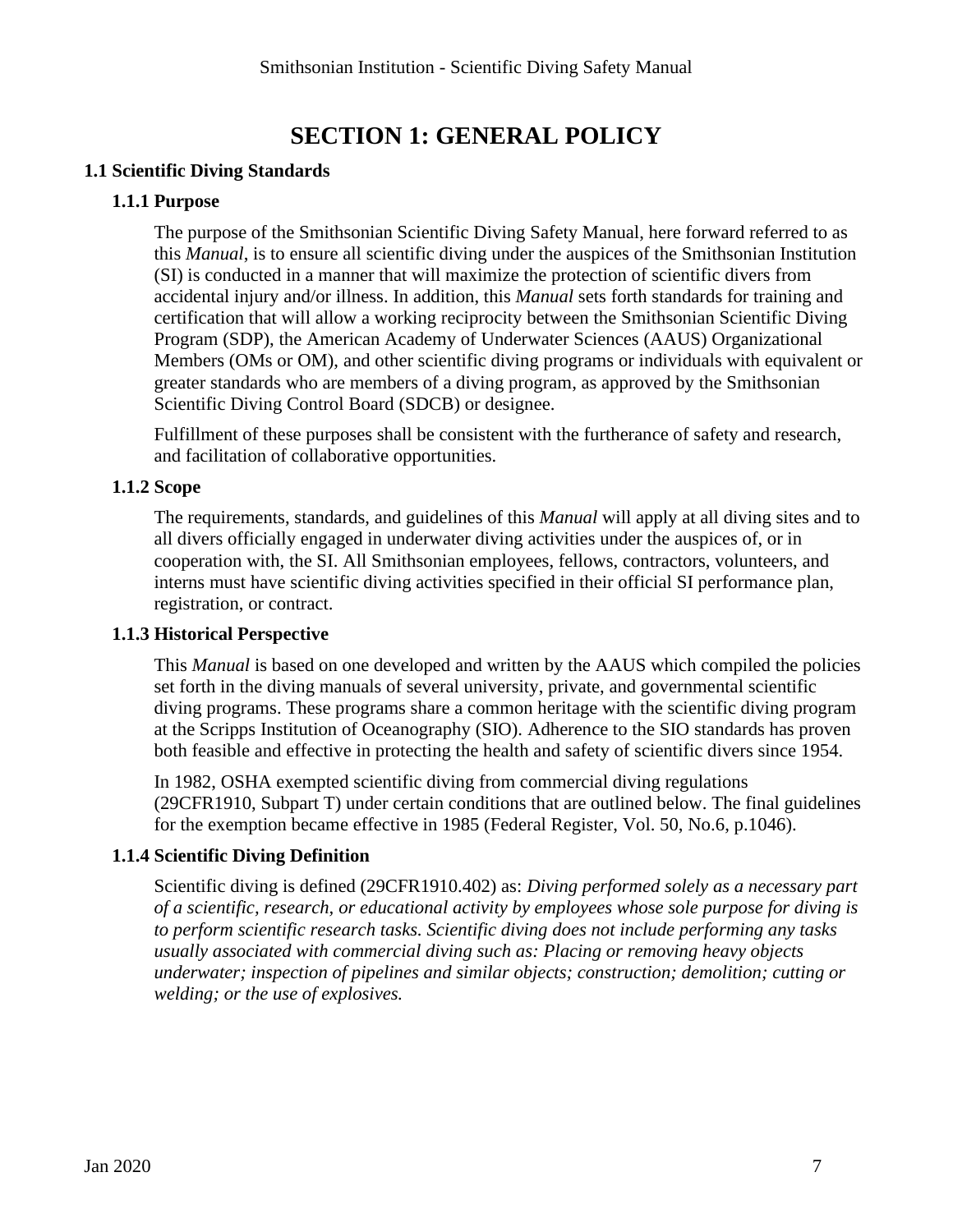# SECTION 1: GENERAL POLICY

## 1.1 Scientific Diving Standards

### 1.1.1 Purpose

The purpose of the Smithsonian Scientific Diving Safety Manual, here forward referred to as this *Manual*, is to ensure all scientific diving under the auspices of the Smithsonian Institution (SI) is conducted in a manner that will maximize the protection of scientific divers from accidental injury and/or illness. In addition, this *Manual* sets forth standards for training and certification that will allow a working reciprocity between the Smithsonian Scientific Diving Program (SDP), the American Academy of Underwater Sciences (AAUS) Organizational Members (OMs or OM), and other scientific diving programs or individuals with equivalent or greater standards who are members of a diving program, as approved by the Smithsonian Scientific Diving Control Board (SDCB) or designee.

Fulfillment of these purposes shall be consistent with the furtherance of safety and research, and facilitation of collaborative opportunities.

### 1.1.2 Scope

The requirements, standards, and guidelines of this *Manual* will apply at all diving sites and to all divers officially engaged in underwater diving activities under the auspices of, or in cooperation with, the SI. All Smithsonian employees, fellows, contractors, volunteers, and interns must have scientific diving activities specified in their official SI performance plan, registration, or contract.

### 1.1.3 Historical Perspective

This *Manual* is based on one developed and written by the AAUS which compiled the policies set forth in the diving manuals of several university, private, and governmental scientific diving programs. These programs share a common heritage with the scientific diving program at the Scripps Institution of Oceanography (SIO). Adherence to the SIO standards has proven both feasible and effective in protecting the health and safety of scientific divers since 1954.

In 1982, OSHA exempted scientific diving from commercial diving regulations (29CFR1910, Subpart T) under certain conditions that are outlined below. The final guidelines for the exemption became effective in 1985 (Federal Register, Vol. 50, No.6, p.1046).

### 1.1.4 Scientific Diving Definition

Scientific diving is defined (29CFR1910.402) as: *Diving performed solely as a necessary part of a scientific, research, or educational activity by employees whose sole purpose for diving is to perform scientific research tasks. Scientific diving does not include performing any tasks usually associated with commercial diving such as: Placing or removing heavy objects underwater; inspection of pipelines and similar objects; construction; demolition; cutting or welding; or the use of explosives.*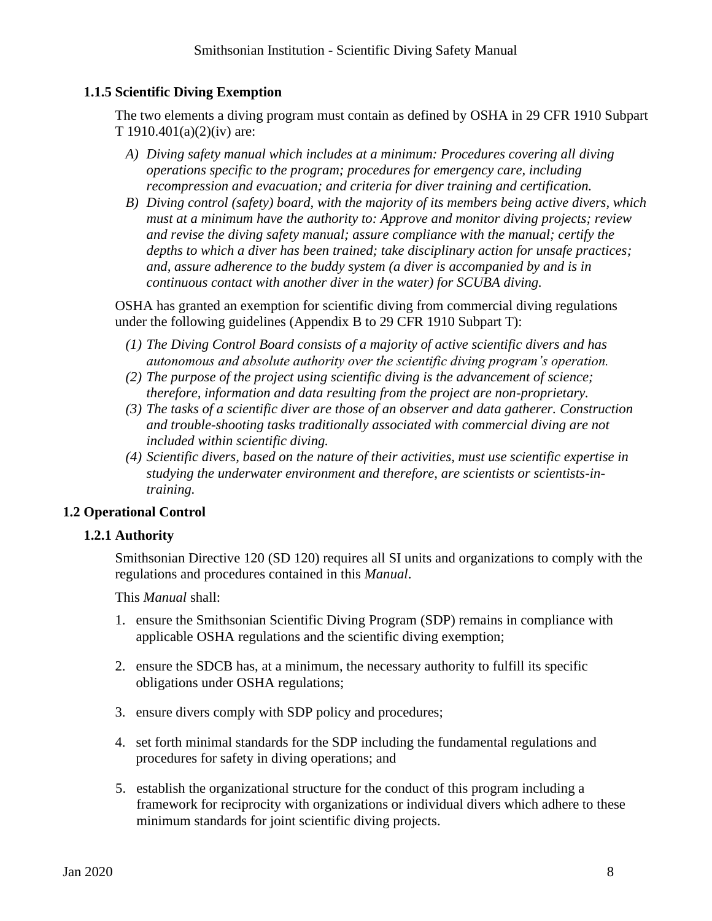### 1.1.5 Scientific Diving Exemption

The two elements a diving program must contain as defined by OSHA in 29 CFR 1910 Subpart T 1910.401(a)(2)(iv) are:

A) *Diving safety manual which includes at a minimum: Procedures covering all diving operations specific to the program; procedures for emergency care, including recompression and evacuation; and criteria for diver training and certification.*

B) *Diving control (safety) board, with the majority of its members being active divers, which must at a minimum have the authority to: Approve and monitor diving projects; review and revise the diving safety manual; assure compliance with the manual; certify the depths to which a diver has been trained; take disciplinary action for unsafe practices; and, assure adherence to the buddy system (a diver is accompanied by and is in continuous contact with another diver in the water) for SCUBA diving.*

OSHA has granted an exemption for scientific diving from commercial diving regulations under the following guidelines (Appendix B to 29 CFR 1910 Subpart T):

(1) *The Diving Control Board consists of a majority of active scientific divers and has autonomous and absolute authority over the scientific diving program's operation.*

(2) *The purpose of the project using scientific diving is the advancement of science; therefore, information and data resulting from the project are non-proprietary.*

(3) *The tasks of a scientific diver are those of an observer and data gatherer. Construction and trouble-shooting tasks traditionally associated with commercial diving are not included within scientific diving.*

(4) *Scientific divers, based on the nature of their activities, must use scientific expertise in studying the underwater environment and therefore, are scientists or scientists-in-training.*

## 1.2 Operational Control

### 1.2.1 Authority

Smithsonian Directive 120 (SD 120) requires all SI units and organizations to comply with the regulations and procedures contained in this *Manual*.

This *Manual* shall:

1. ensure the Smithsonian Scientific Diving Program (SDP) remains in compliance with applicable OSHA regulations and the scientific diving exemption;

2. ensure the SDCB has, at a minimum, the necessary authority to fulfill its specific obligations under OSHA regulations;

3. ensure divers comply with SDP policy and procedures;

4. set forth minimal standards for the SDP including the fundamental regulations and procedures for safety in diving operations; and

5. establish the organizational structure for the conduct of this program including a framework for reciprocity with organizations or individual divers which adhere to these minimum standards for joint scientific diving projects.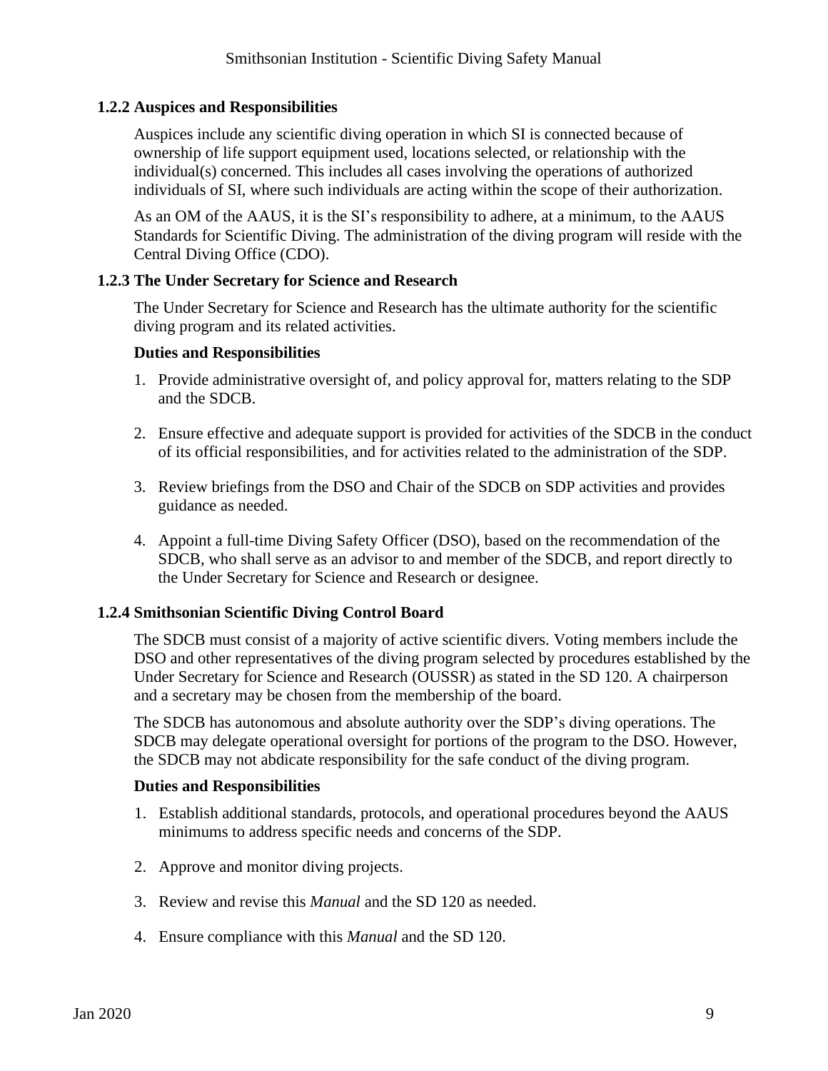### 1.2.2 Auspices and Responsibilities

Auspices include any scientific diving operation in which SI is connected because of ownership of life support equipment used, locations selected, or relationship with the individual(s) concerned. This includes all cases involving the operations of authorized individuals of SI, where such individuals are acting within the scope of their authorization.

As an OM of the AAUS, it is the SI's responsibility to adhere, at a minimum, to the AAUS Standards for Scientific Diving. The administration of the diving program will reside with the Central Diving Office (CDO).

### 1.2.3 The Under Secretary for Science and Research

The Under Secretary for Science and Research has the ultimate authority for the scientific diving program and its related activities.

**Duties and Responsibilities**

1. Provide administrative oversight of, and policy approval for, matters relating to the SDP and the SDCB.

2. Ensure effective and adequate support is provided for activities of the SDCB in the conduct of its official responsibilities, and for activities related to the administration of the SDP.

3. Review briefings from the DSO and Chair of the SDCB on SDP activities and provides guidance as needed.

4. Appoint a full-time Diving Safety Officer (DSO), based on the recommendation of the SDCB, who shall serve as an advisor to and member of the SDCB, and report directly to the Under Secretary for Science and Research or designee.

### 1.2.4 Smithsonian Scientific Diving Control Board

The SDCB must consist of a majority of active scientific divers. Voting members include the DSO and other representatives of the diving program selected by procedures established by the Under Secretary for Science and Research (OUSSR) as stated in the SD 120. A chairperson and a secretary may be chosen from the membership of the board.

The SDCB has autonomous and absolute authority over the SDP's diving operations. The SDCB may delegate operational oversight for portions of the program to the DSO. However, the SDCB may not abdicate responsibility for the safe conduct of the diving program.

**Duties and Responsibilities**

1. Establish additional standards, protocols, and operational procedures beyond the AAUS minimums to address specific needs and concerns of the SDP.

2. Approve and monitor diving projects.

3. Review and revise this *Manual* and the SD 120 as needed.

4. Ensure compliance with this *Manual* and the SD 120.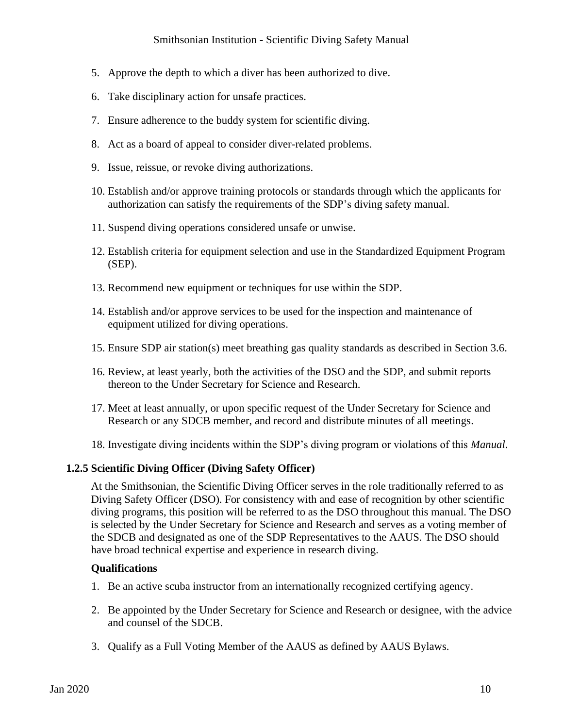5. Approve the depth to which a diver has been authorized to dive.

6. Take disciplinary action for unsafe practices.

7. Ensure adherence to the buddy system for scientific diving.

8. Act as a board of appeal to consider diver-related problems.

9. Issue, reissue, or revoke diving authorizations.

10. Establish and/or approve training protocols or standards through which the applicants for authorization can satisfy the requirements of the SDP's diving safety manual.

11. Suspend diving operations considered unsafe or unwise.

12. Establish criteria for equipment selection and use in the Standardized Equipment Program (SEP).

13. Recommend new equipment or techniques for use within the SDP.

14. Establish and/or approve services to be used for the inspection and maintenance of equipment utilized for diving operations.

15. Ensure SDP air station(s) meet breathing gas quality standards as described in Section 3.6.

16. Review, at least yearly, both the activities of the DSO and the SDP, and submit reports thereon to the Under Secretary for Science and Research.

17. Meet at least annually, or upon specific request of the Under Secretary for Science and Research or any SDCB member, and record and distribute minutes of all meetings.

18. Investigate diving incidents within the SDP's diving program or violations of this *Manual*.

### 1.2.5 Scientific Diving Officer (Diving Safety Officer)

At the Smithsonian, the Scientific Diving Officer serves in the role traditionally referred to as Diving Safety Officer (DSO). For consistency with and ease of recognition by other scientific diving programs, this position will be referred to as the DSO throughout this manual. The DSO is selected by the Under Secretary for Science and Research and serves as a voting member of the SDCB and designated as one of the SDP Representatives to the AAUS. The DSO should have broad technical expertise and experience in research diving.

**Qualifications**

1. Be an active scuba instructor from an internationally recognized certifying agency.

2. Be appointed by the Under Secretary for Science and Research or designee, with the advice and counsel of the SDCB.

3. Qualify as a Full Voting Member of the AAUS as defined by AAUS Bylaws.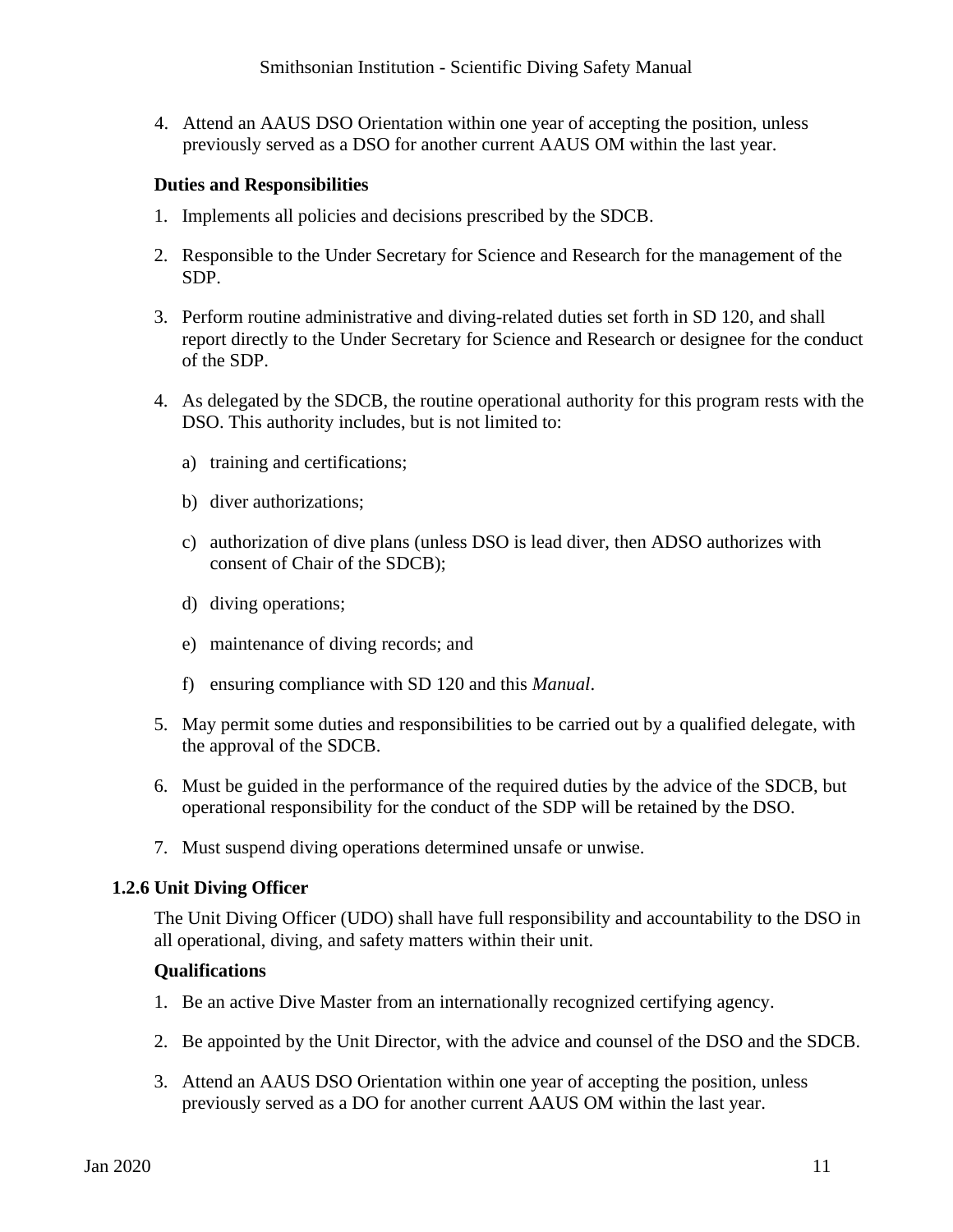4. Attend an AAUS DSO Orientation within one year of accepting the position, unless previously served as a DSO for another current AAUS OM within the last year.

**Duties and Responsibilities**

1. Implements all policies and decisions prescribed by the SDCB.
2. Responsible to the Under Secretary for Science and Research for the management of the SDP.
3. Perform routine administrative and diving-related duties set forth in SD 120, and shall report directly to the Under Secretary for Science and Research or designee for the conduct of the SDP.
4. As delegated by the SDCB, the routine operational authority for this program rests with the DSO. This authority includes, but is not limited to:
   a) training and certifications;
   b) diver authorizations;
   c) authorization of dive plans (unless DSO is lead diver, then ADSO authorizes with consent of Chair of the SDCB);
   d) diving operations;
   e) maintenance of diving records; and
   f) ensuring compliance with SD 120 and this *Manual*.
5. May permit some duties and responsibilities to be carried out by a qualified delegate, with the approval of the SDCB.
6. Must be guided in the performance of the required duties by the advice of the SDCB, but operational responsibility for the conduct of the SDP will be retained by the DSO.
7. Must suspend diving operations determined unsafe or unwise.

### 1.2.6 Unit Diving Officer

The Unit Diving Officer (UDO) shall have full responsibility and accountability to the DSO in all operational, diving, and safety matters within their unit.

**Qualifications**

1. Be an active Dive Master from an internationally recognized certifying agency.
2. Be appointed by the Unit Director, with the advice and counsel of the DSO and the SDCB.
3. Attend an AAUS DSO Orientation within one year of accepting the position, unless previously served as a DO for another current AAUS OM within the last year.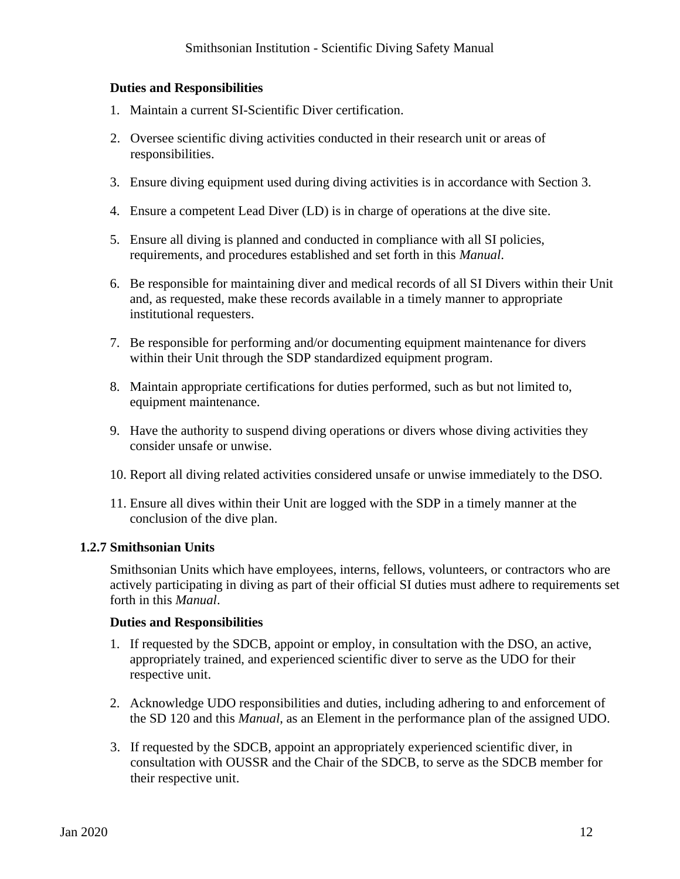**Duties and Responsibilities**

1. Maintain a current SI-Scientific Diver certification.
2. Oversee scientific diving activities conducted in their research unit or areas of responsibilities.
3. Ensure diving equipment used during diving activities is in accordance with Section 3.
4. Ensure a competent Lead Diver (LD) is in charge of operations at the dive site.
5. Ensure all diving is planned and conducted in compliance with all SI policies, requirements, and procedures established and set forth in this *Manual*.
6. Be responsible for maintaining diver and medical records of all SI Divers within their Unit and, as requested, make these records available in a timely manner to appropriate institutional requesters.
7. Be responsible for performing and/or documenting equipment maintenance for divers within their Unit through the SDP standardized equipment program.
8. Maintain appropriate certifications for duties performed, such as but not limited to, equipment maintenance.
9. Have the authority to suspend diving operations or divers whose diving activities they consider unsafe or unwise.
10. Report all diving related activities considered unsafe or unwise immediately to the DSO.
11. Ensure all dives within their Unit are logged with the SDP in a timely manner at the conclusion of the dive plan.

### 1.2.7 Smithsonian Units

Smithsonian Units which have employees, interns, fellows, volunteers, or contractors who are actively participating in diving as part of their official SI duties must adhere to requirements set forth in this *Manual*.

**Duties and Responsibilities**

1. If requested by the SDCB, appoint or employ, in consultation with the DSO, an active, appropriately trained, and experienced scientific diver to serve as the UDO for their respective unit.
2. Acknowledge UDO responsibilities and duties, including adhering to and enforcement of the SD 120 and this *Manual*, as an Element in the performance plan of the assigned UDO.
3. If requested by the SDCB, appoint an appropriately experienced scientific diver, in consultation with OUSSR and the Chair of the SDCB, to serve as the SDCB member for their respective unit.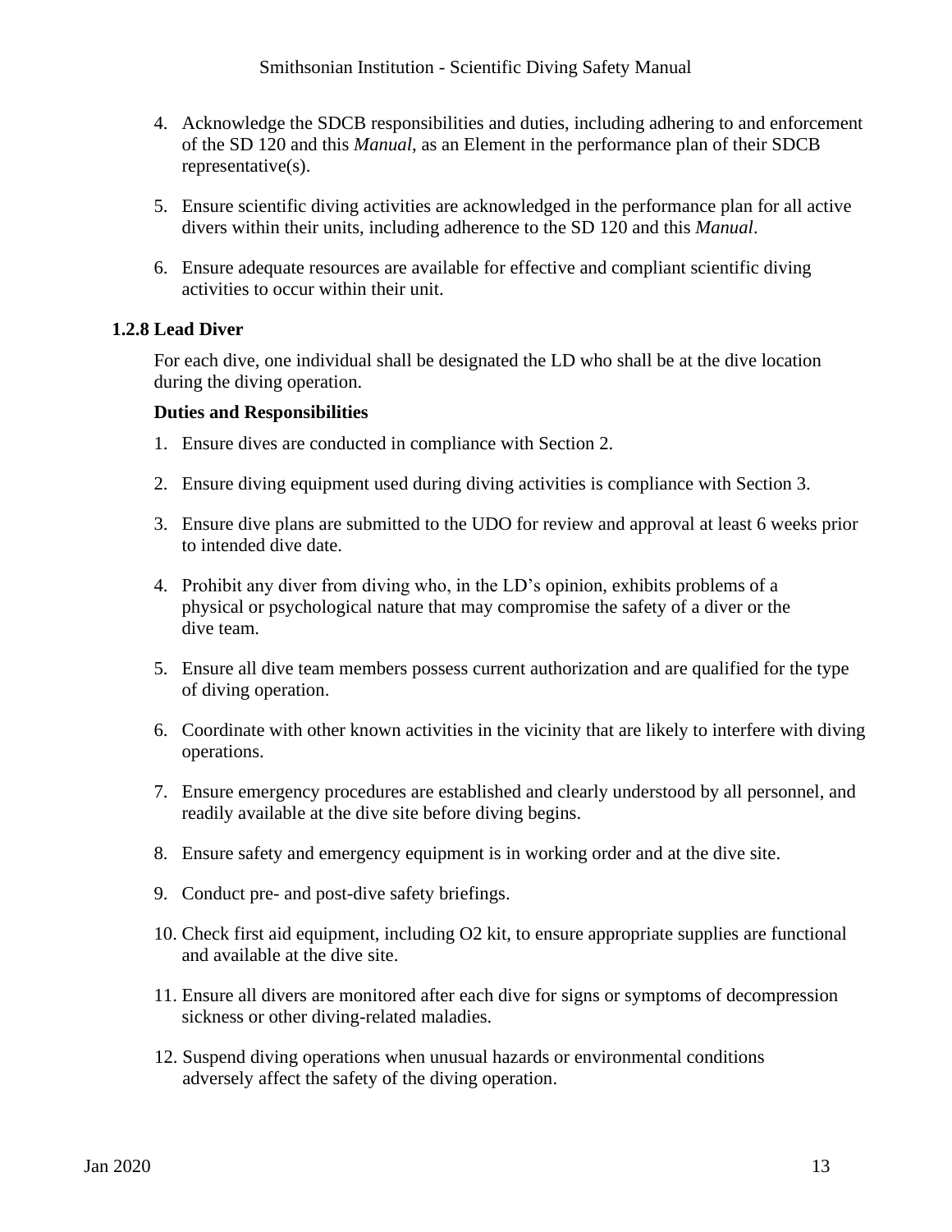4. Acknowledge the SDCB responsibilities and duties, including adhering to and enforcement of the SD 120 and this *Manual*, as an Element in the performance plan of their SDCB representative(s).

5. Ensure scientific diving activities are acknowledged in the performance plan for all active divers within their units, including adherence to the SD 120 and this *Manual*.

6. Ensure adequate resources are available for effective and compliant scientific diving activities to occur within their unit.

### 1.2.8 Lead Diver

For each dive, one individual shall be designated the LD who shall be at the dive location during the diving operation.

**Duties and Responsibilities**

1. Ensure dives are conducted in compliance with Section 2.

2. Ensure diving equipment used during diving activities is compliance with Section 3.

3. Ensure dive plans are submitted to the UDO for review and approval at least 6 weeks prior to intended dive date.

4. Prohibit any diver from diving who, in the LD's opinion, exhibits problems of a physical or psychological nature that may compromise the safety of a diver or the dive team.

5. Ensure all dive team members possess current authorization and are qualified for the type of diving operation.

6. Coordinate with other known activities in the vicinity that are likely to interfere with diving operations.

7. Ensure emergency procedures are established and clearly understood by all personnel, and readily available at the dive site before diving begins.

8. Ensure safety and emergency equipment is in working order and at the dive site.

9. Conduct pre- and post-dive safety briefings.

10. Check first aid equipment, including $O_2$ kit, to ensure appropriate supplies are functional and available at the dive site.

11. Ensure all divers are monitored after each dive for signs or symptoms of decompression sickness or other diving-related maladies.

12. Suspend diving operations when unusual hazards or environmental conditions adversely affect the safety of the diving operation.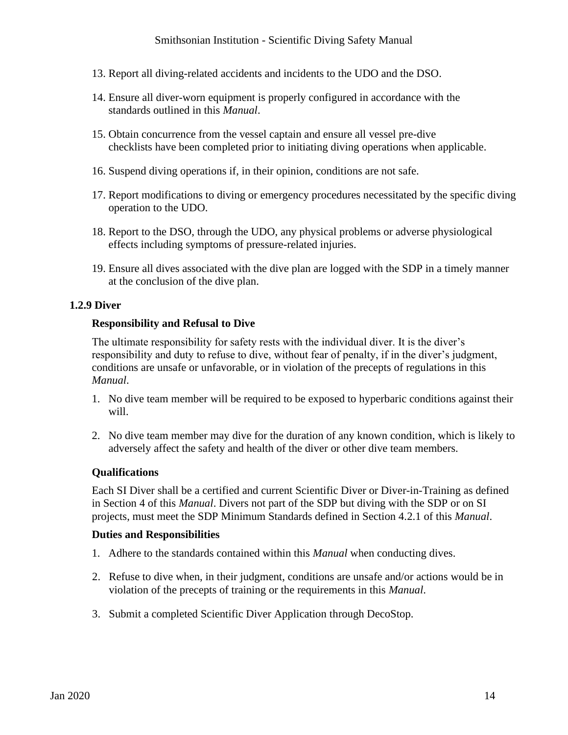13. Report all diving-related accidents and incidents to the UDO and the DSO.

14. Ensure all diver-worn equipment is properly configured in accordance with the standards outlined in this *Manual*.

15. Obtain concurrence from the vessel captain and ensure all vessel pre-dive checklists have been completed prior to initiating diving operations when applicable.

16. Suspend diving operations if, in their opinion, conditions are not safe.

17. Report modifications to diving or emergency procedures necessitated by the specific diving operation to the UDO.

18. Report to the DSO, through the UDO, any physical problems or adverse physiological effects including symptoms of pressure-related injuries.

19. Ensure all dives associated with the dive plan are logged with the SDP in a timely manner at the conclusion of the dive plan.

### 1.2.9 Diver

**Responsibility and Refusal to Dive**

The ultimate responsibility for safety rests with the individual diver. It is the diver's responsibility and duty to refuse to dive, without fear of penalty, if in the diver's judgment, conditions are unsafe or unfavorable, or in violation of the precepts of regulations in this *Manual*.

1. No dive team member will be required to be exposed to hyperbaric conditions against their will.

2. No dive team member may dive for the duration of any known condition, which is likely to adversely affect the safety and health of the diver or other dive team members.

**Qualifications**

Each SI Diver shall be a certified and current Scientific Diver or Diver-in-Training as defined in Section 4 of this *Manual*. Divers not part of the SDP but diving with the SDP or on SI projects, must meet the SDP Minimum Standards defined in Section 4.2.1 of this *Manual*.

**Duties and Responsibilities**

1. Adhere to the standards contained within this *Manual* when conducting dives.

2. Refuse to dive when, in their judgment, conditions are unsafe and/or actions would be in violation of the precepts of training or the requirements in this *Manual*.

3. Submit a completed Scientific Diver Application through DecoStop.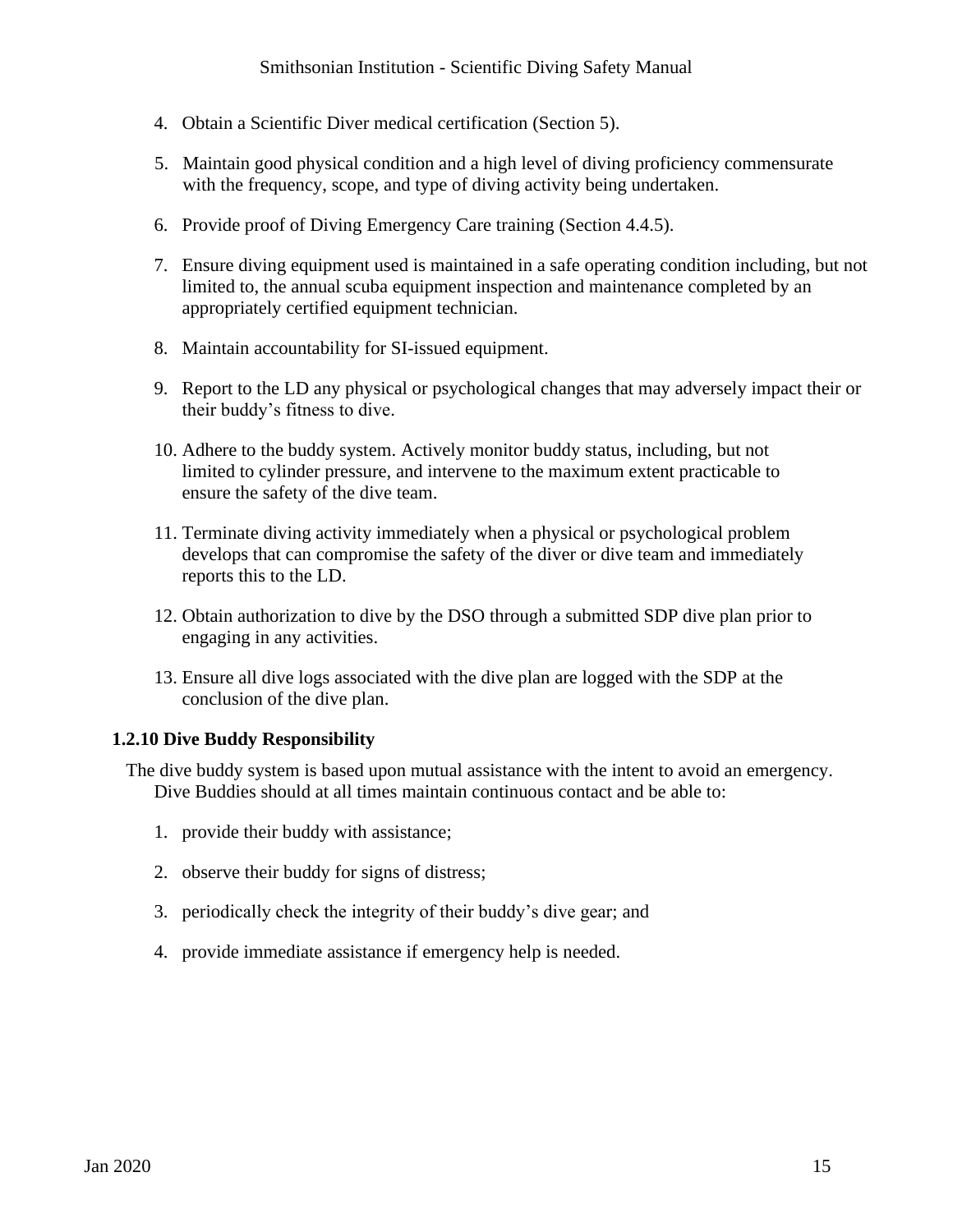4. Obtain a Scientific Diver medical certification (Section 5).

5. Maintain good physical condition and a high level of diving proficiency commensurate with the frequency, scope, and type of diving activity being undertaken.

6. Provide proof of Diving Emergency Care training (Section 4.4.5).

7. Ensure diving equipment used is maintained in a safe operating condition including, but not limited to, the annual scuba equipment inspection and maintenance completed by an appropriately certified equipment technician.

8. Maintain accountability for SI-issued equipment.

9. Report to the LD any physical or psychological changes that may adversely impact their or their buddy's fitness to dive.

10. Adhere to the buddy system. Actively monitor buddy status, including, but not limited to cylinder pressure, and intervene to the maximum extent practicable to ensure the safety of the dive team.

11. Terminate diving activity immediately when a physical or psychological problem develops that can compromise the safety of the diver or dive team and immediately reports this to the LD.

12. Obtain authorization to dive by the DSO through a submitted SDP dive plan prior to engaging in any activities.

13. Ensure all dive logs associated with the dive plan are logged with the SDP at the conclusion of the dive plan.

### 1.2.10 Dive Buddy Responsibility

The dive buddy system is based upon mutual assistance with the intent to avoid an emergency. Dive Buddies should at all times maintain continuous contact and be able to:

1. provide their buddy with assistance;

2. observe their buddy for signs of distress;

3. periodically check the integrity of their buddy's dive gear; and

4. provide immediate assistance if emergency help is needed.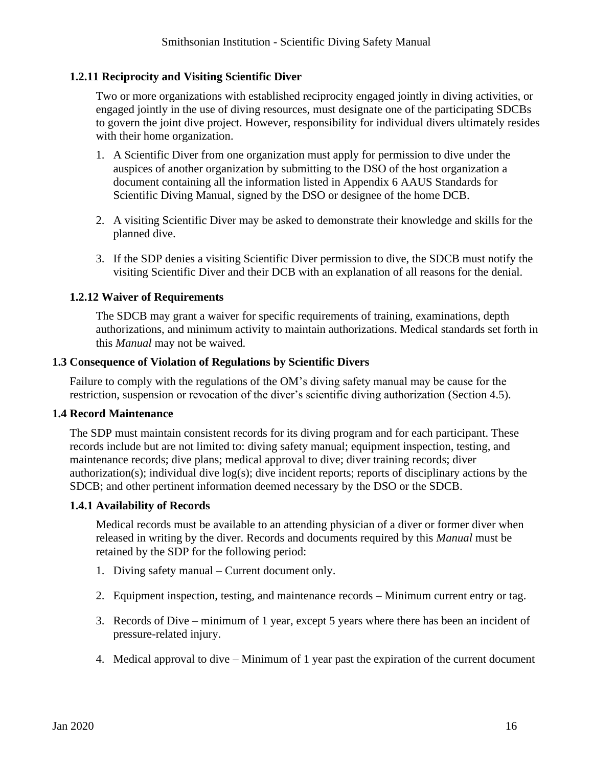### 1.2.11 Reciprocity and Visiting Scientific Diver

Two or more organizations with established reciprocity engaged jointly in diving activities, or engaged jointly in the use of diving resources, must designate one of the participating SDCBs to govern the joint dive project. However, responsibility for individual divers ultimately resides with their home organization.

1. A Scientific Diver from one organization must apply for permission to dive under the auspices of another organization by submitting to the DSO of the host organization a document containing all the information listed in Appendix 6 AAUS Standards for Scientific Diving Manual, signed by the DSO or designee of the home DCB.

2. A visiting Scientific Diver may be asked to demonstrate their knowledge and skills for the planned dive.

3. If the SDP denies a visiting Scientific Diver permission to dive, the SDCB must notify the visiting Scientific Diver and their DCB with an explanation of all reasons for the denial.

### 1.2.12 Waiver of Requirements

The SDCB may grant a waiver for specific requirements of training, examinations, depth authorizations, and minimum activity to maintain authorizations. Medical standards set forth in this *Manual* may not be waived.

## 1.3 Consequence of Violation of Regulations by Scientific Divers

Failure to comply with the regulations of the OM's diving safety manual may be cause for the restriction, suspension or revocation of the diver's scientific diving authorization (Section 4.5).

## 1.4 Record Maintenance

The SDP must maintain consistent records for its diving program and for each participant. These records include but are not limited to: diving safety manual; equipment inspection, testing, and maintenance records; dive plans; medical approval to dive; diver training records; diver authorization(s); individual dive log(s); dive incident reports; reports of disciplinary actions by the SDCB; and other pertinent information deemed necessary by the DSO or the SDCB.

### 1.4.1 Availability of Records

Medical records must be available to an attending physician of a diver or former diver when released in writing by the diver. Records and documents required by this *Manual* must be retained by the SDP for the following period:

1. Diving safety manual – Current document only.

2. Equipment inspection, testing, and maintenance records – Minimum current entry or tag.

3. Records of Dive – minimum of 1 year, except 5 years where there has been an incident of pressure-related injury.

4. Medical approval to dive – Minimum of 1 year past the expiration of the current document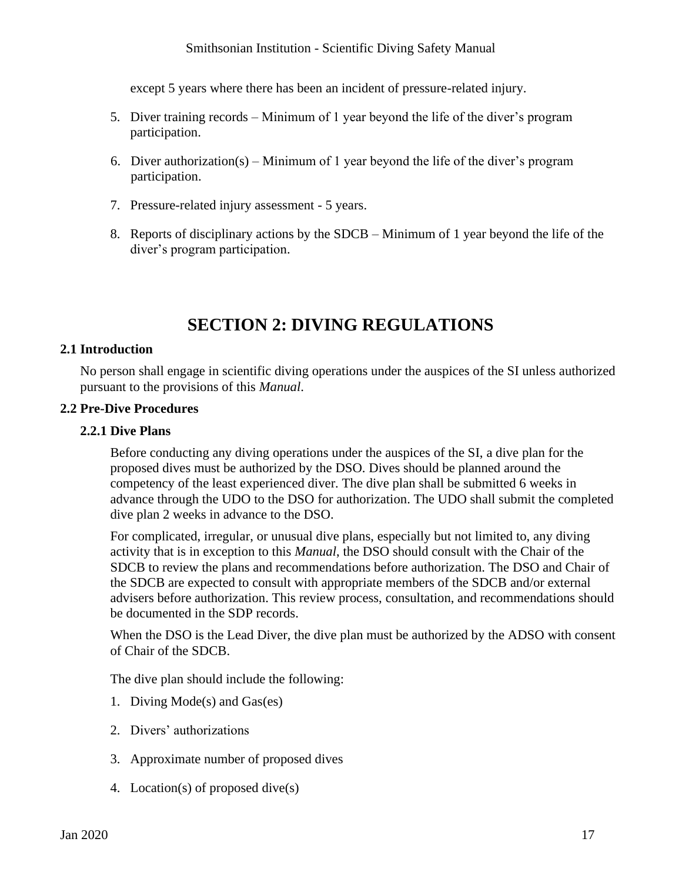except 5 years where there has been an incident of pressure-related injury.

5. Diver training records – Minimum of 1 year beyond the life of the diver's program participation.

6. Diver authorization(s) – Minimum of 1 year beyond the life of the diver's program participation.

7. Pressure-related injury assessment - 5 years.

8. Reports of disciplinary actions by the SDCB – Minimum of 1 year beyond the life of the diver's program participation.

# SECTION 2: DIVING REGULATIONS

## 2.1 Introduction

No person shall engage in scientific diving operations under the auspices of the SI unless authorized pursuant to the provisions of this *Manual*.

## 2.2 Pre-Dive Procedures

### 2.2.1 Dive Plans

Before conducting any diving operations under the auspices of the SI, a dive plan for the proposed dives must be authorized by the DSO. Dives should be planned around the competency of the least experienced diver. The dive plan shall be submitted 6 weeks in advance through the UDO to the DSO for authorization. The UDO shall submit the completed dive plan 2 weeks in advance to the DSO.

For complicated, irregular, or unusual dive plans, especially but not limited to, any diving activity that is in exception to this *Manual*, the DSO should consult with the Chair of the SDCB to review the plans and recommendations before authorization. The DSO and Chair of the SDCB are expected to consult with appropriate members of the SDCB and/or external advisers before authorization. This review process, consultation, and recommendations should be documented in the SDP records.

When the DSO is the Lead Diver, the dive plan must be authorized by the ADSO with consent of Chair of the SDCB.

The dive plan should include the following:

1. Diving Mode(s) and Gas(es)

2. Divers' authorizations

3. Approximate number of proposed dives

4. Location(s) of proposed dive(s)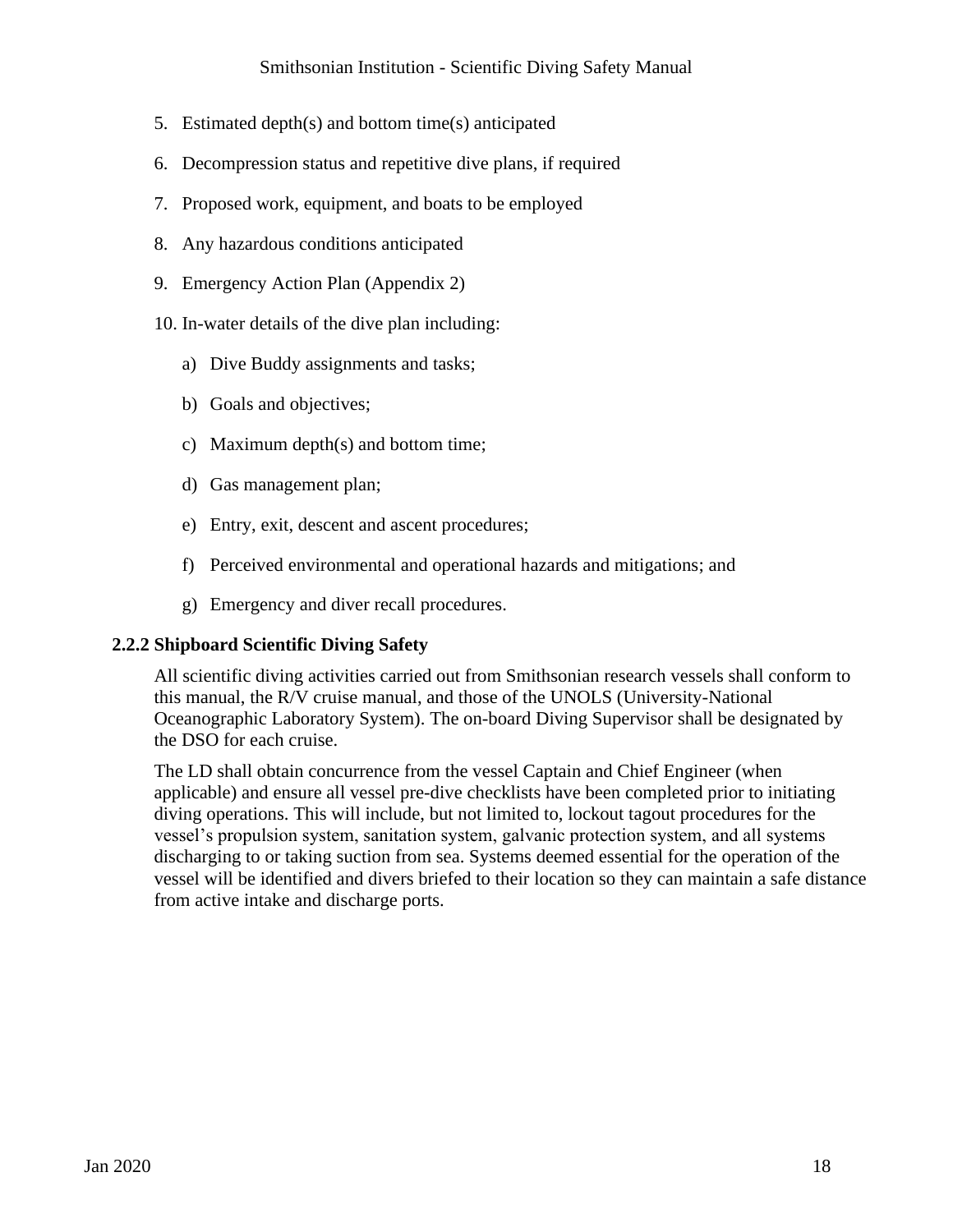5. Estimated depth(s) and bottom time(s) anticipated
6. Decompression status and repetitive dive plans, if required
7. Proposed work, equipment, and boats to be employed
8. Any hazardous conditions anticipated
9. Emergency Action Plan (Appendix 2)
10. In-water details of the dive plan including:
    a) Dive Buddy assignments and tasks;
    b) Goals and objectives;
    c) Maximum depth(s) and bottom time;
    d) Gas management plan;
    e) Entry, exit, descent and ascent procedures;
    f) Perceived environmental and operational hazards and mitigations; and
    g) Emergency and diver recall procedures.

### 2.2.2 Shipboard Scientific Diving Safety

All scientific diving activities carried out from Smithsonian research vessels shall conform to this manual, the R/V cruise manual, and those of the UNOLS (University-National Oceanographic Laboratory System). The on-board Diving Supervisor shall be designated by the DSO for each cruise.

The LD shall obtain concurrence from the vessel Captain and Chief Engineer (when applicable) and ensure all vessel pre-dive checklists have been completed prior to initiating diving operations. This will include, but not limited to, lockout tagout procedures for the vessel's propulsion system, sanitation system, galvanic protection system, and all systems discharging to or taking suction from sea. Systems deemed essential for the operation of the vessel will be identified and divers briefed to their location so they can maintain a safe distance from active intake and discharge ports.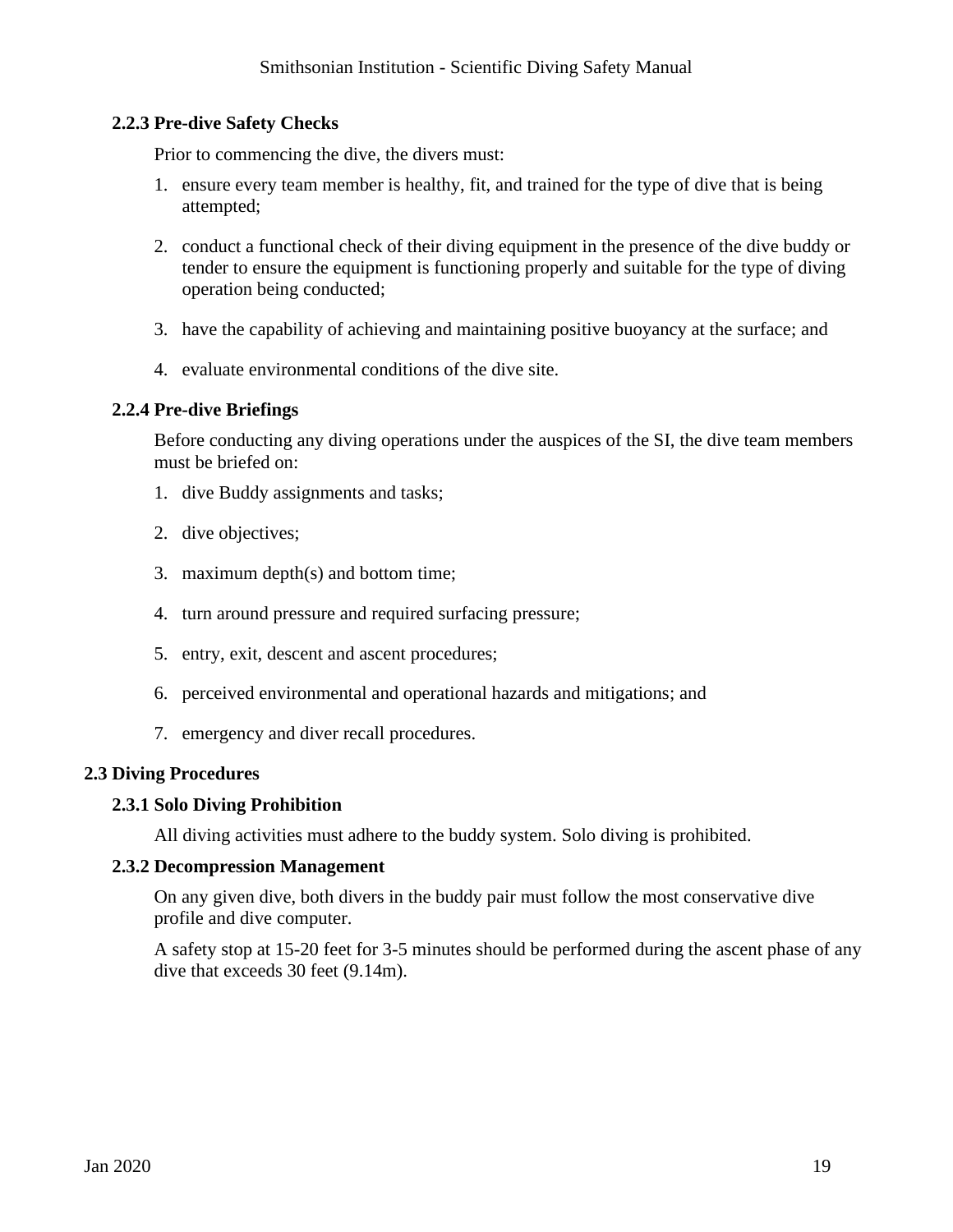### 2.2.3 Pre-dive Safety Checks

Prior to commencing the dive, the divers must:

1. ensure every team member is healthy, fit, and trained for the type of dive that is being attempted;

2. conduct a functional check of their diving equipment in the presence of the dive buddy or tender to ensure the equipment is functioning properly and suitable for the type of diving operation being conducted;

3. have the capability of achieving and maintaining positive buoyancy at the surface; and

4. evaluate environmental conditions of the dive site.

### 2.2.4 Pre-dive Briefings

Before conducting any diving operations under the auspices of the SI, the dive team members must be briefed on:

1. dive Buddy assignments and tasks;

2. dive objectives;

3. maximum depth(s) and bottom time;

4. turn around pressure and required surfacing pressure;

5. entry, exit, descent and ascent procedures;

6. perceived environmental and operational hazards and mitigations; and

7. emergency and diver recall procedures.

## 2.3 Diving Procedures

### 2.3.1 Solo Diving Prohibition

All diving activities must adhere to the buddy system. Solo diving is prohibited.

### 2.3.2 Decompression Management

On any given dive, both divers in the buddy pair must follow the most conservative dive profile and dive computer.

A safety stop at 15-20 feet for 3-5 minutes should be performed during the ascent phase of any dive that exceeds 30 feet (9.14m).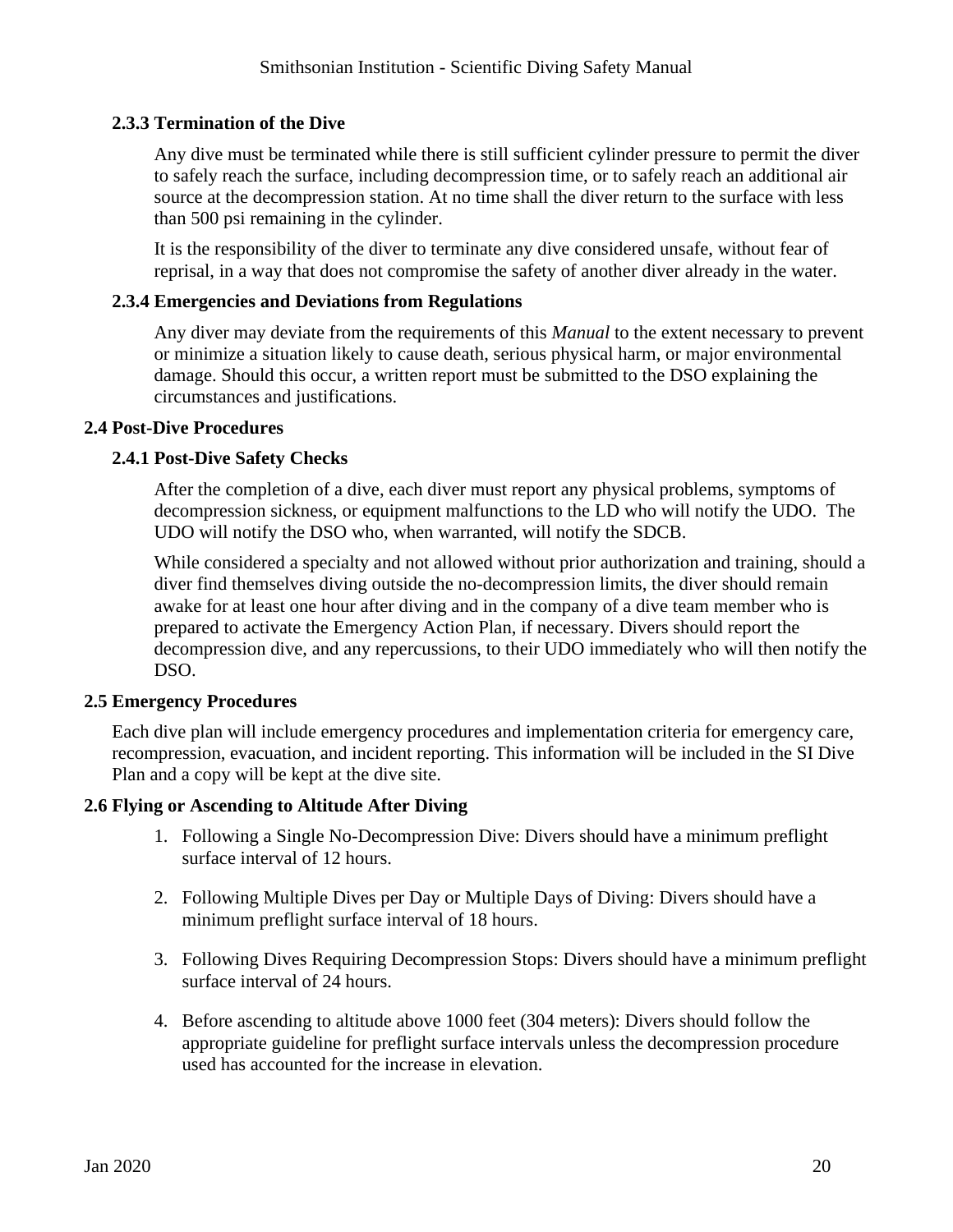### 2.3.3 Termination of the Dive

Any dive must be terminated while there is still sufficient cylinder pressure to permit the diver to safely reach the surface, including decompression time, or to safely reach an additional air source at the decompression station. At no time shall the diver return to the surface with less than 500 psi remaining in the cylinder.

It is the responsibility of the diver to terminate any dive considered unsafe, without fear of reprisal, in a way that does not compromise the safety of another diver already in the water.

### 2.3.4 Emergencies and Deviations from Regulations

Any diver may deviate from the requirements of this *Manual* to the extent necessary to prevent or minimize a situation likely to cause death, serious physical harm, or major environmental damage. Should this occur, a written report must be submitted to the DSO explaining the circumstances and justifications.

## 2.4 Post-Dive Procedures

### 2.4.1 Post-Dive Safety Checks

After the completion of a dive, each diver must report any physical problems, symptoms of decompression sickness, or equipment malfunctions to the LD who will notify the UDO. The UDO will notify the DSO who, when warranted, will notify the SDCB.

While considered a specialty and not allowed without prior authorization and training, should a diver find themselves diving outside the no-decompression limits, the diver should remain awake for at least one hour after diving and in the company of a dive team member who is prepared to activate the Emergency Action Plan, if necessary. Divers should report the decompression dive, and any repercussions, to their UDO immediately who will then notify the DSO.

## 2.5 Emergency Procedures

Each dive plan will include emergency procedures and implementation criteria for emergency care, recompression, evacuation, and incident reporting. This information will be included in the SI Dive Plan and a copy will be kept at the dive site.

## 2.6 Flying or Ascending to Altitude After Diving

1. Following a Single No-Decompression Dive: Divers should have a minimum preflight surface interval of 12 hours.

2. Following Multiple Dives per Day or Multiple Days of Diving: Divers should have a minimum preflight surface interval of 18 hours.

3. Following Dives Requiring Decompression Stops: Divers should have a minimum preflight surface interval of 24 hours.

4. Before ascending to altitude above 1000 feet (304 meters): Divers should follow the appropriate guideline for preflight surface intervals unless the decompression procedure used has accounted for the increase in elevation.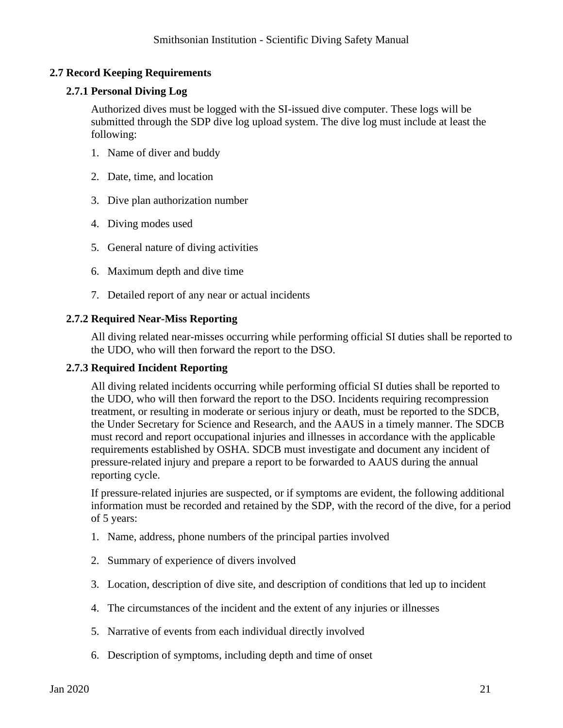## 2.7 Record Keeping Requirements

### 2.7.1 Personal Diving Log

Authorized dives must be logged with the SI-issued dive computer. These logs will be submitted through the SDP dive log upload system. The dive log must include at least the following:

1. Name of diver and buddy
2. Date, time, and location
3. Dive plan authorization number
4. Diving modes used
5. General nature of diving activities
6. Maximum depth and dive time
7. Detailed report of any near or actual incidents

### 2.7.2 Required Near-Miss Reporting

All diving related near-misses occurring while performing official SI duties shall be reported to the UDO, who will then forward the report to the DSO.

### 2.7.3 Required Incident Reporting

All diving related incidents occurring while performing official SI duties shall be reported to the UDO, who will then forward the report to the DSO. Incidents requiring recompression treatment, or resulting in moderate or serious injury or death, must be reported to the SDCB, the Under Secretary for Science and Research, and the AAUS in a timely manner. The SDCB must record and report occupational injuries and illnesses in accordance with the applicable requirements established by OSHA. SDCB must investigate and document any incident of pressure-related injury and prepare a report to be forwarded to AAUS during the annual reporting cycle.

If pressure-related injuries are suspected, or if symptoms are evident, the following additional information must be recorded and retained by the SDP, with the record of the dive, for a period of 5 years:

1. Name, address, phone numbers of the principal parties involved
2. Summary of experience of divers involved
3. Location, description of dive site, and description of conditions that led up to incident
4. The circumstances of the incident and the extent of any injuries or illnesses
5. Narrative of events from each individual directly involved
6. Description of symptoms, including depth and time of onset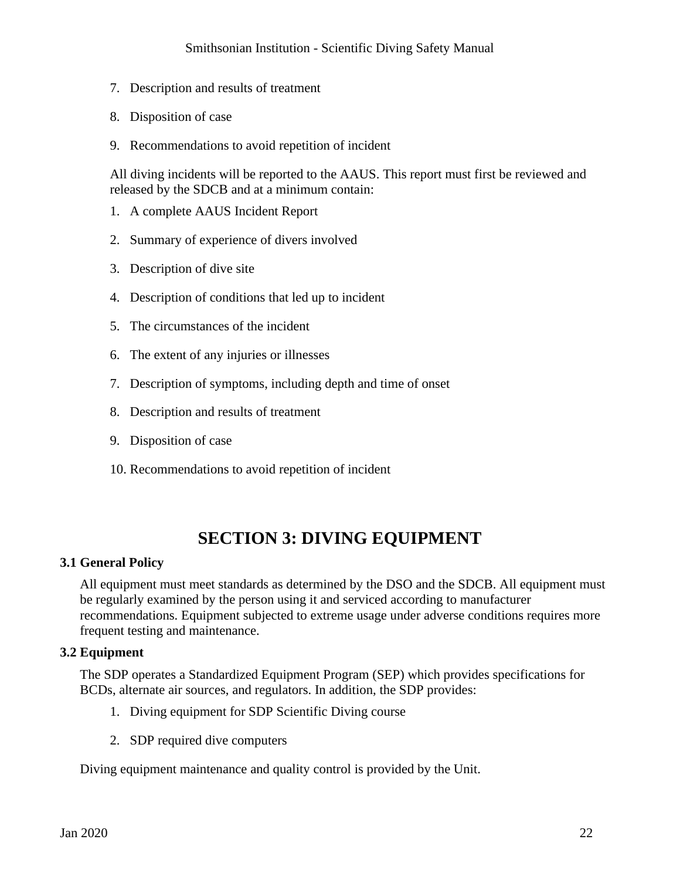7. Description and results of treatment
8. Disposition of case
9. Recommendations to avoid repetition of incident

All diving incidents will be reported to the AAUS. This report must first be reviewed and released by the SDCB and at a minimum contain:

1. A complete AAUS Incident Report
2. Summary of experience of divers involved
3. Description of dive site
4. Description of conditions that led up to incident
5. The circumstances of the incident
6. The extent of any injuries or illnesses
7. Description of symptoms, including depth and time of onset
8. Description and results of treatment
9. Disposition of case
10. Recommendations to avoid repetition of incident

# SECTION 3: DIVING EQUIPMENT

### 3.1 General Policy

All equipment must meet standards as determined by the DSO and the SDCB. All equipment must be regularly examined by the person using it and serviced according to manufacturer recommendations. Equipment subjected to extreme usage under adverse conditions requires more frequent testing and maintenance.

### 3.2 Equipment

The SDP operates a Standardized Equipment Program (SEP) which provides specifications for BCDs, alternate air sources, and regulators. In addition, the SDP provides:

1. Diving equipment for SDP Scientific Diving course
2. SDP required dive computers

Diving equipment maintenance and quality control is provided by the Unit.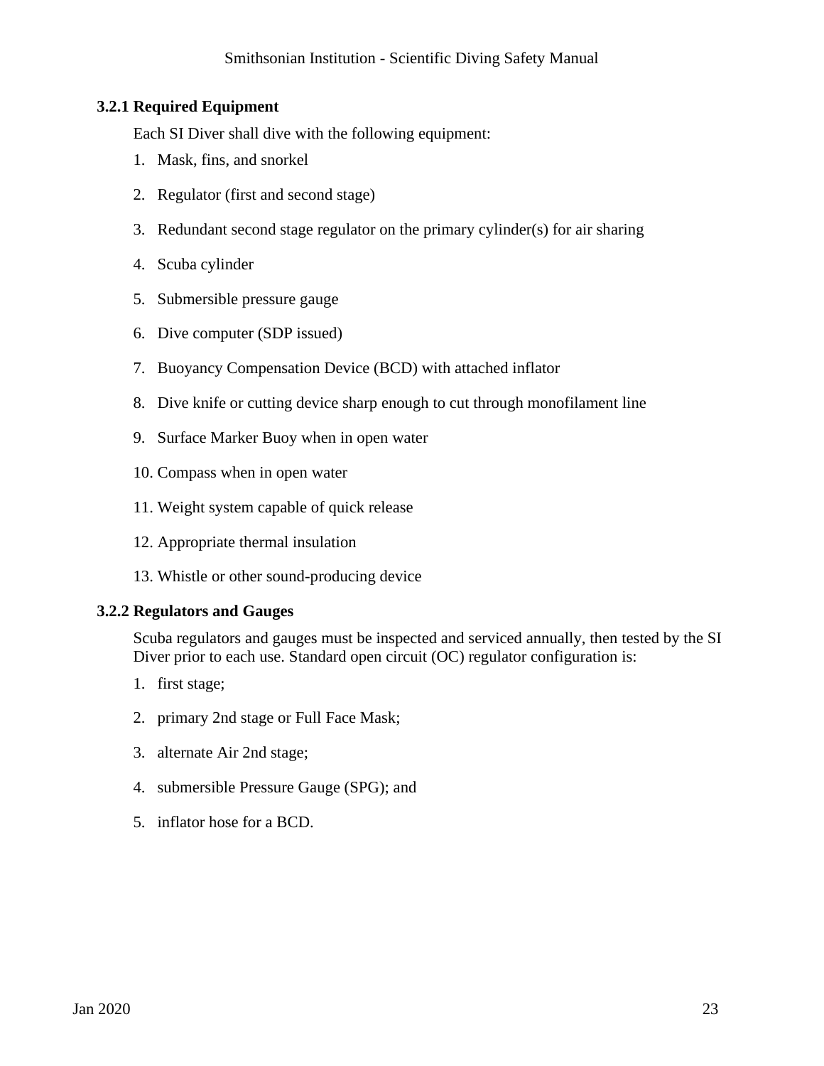### 3.2.1 Required Equipment

Each SI Diver shall dive with the following equipment:

1. Mask, fins, and snorkel
2. Regulator (first and second stage)
3. Redundant second stage regulator on the primary cylinder(s) for air sharing
4. Scuba cylinder
5. Submersible pressure gauge
6. Dive computer (SDP issued)
7. Buoyancy Compensation Device (BCD) with attached inflator
8. Dive knife or cutting device sharp enough to cut through monofilament line
9. Surface Marker Buoy when in open water
10. Compass when in open water
11. Weight system capable of quick release
12. Appropriate thermal insulation
13. Whistle or other sound-producing device

### 3.2.2 Regulators and Gauges

Scuba regulators and gauges must be inspected and serviced annually, then tested by the SI Diver prior to each use. Standard open circuit (OC) regulator configuration is:

1. first stage;
2. primary 2nd stage or Full Face Mask;
3. alternate Air 2nd stage;
4. submersible Pressure Gauge (SPG); and
5. inflator hose for a BCD.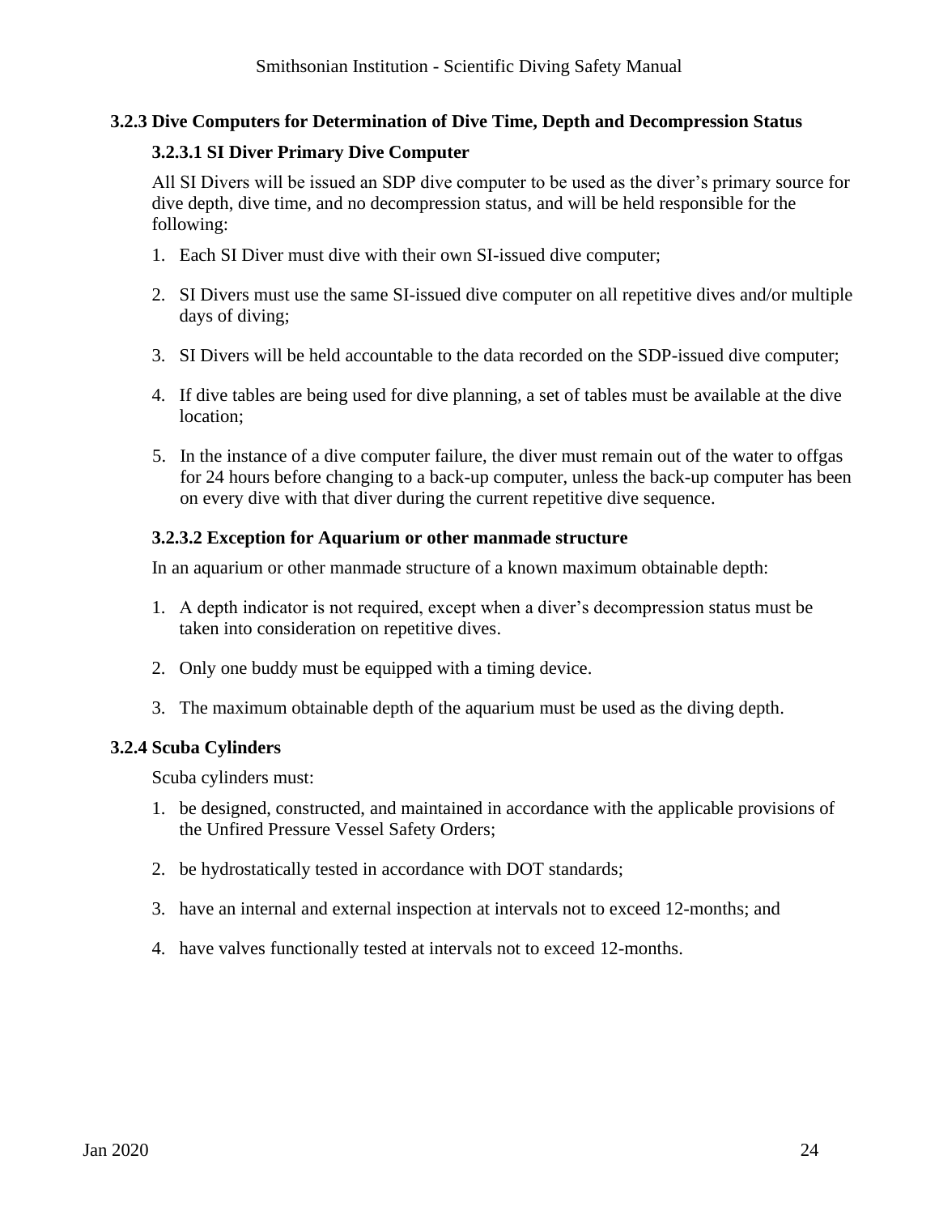### 3.2.3 Dive Computers for Determination of Dive Time, Depth and Decompression Status

#### 3.2.3.1 SI Diver Primary Dive Computer

All SI Divers will be issued an SDP dive computer to be used as the diver's primary source for dive depth, dive time, and no decompression status, and will be held responsible for the following:

1. Each SI Diver must dive with their own SI-issued dive computer;
2. SI Divers must use the same SI-issued dive computer on all repetitive dives and/or multiple days of diving;
3. SI Divers will be held accountable to the data recorded on the SDP-issued dive computer;
4. If dive tables are being used for dive planning, a set of tables must be available at the dive location;
5. In the instance of a dive computer failure, the diver must remain out of the water to offgas for 24 hours before changing to a back-up computer, unless the back-up computer has been on every dive with that diver during the current repetitive dive sequence.

#### 3.2.3.2 Exception for Aquarium or other manmade structure

In an aquarium or other manmade structure of a known maximum obtainable depth:

1. A depth indicator is not required, except when a diver's decompression status must be taken into consideration on repetitive dives.
2. Only one buddy must be equipped with a timing device.
3. The maximum obtainable depth of the aquarium must be used as the diving depth.

### 3.2.4 Scuba Cylinders

Scuba cylinders must:

1. be designed, constructed, and maintained in accordance with the applicable provisions of the Unfired Pressure Vessel Safety Orders;
2. be hydrostatically tested in accordance with DOT standards;
3. have an internal and external inspection at intervals not to exceed 12-months; and
4. have valves functionally tested at intervals not to exceed 12-months.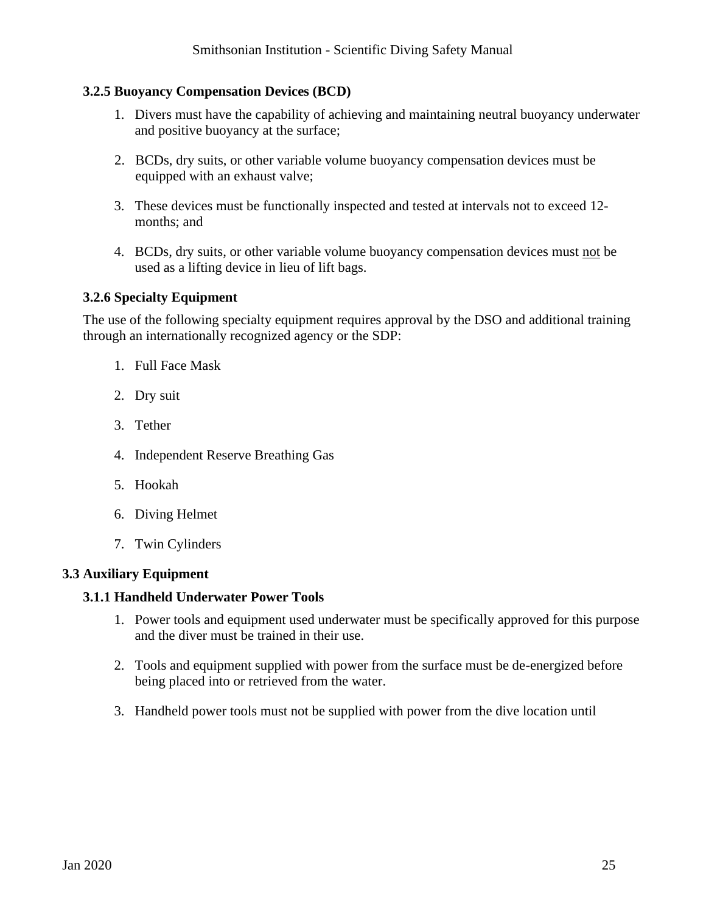### 3.2.5 Buoyancy Compensation Devices (BCD)

1. Divers must have the capability of achieving and maintaining neutral buoyancy underwater and positive buoyancy at the surface;
2. BCDs, dry suits, or other variable volume buoyancy compensation devices must be equipped with an exhaust valve;
3. These devices must be functionally inspected and tested at intervals not to exceed 12-months; and
4. BCDs, dry suits, or other variable volume buoyancy compensation devices must <u>not</u> be used as a lifting device in lieu of lift bags.

### 3.2.6 Specialty Equipment

The use of the following specialty equipment requires approval by the DSO and additional training through an internationally recognized agency or the SDP:

1. Full Face Mask
2. Dry suit
3. Tether
4. Independent Reserve Breathing Gas
5. Hookah
6. Diving Helmet
7. Twin Cylinders

## 3.3 Auxiliary Equipment

### 3.1.1 Handheld Underwater Power Tools

1. Power tools and equipment used underwater must be specifically approved for this purpose and the diver must be trained in their use.
2. Tools and equipment supplied with power from the surface must be de-energized before being placed into or retrieved from the water.
3. Handheld power tools must not be supplied with power from the dive location until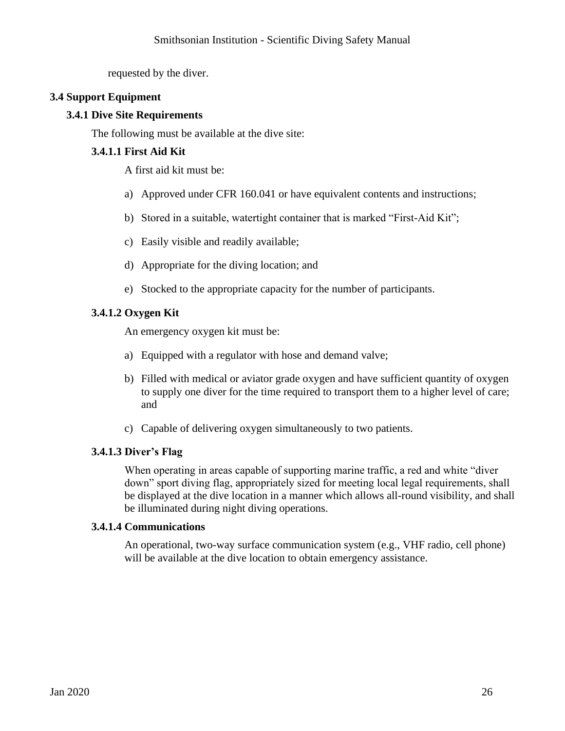requested by the diver.

## 3.4 Support Equipment

### 3.4.1 Dive Site Requirements

The following must be available at the dive site:

#### 3.4.1.1 First Aid Kit

A first aid kit must be:

a) Approved under CFR 160.041 or have equivalent contents and instructions;

b) Stored in a suitable, watertight container that is marked "First-Aid Kit";

c) Easily visible and readily available;

d) Appropriate for the diving location; and

e) Stocked to the appropriate capacity for the number of participants.

#### 3.4.1.2 Oxygen Kit

An emergency oxygen kit must be:

a) Equipped with a regulator with hose and demand valve;

b) Filled with medical or aviator grade oxygen and have sufficient quantity of oxygen to supply one diver for the time required to transport them to a higher level of care; and

c) Capable of delivering oxygen simultaneously to two patients.

#### 3.4.1.3 Diver's Flag

When operating in areas capable of supporting marine traffic, a red and white "diver down" sport diving flag, appropriately sized for meeting local legal requirements, shall be displayed at the dive location in a manner which allows all-round visibility, and shall be illuminated during night diving operations.

#### 3.4.1.4 Communications

An operational, two-way surface communication system (e.g., VHF radio, cell phone) will be available at the dive location to obtain emergency assistance.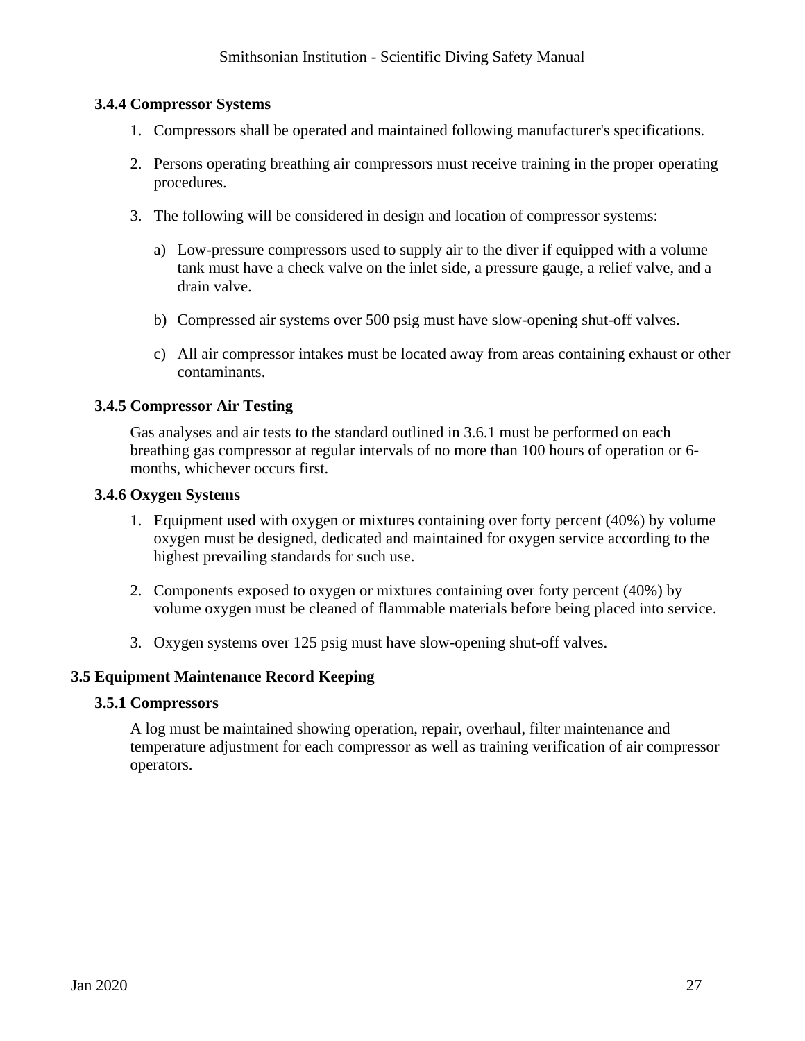### 3.4.4 Compressor Systems

1. Compressors shall be operated and maintained following manufacturer's specifications.

2. Persons operating breathing air compressors must receive training in the proper operating procedures.

3. The following will be considered in design and location of compressor systems:

   a) Low-pressure compressors used to supply air to the diver if equipped with a volume tank must have a check valve on the inlet side, a pressure gauge, a relief valve, and a drain valve.

   b) Compressed air systems over 500 psig must have slow-opening shut-off valves.

   c) All air compressor intakes must be located away from areas containing exhaust or other contaminants.

### 3.4.5 Compressor Air Testing

Gas analyses and air tests to the standard outlined in 3.6.1 must be performed on each breathing gas compressor at regular intervals of no more than 100 hours of operation or 6-months, whichever occurs first.

### 3.4.6 Oxygen Systems

1. Equipment used with oxygen or mixtures containing over forty percent (40%) by volume oxygen must be designed, dedicated and maintained for oxygen service according to the highest prevailing standards for such use.

2. Components exposed to oxygen or mixtures containing over forty percent (40%) by volume oxygen must be cleaned of flammable materials before being placed into service.

3. Oxygen systems over 125 psig must have slow-opening shut-off valves.

## 3.5 Equipment Maintenance Record Keeping

### 3.5.1 Compressors

A log must be maintained showing operation, repair, overhaul, filter maintenance and temperature adjustment for each compressor as well as training verification of air compressor operators.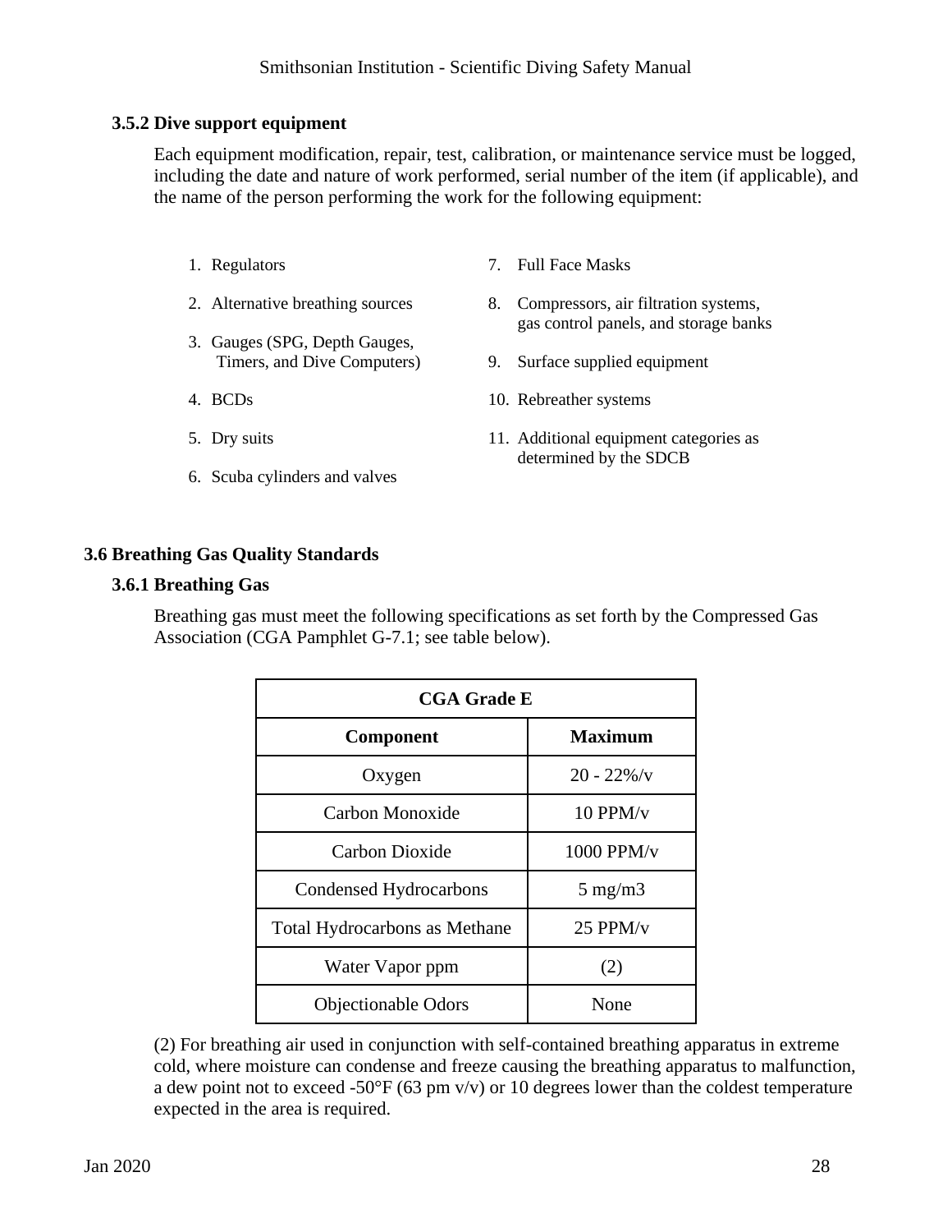### 3.5.2 Dive support equipment

Each equipment modification, repair, test, calibration, or maintenance service must be logged, including the date and nature of work performed, serial number of the item (if applicable), and the name of the person performing the work for the following equipment:

1. Regulators
2. Alternative breathing sources
3. Gauges (SPG, Depth Gauges, Timers, and Dive Computers)
4. BCDs
5. Dry suits
6. Scuba cylinders and valves
7. Full Face Masks
8. Compressors, air filtration systems, gas control panels, and storage banks
9. Surface supplied equipment
10. Rebreather systems
11. Additional equipment categories as determined by the SDCB

## 3.6 Breathing Gas Quality Standards

### 3.6.1 Breathing Gas

Breathing gas must meet the following specifications as set forth by the Compressed Gas Association (CGA Pamphlet G-7.1; see table below).

| CGA Grade E | |
|---|---|
| **Component** | **Maximum** |
| Oxygen | 20 - 22%/v |
| Carbon Monoxide | 10 PPM/v |
| Carbon Dioxide | 1000 PPM/v |
| Condensed Hydrocarbons | 5 mg/m3 |
| Total Hydrocarbons as Methane | 25 PPM/v |
| Water Vapor ppm | (2) |
| Objectionable Odors | None |

(2) For breathing air used in conjunction with self-contained breathing apparatus in extreme cold, where moisture can condense and freeze causing the breathing apparatus to malfunction, a dew point not to exceed -50°F (63 pm v/v) or 10 degrees lower than the coldest temperature expected in the area is required.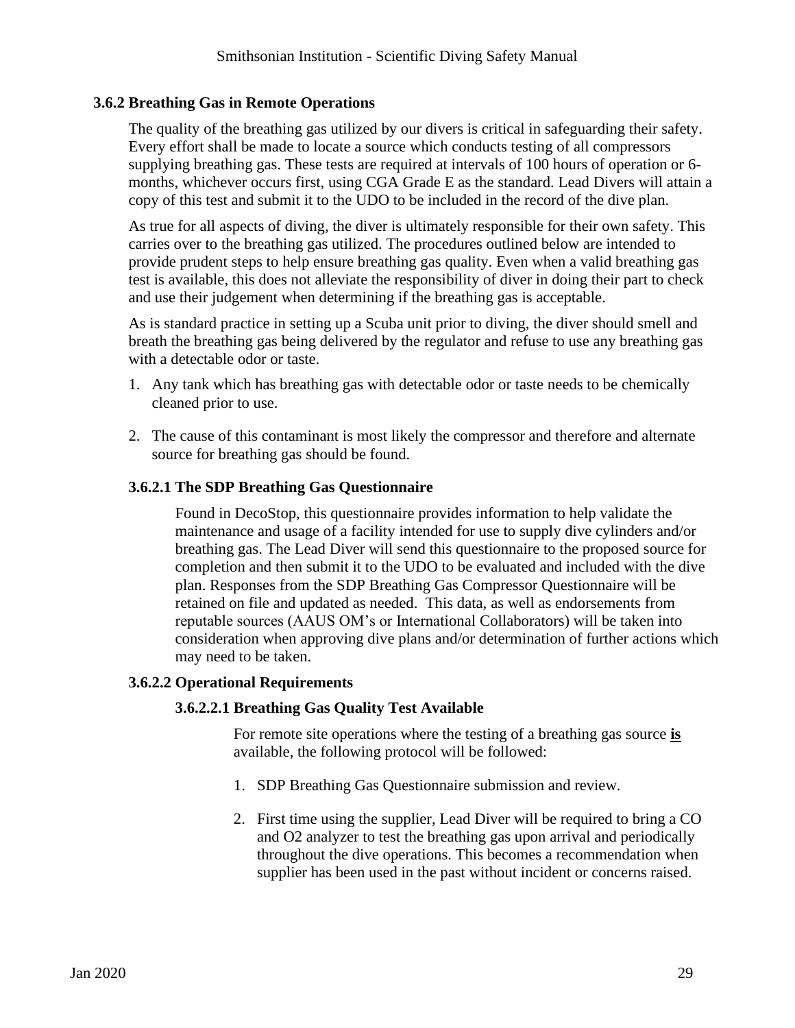### 3.6.2 Breathing Gas in Remote Operations

The quality of the breathing gas utilized by our divers is critical in safeguarding their safety. Every effort shall be made to locate a source which conducts testing of all compressors supplying breathing gas. These tests are required at intervals of 100 hours of operation or 6-months, whichever occurs first, using CGA Grade E as the standard. Lead Divers will attain a copy of this test and submit it to the UDO to be included in the record of the dive plan.

As true for all aspects of diving, the diver is ultimately responsible for their own safety. This carries over to the breathing gas utilized. The procedures outlined below are intended to provide prudent steps to help ensure breathing gas quality. Even when a valid breathing gas test is available, this does not alleviate the responsibility of diver in doing their part to check and use their judgement when determining if the breathing gas is acceptable.

As is standard practice in setting up a Scuba unit prior to diving, the diver should smell and breath the breathing gas being delivered by the regulator and refuse to use any breathing gas with a detectable odor or taste.

1. Any tank which has breathing gas with detectable odor or taste needs to be chemically cleaned prior to use.
2. The cause of this contaminant is most likely the compressor and therefore and alternate source for breathing gas should be found.

#### 3.6.2.1 The SDP Breathing Gas Questionnaire

Found in DecoStop, this questionnaire provides information to help validate the maintenance and usage of a facility intended for use to supply dive cylinders and/or breathing gas. The Lead Diver will send this questionnaire to the proposed source for completion and then submit it to the UDO to be evaluated and included with the dive plan. Responses from the SDP Breathing Gas Compressor Questionnaire will be retained on file and updated as needed. This data, as well as endorsements from reputable sources (AAUS OM's or International Collaborators) will be taken into consideration when approving dive plans and/or determination of further actions which may need to be taken.

#### 3.6.2.2 Operational Requirements

##### 3.6.2.2.1 Breathing Gas Quality Test Available

For remote site operations where the testing of a breathing gas source **is** available, the following protocol will be followed:

1. SDP Breathing Gas Questionnaire submission and review.
2. First time using the supplier, Lead Diver will be required to bring a CO and O2 analyzer to test the breathing gas upon arrival and periodically throughout the dive operations. This becomes a recommendation when supplier has been used in the past without incident or concerns raised.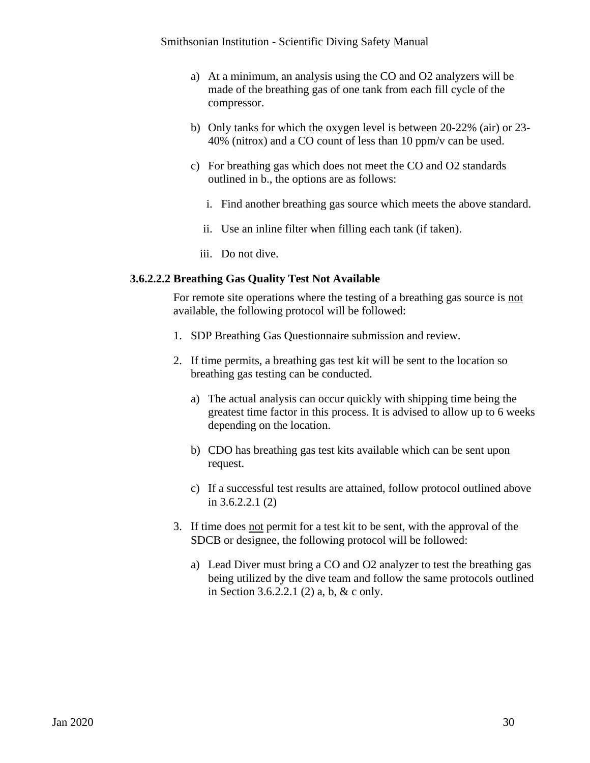a) At a minimum, an analysis using the CO and O2 analyzers will be made of the breathing gas of one tank from each fill cycle of the compressor.

b) Only tanks for which the oxygen level is between 20-22% (air) or 23-40% (nitrox) and a CO count of less than 10 ppm/v can be used.

c) For breathing gas which does not meet the CO and O2 standards outlined in b., the options are as follows:

   i. Find another breathing gas source which meets the above standard.

   ii. Use an inline filter when filling each tank (if taken).

   iii. Do not dive.

**3.6.2.2.2 Breathing Gas Quality Test Not Available**

For remote site operations where the testing of a breathing gas source is not available, the following protocol will be followed:

1. SDP Breathing Gas Questionnaire submission and review.
2. If time permits, a breathing gas test kit will be sent to the location so breathing gas testing can be conducted.
   a) The actual analysis can occur quickly with shipping time being the greatest time factor in this process. It is advised to allow up to 6 weeks depending on the location.
   b) CDO has breathing gas test kits available which can be sent upon request.
   c) If a successful test results are attained, follow protocol outlined above in 3.6.2.2.1 (2)
3. If time does not permit for a test kit to be sent, with the approval of the SDCB or designee, the following protocol will be followed:
   a) Lead Diver must bring a CO and O2 analyzer to test the breathing gas being utilized by the dive team and follow the same protocols outlined in Section 3.6.2.2.1 (2) a, b, & c only.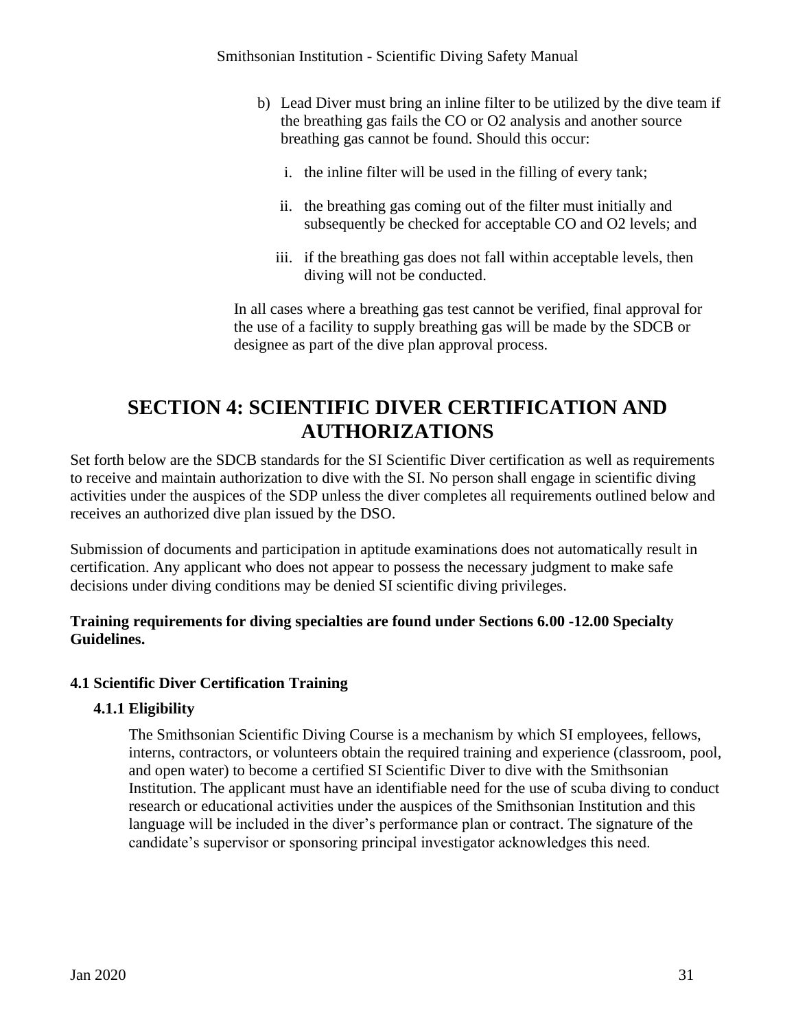b) Lead Diver must bring an inline filter to be utilized by the dive team if the breathing gas fails the CO or O2 analysis and another source breathing gas cannot be found. Should this occur:

   i. the inline filter will be used in the filling of every tank;

   ii. the breathing gas coming out of the filter must initially and subsequently be checked for acceptable CO and O2 levels; and

   iii. if the breathing gas does not fall within acceptable levels, then diving will not be conducted.

In all cases where a breathing gas test cannot be verified, final approval for the use of a facility to supply breathing gas will be made by the SDCB or designee as part of the dive plan approval process.

# SECTION 4: SCIENTIFIC DIVER CERTIFICATION AND AUTHORIZATIONS

Set forth below are the SDCB standards for the SI Scientific Diver certification as well as requirements to receive and maintain authorization to dive with the SI. No person shall engage in scientific diving activities under the auspices of the SDP unless the diver completes all requirements outlined below and receives an authorized dive plan issued by the DSO.

Submission of documents and participation in aptitude examinations does not automatically result in certification. Any applicant who does not appear to possess the necessary judgment to make safe decisions under diving conditions may be denied SI scientific diving privileges.

**Training requirements for diving specialties are found under Sections 6.00 -12.00 Specialty Guidelines.**

## 4.1 Scientific Diver Certification Training

### 4.1.1 Eligibility

The Smithsonian Scientific Diving Course is a mechanism by which SI employees, fellows, interns, contractors, or volunteers obtain the required training and experience (classroom, pool, and open water) to become a certified SI Scientific Diver to dive with the Smithsonian Institution. The applicant must have an identifiable need for the use of scuba diving to conduct research or educational activities under the auspices of the Smithsonian Institution and this language will be included in the diver's performance plan or contract. The signature of the candidate's supervisor or sponsoring principal investigator acknowledges this need.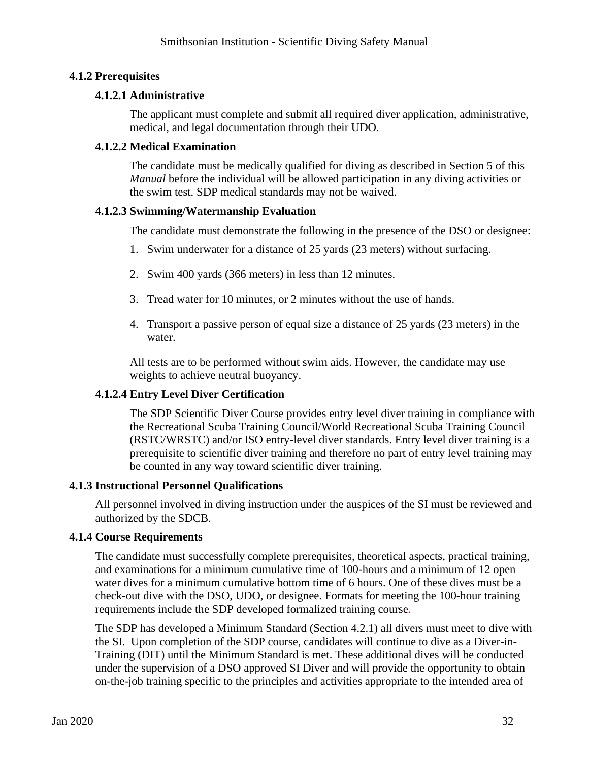### 4.1.2 Prerequisites

#### 4.1.2.1 Administrative

The applicant must complete and submit all required diver application, administrative, medical, and legal documentation through their UDO.

#### 4.1.2.2 Medical Examination

The candidate must be medically qualified for diving as described in Section 5 of this *Manual* before the individual will be allowed participation in any diving activities or the swim test. SDP medical standards may not be waived.

#### 4.1.2.3 Swimming/Watermanship Evaluation

The candidate must demonstrate the following in the presence of the DSO or designee:

1. Swim underwater for a distance of 25 yards (23 meters) without surfacing.
2. Swim 400 yards (366 meters) in less than 12 minutes.
3. Tread water for 10 minutes, or 2 minutes without the use of hands.
4. Transport a passive person of equal size a distance of 25 yards (23 meters) in the water.

All tests are to be performed without swim aids. However, the candidate may use weights to achieve neutral buoyancy.

#### 4.1.2.4 Entry Level Diver Certification

The SDP Scientific Diver Course provides entry level diver training in compliance with the Recreational Scuba Training Council/World Recreational Scuba Training Council (RSTC/WRSTC) and/or ISO entry-level diver standards. Entry level diver training is a prerequisite to scientific diver training and therefore no part of entry level training may be counted in any way toward scientific diver training.

### 4.1.3 Instructional Personnel Qualifications

All personnel involved in diving instruction under the auspices of the SI must be reviewed and authorized by the SDCB.

### 4.1.4 Course Requirements

The candidate must successfully complete prerequisites, theoretical aspects, practical training, and examinations for a minimum cumulative time of 100-hours and a minimum of 12 open water dives for a minimum cumulative bottom time of 6 hours. One of these dives must be a check-out dive with the DSO, UDO, or designee. Formats for meeting the 100-hour training requirements include the SDP developed formalized training course.

The SDP has developed a Minimum Standard (Section 4.2.1) all divers must meet to dive with the SI. Upon completion of the SDP course, candidates will continue to dive as a Diver-in-Training (DIT) until the Minimum Standard is met. These additional dives will be conducted under the supervision of a DSO approved SI Diver and will provide the opportunity to obtain on-the-job training specific to the principles and activities appropriate to the intended area of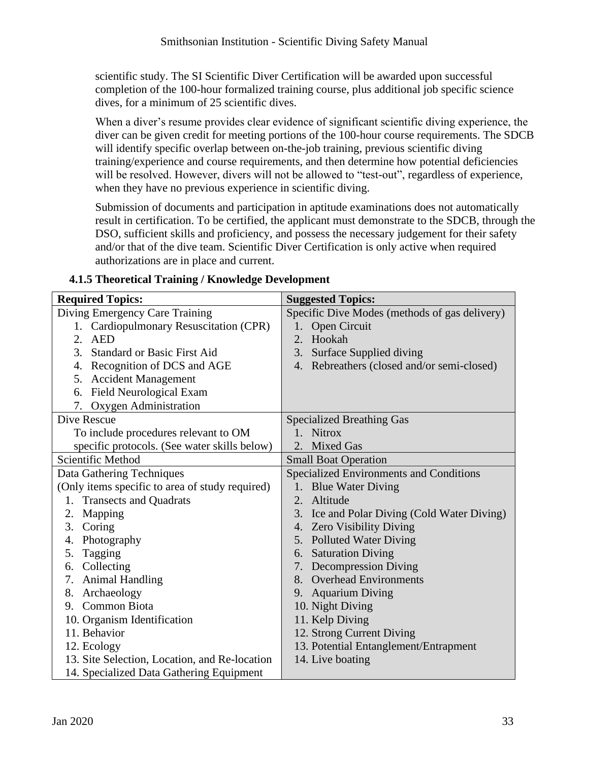scientific study. The SI Scientific Diver Certification will be awarded upon successful completion of the 100-hour formalized training course, plus additional job specific science dives, for a minimum of 25 scientific dives.

When a diver's resume provides clear evidence of significant scientific diving experience, the diver can be given credit for meeting portions of the 100-hour course requirements. The SDCB will identify specific overlap between on-the-job training, previous scientific diving training/experience and course requirements, and then determine how potential deficiencies will be resolved. However, divers will not be allowed to "test-out", regardless of experience, when they have no previous experience in scientific diving.

Submission of documents and participation in aptitude examinations does not automatically result in certification. To be certified, the applicant must demonstrate to the SDCB, through the DSO, sufficient skills and proficiency, and possess the necessary judgement for their safety and/or that of the dive team. Scientific Diver Certification is only active when required authorizations are in place and current.

### 4.1.5 Theoretical Training / Knowledge Development

| **Required Topics:** | **Suggested Topics:** |
|---|---|
| Diving Emergency Care Training<br>1. Cardiopulmonary Resuscitation (CPR)<br>2. AED<br>3. Standard or Basic First Aid<br>4. Recognition of DCS and AGE<br>5. Accident Management<br>6. Field Neurological Exam<br>7. Oxygen Administration | Specific Dive Modes (methods of gas delivery)<br>1. Open Circuit<br>2. Hookah<br>3. Surface Supplied diving<br>4. Rebreathers (closed and/or semi-closed) |
| Dive Rescue<br>To include procedures relevant to OM specific protocols. (See water skills below) | Specialized Breathing Gas<br>1. Nitrox<br>2. Mixed Gas |
| Scientific Method | Small Boat Operation |
| Data Gathering Techniques<br>(Only items specific to area of study required)<br>1. Transects and Quadrats<br>2. Mapping<br>3. Coring<br>4. Photography<br>5. Tagging<br>6. Collecting<br>7. Animal Handling<br>8. Archaeology<br>9. Common Biota<br>10. Organism Identification<br>11. Behavior<br>12. Ecology<br>13. Site Selection, Location, and Re-location<br>14. Specialized Data Gathering Equipment | Specialized Environments and Conditions<br>1. Blue Water Diving<br>2. Altitude<br>3. Ice and Polar Diving (Cold Water Diving)<br>4. Zero Visibility Diving<br>5. Polluted Water Diving<br>6. Saturation Diving<br>7. Decompression Diving<br>8. Overhead Environments<br>9. Aquarium Diving<br>10. Night Diving<br>11. Kelp Diving<br>12. Strong Current Diving<br>13. Potential Entanglement/Entrapment<br>14. Live boating |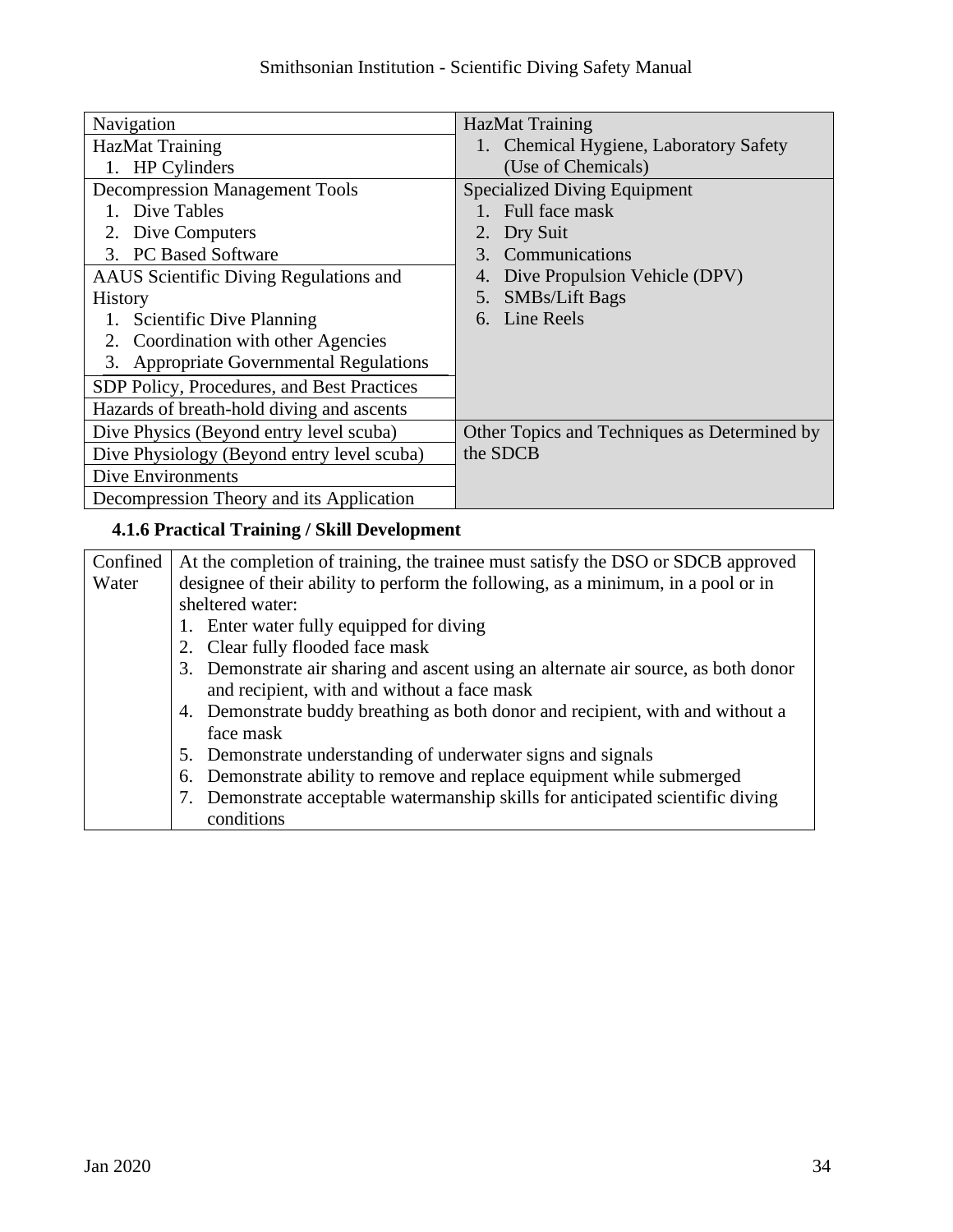| | |
|---|---|
| Navigation | HazMat Training<br>1. Chemical Hygiene, Laboratory Safety (Use of Chemicals) |
| HazMat Training<br>1. HP Cylinders | |
| Decompression Management Tools<br>1. Dive Tables<br>2. Dive Computers<br>3. PC Based Software | Specialized Diving Equipment<br>1. Full face mask<br>2. Dry Suit<br>3. Communications<br>4. Dive Propulsion Vehicle (DPV)<br>5. SMBs/Lift Bags<br>6. Line Reels |
| AAUS Scientific Diving Regulations and History<br>1. Scientific Dive Planning<br>2. Coordination with other Agencies<br>3. Appropriate Governmental Regulations | |
| SDP Policy, Procedures, and Best Practices | |
| Hazards of breath-hold diving and ascents | |
| Dive Physics (Beyond entry level scuba) | Other Topics and Techniques as Determined by the SDCB |
| Dive Physiology (Beyond entry level scuba) | |
| Dive Environments | |
| Decompression Theory and its Application | |

### 4.1.6 Practical Training / Skill Development

| | |
|---|---|
| Confined Water | At the completion of training, the trainee must satisfy the DSO or SDCB approved designee of their ability to perform the following, as a minimum, in a pool or in sheltered water:<br>1. Enter water fully equipped for diving<br>2. Clear fully flooded face mask<br>3. Demonstrate air sharing and ascent using an alternate air source, as both donor and recipient, with and without a face mask<br>4. Demonstrate buddy breathing as both donor and recipient, with and without a face mask<br>5. Demonstrate understanding of underwater signs and signals<br>6. Demonstrate ability to remove and replace equipment while submerged<br>7. Demonstrate acceptable watermanship skills for anticipated scientific diving conditions |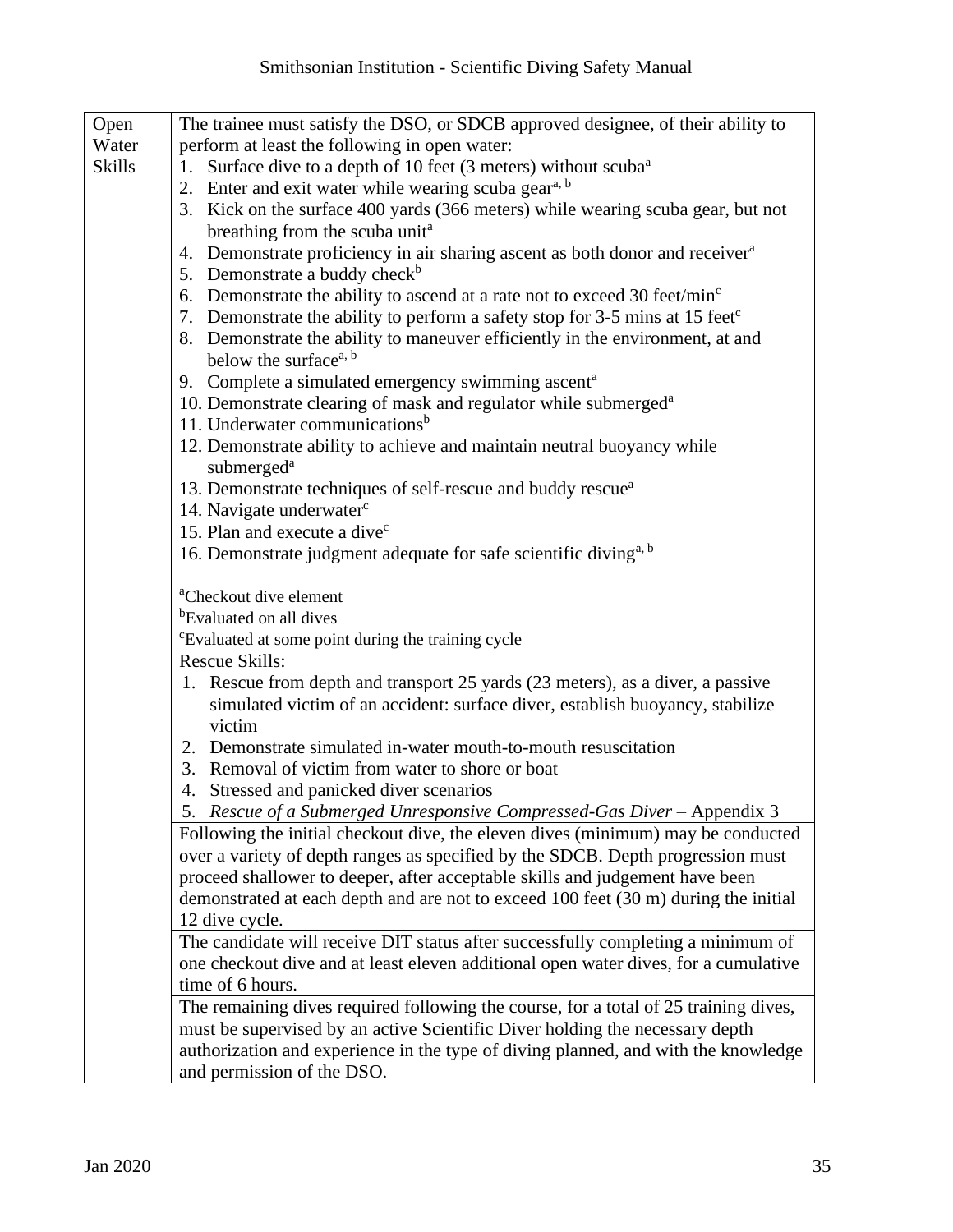| Open Water Skills | The trainee must satisfy the DSO, or SDCB approved designee, of their ability to perform at least the following in open water:<br>1. Surface dive to a depth of 10 feet (3 meters) without scuba[a]<br>2. Enter and exit water while wearing scuba gear[a, b]<br>3. Kick on the surface 400 yards (366 meters) while wearing scuba gear, but not breathing from the scuba unit[a]<br>4. Demonstrate proficiency in air sharing ascent as both donor and receiver[a]<br>5. Demonstrate a buddy check[b]<br>6. Demonstrate the ability to ascend at a rate not to exceed 30 feet/min[c]<br>7. Demonstrate the ability to perform a safety stop for 3-5 mins at 15 feet[c]<br>8. Demonstrate the ability to maneuver efficiently in the environment, at and below the surface[a, b]<br>9. Complete a simulated emergency swimming ascent[a]<br>10. Demonstrate clearing of mask and regulator while submerged[a]<br>11. Underwater communications[b]<br>12. Demonstrate ability to achieve and maintain neutral buoyancy while submerged[a]<br>13. Demonstrate techniques of self-rescue and buddy rescue[a]<br>14. Navigate underwater[c]<br>15. Plan and execute a dive[c]<br>16. Demonstrate judgment adequate for safe scientific diving[a, b]<br><br>[a]Checkout dive element<br>[b]Evaluated on all dives<br>[c]Evaluated at some point during the training cycle |
|---|---|
| | Rescue Skills:<br>1. Rescue from depth and transport 25 yards (23 meters), as a diver, a passive simulated victim of an accident: surface diver, establish buoyancy, stabilize victim<br>2. Demonstrate simulated in-water mouth-to-mouth resuscitation<br>3. Removal of victim from water to shore or boat<br>4. Stressed and panicked diver scenarios<br>5. *Rescue of a Submerged Unresponsive Compressed-Gas Diver* – Appendix 3 |
| | Following the initial checkout dive, the eleven dives (minimum) may be conducted over a variety of depth ranges as specified by the SDCB. Depth progression must proceed shallower to deeper, after acceptable skills and judgement have been demonstrated at each depth and are not to exceed 100 feet (30 m) during the initial 12 dive cycle. |
| | The candidate will receive DIT status after successfully completing a minimum of one checkout dive and at least eleven additional open water dives, for a cumulative time of 6 hours. |
| | The remaining dives required following the course, for a total of 25 training dives, must be supervised by an active Scientific Diver holding the necessary depth authorization and experience in the type of diving planned, and with the knowledge and permission of the DSO. |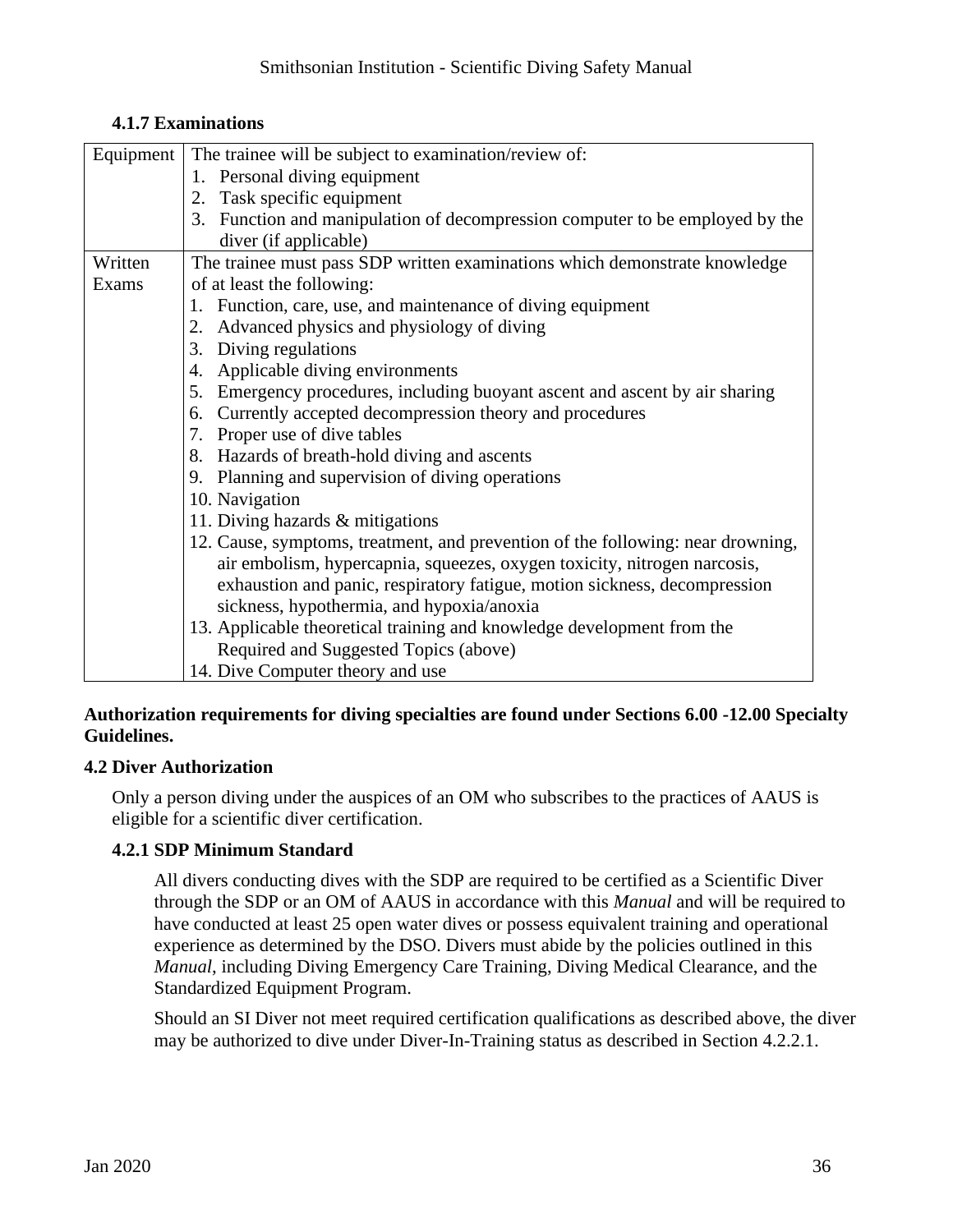### 4.1.7 Examinations

| | |
|---|---|
| Equipment | The trainee will be subject to examination/review of:<br>1. Personal diving equipment<br>2. Task specific equipment<br>3. Function and manipulation of decompression computer to be employed by the diver (if applicable) |
| Written Exams | The trainee must pass SDP written examinations which demonstrate knowledge of at least the following:<br>1. Function, care, use, and maintenance of diving equipment<br>2. Advanced physics and physiology of diving<br>3. Diving regulations<br>4. Applicable diving environments<br>5. Emergency procedures, including buoyant ascent and ascent by air sharing<br>6. Currently accepted decompression theory and procedures<br>7. Proper use of dive tables<br>8. Hazards of breath-hold diving and ascents<br>9. Planning and supervision of diving operations<br>10. Navigation<br>11. Diving hazards & mitigations<br>12. Cause, symptoms, treatment, and prevention of the following: near drowning, air embolism, hypercapnia, squeezes, oxygen toxicity, nitrogen narcosis, exhaustion and panic, respiratory fatigue, motion sickness, decompression sickness, hypothermia, and hypoxia/anoxia<br>13. Applicable theoretical training and knowledge development from the Required and Suggested Topics (above)<br>14. Dive Computer theory and use |

**Authorization requirements for diving specialties are found under Sections 6.00 -12.00 Specialty Guidelines.**

## 4.2 Diver Authorization

Only a person diving under the auspices of an OM who subscribes to the practices of AAUS is eligible for a scientific diver certification.

### 4.2.1 SDP Minimum Standard

All divers conducting dives with the SDP are required to be certified as a Scientific Diver through the SDP or an OM of AAUS in accordance with this *Manual* and will be required to have conducted at least 25 open water dives or possess equivalent training and operational experience as determined by the DSO. Divers must abide by the policies outlined in this *Manual*, including Diving Emergency Care Training, Diving Medical Clearance, and the Standardized Equipment Program.

Should an SI Diver not meet required certification qualifications as described above, the diver may be authorized to dive under Diver-In-Training status as described in Section 4.2.2.1.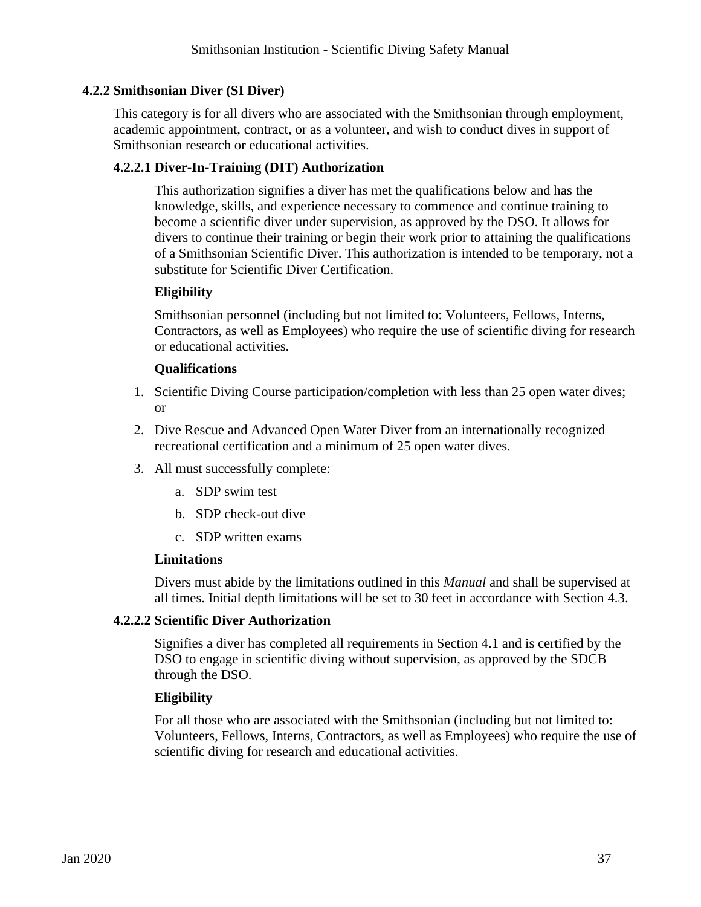### 4.2.2 Smithsonian Diver (SI Diver)

This category is for all divers who are associated with the Smithsonian through employment, academic appointment, contract, or as a volunteer, and wish to conduct dives in support of Smithsonian research or educational activities.

#### 4.2.2.1 Diver-In-Training (DIT) Authorization

This authorization signifies a diver has met the qualifications below and has the knowledge, skills, and experience necessary to commence and continue training to become a scientific diver under supervision, as approved by the DSO. It allows for divers to continue their training or begin their work prior to attaining the qualifications of a Smithsonian Scientific Diver. This authorization is intended to be temporary, not a substitute for Scientific Diver Certification.

**Eligibility**

Smithsonian personnel (including but not limited to: Volunteers, Fellows, Interns, Contractors, as well as Employees) who require the use of scientific diving for research or educational activities.

**Qualifications**

1. Scientific Diving Course participation/completion with less than 25 open water dives; or
2. Dive Rescue and Advanced Open Water Diver from an internationally recognized recreational certification and a minimum of 25 open water dives.
3. All must successfully complete:
   a. SDP swim test
   b. SDP check-out dive
   c. SDP written exams

**Limitations**

Divers must abide by the limitations outlined in this *Manual* and shall be supervised at all times. Initial depth limitations will be set to 30 feet in accordance with Section 4.3.

#### 4.2.2.2 Scientific Diver Authorization

Signifies a diver has completed all requirements in Section 4.1 and is certified by the DSO to engage in scientific diving without supervision, as approved by the SDCB through the DSO.

**Eligibility**

For all those who are associated with the Smithsonian (including but not limited to: Volunteers, Fellows, Interns, Contractors, as well as Employees) who require the use of scientific diving for research and educational activities.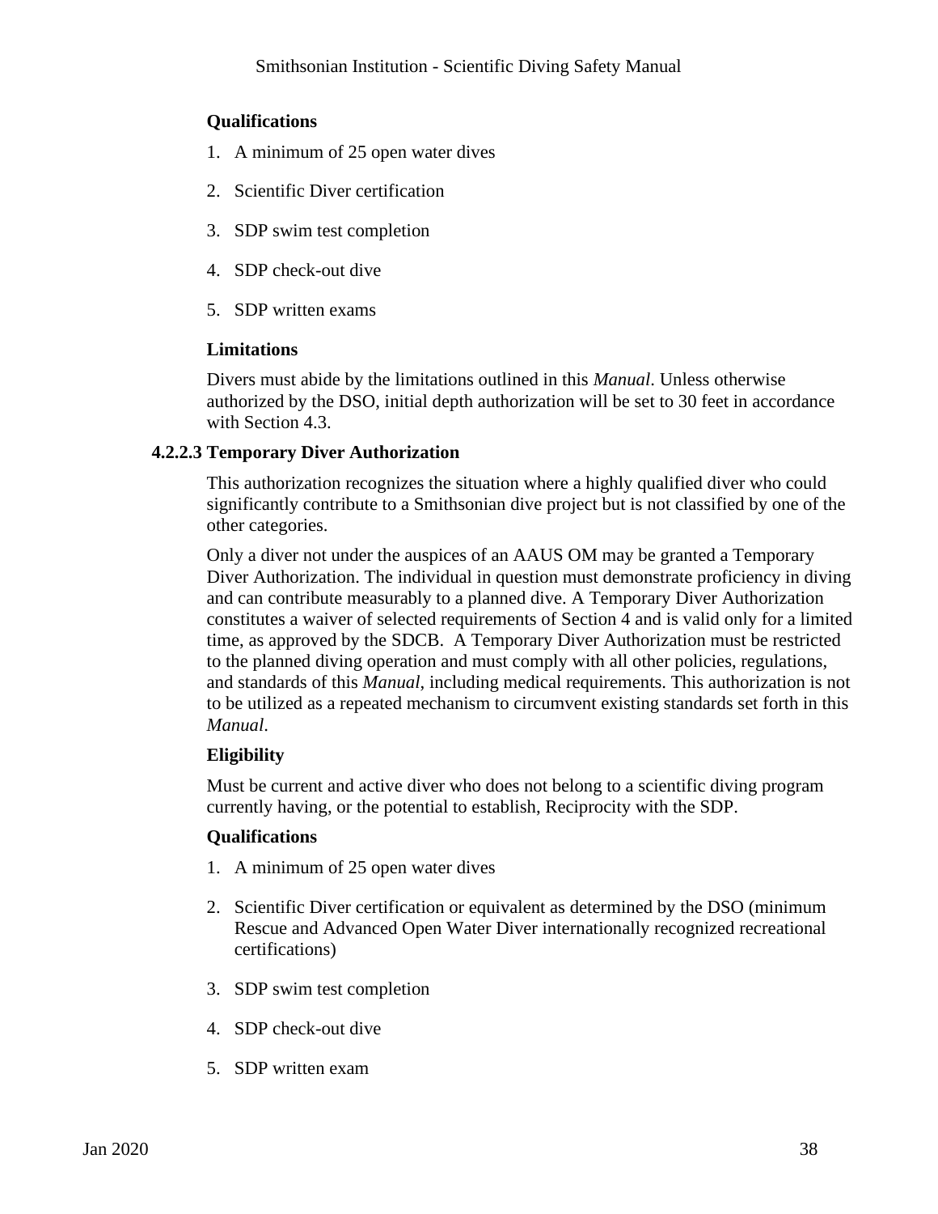**Qualifications**

1. A minimum of 25 open water dives
2. Scientific Diver certification
3. SDP swim test completion
4. SDP check-out dive
5. SDP written exams

**Limitations**

Divers must abide by the limitations outlined in this *Manual*. Unless otherwise authorized by the DSO, initial depth authorization will be set to 30 feet in accordance with Section 4.3.

#### 4.2.2.3 Temporary Diver Authorization

This authorization recognizes the situation where a highly qualified diver who could significantly contribute to a Smithsonian dive project but is not classified by one of the other categories.

Only a diver not under the auspices of an AAUS OM may be granted a Temporary Diver Authorization. The individual in question must demonstrate proficiency in diving and can contribute measurably to a planned dive. A Temporary Diver Authorization constitutes a waiver of selected requirements of Section 4 and is valid only for a limited time, as approved by the SDCB. A Temporary Diver Authorization must be restricted to the planned diving operation and must comply with all other policies, regulations, and standards of this *Manual*, including medical requirements. This authorization is not to be utilized as a repeated mechanism to circumvent existing standards set forth in this *Manual*.

**Eligibility**

Must be current and active diver who does not belong to a scientific diving program currently having, or the potential to establish, Reciprocity with the SDP.

**Qualifications**

1. A minimum of 25 open water dives
2. Scientific Diver certification or equivalent as determined by the DSO (minimum Rescue and Advanced Open Water Diver internationally recognized recreational certifications)
3. SDP swim test completion
4. SDP check-out dive
5. SDP written exam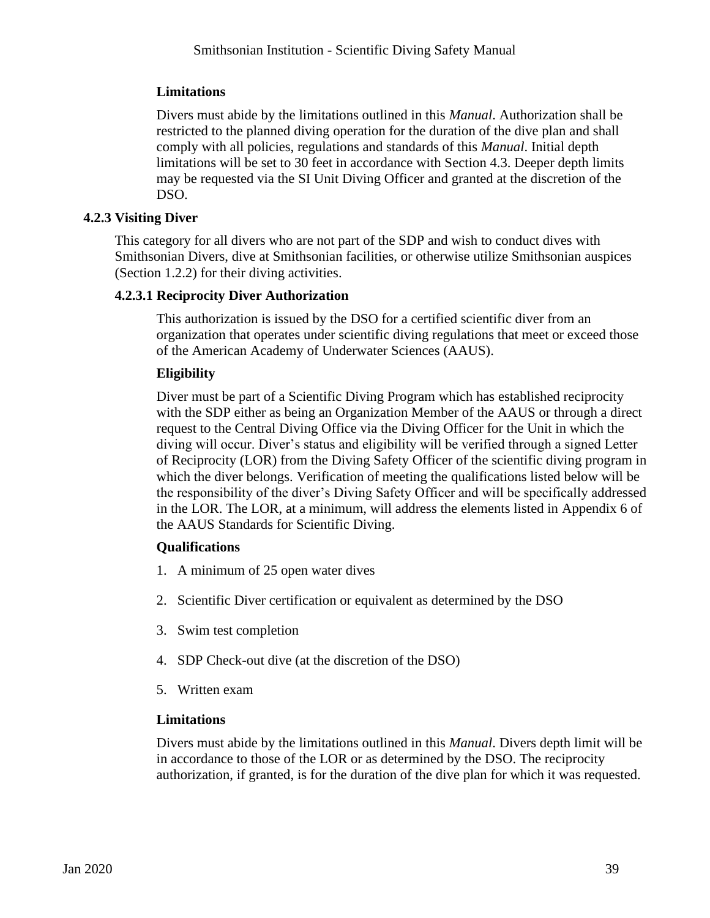**Limitations**

Divers must abide by the limitations outlined in this *Manual*. Authorization shall be restricted to the planned diving operation for the duration of the dive plan and shall comply with all policies, regulations and standards of this *Manual*. Initial depth limitations will be set to 30 feet in accordance with Section 4.3. Deeper depth limits may be requested via the SI Unit Diving Officer and granted at the discretion of the DSO.

### 4.2.3 Visiting Diver

This category for all divers who are not part of the SDP and wish to conduct dives with Smithsonian Divers, dive at Smithsonian facilities, or otherwise utilize Smithsonian auspices (Section 1.2.2) for their diving activities.

#### 4.2.3.1 Reciprocity Diver Authorization

This authorization is issued by the DSO for a certified scientific diver from an organization that operates under scientific diving regulations that meet or exceed those of the American Academy of Underwater Sciences (AAUS).

**Eligibility**

Diver must be part of a Scientific Diving Program which has established reciprocity with the SDP either as being an Organization Member of the AAUS or through a direct request to the Central Diving Office via the Diving Officer for the Unit in which the diving will occur. Diver's status and eligibility will be verified through a signed Letter of Reciprocity (LOR) from the Diving Safety Officer of the scientific diving program in which the diver belongs. Verification of meeting the qualifications listed below will be the responsibility of the diver's Diving Safety Officer and will be specifically addressed in the LOR. The LOR, at a minimum, will address the elements listed in Appendix 6 of the AAUS Standards for Scientific Diving.

**Qualifications**

1. A minimum of 25 open water dives
2. Scientific Diver certification or equivalent as determined by the DSO
3. Swim test completion
4. SDP Check-out dive (at the discretion of the DSO)
5. Written exam

**Limitations**

Divers must abide by the limitations outlined in this *Manual*. Divers depth limit will be in accordance to those of the LOR or as determined by the DSO. The reciprocity authorization, if granted, is for the duration of the dive plan for which it was requested.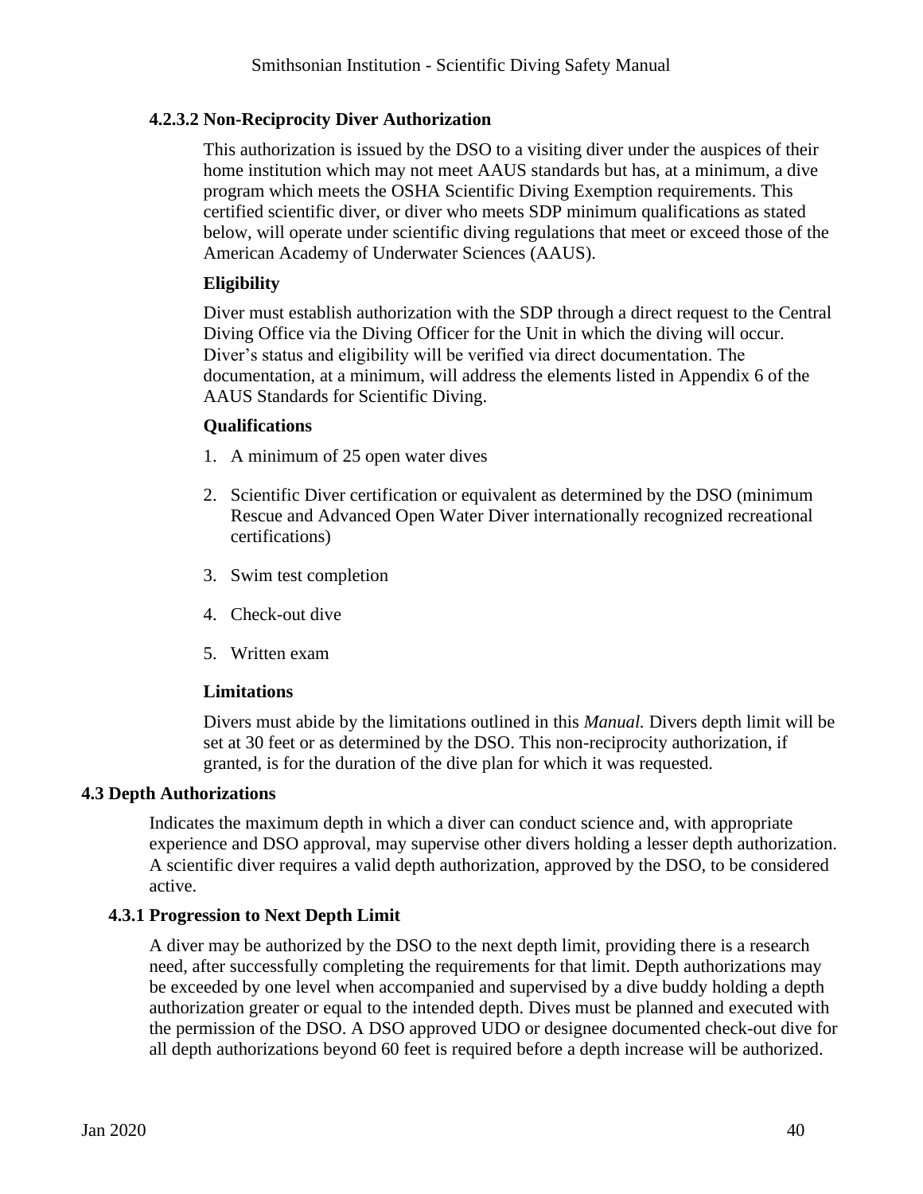#### 4.2.3.2 Non-Reciprocity Diver Authorization

This authorization is issued by the DSO to a visiting diver under the auspices of their home institution which may not meet AAUS standards but has, at a minimum, a dive program which meets the OSHA Scientific Diving Exemption requirements. This certified scientific diver, or diver who meets SDP minimum qualifications as stated below, will operate under scientific diving regulations that meet or exceed those of the American Academy of Underwater Sciences (AAUS).

**Eligibility**

Diver must establish authorization with the SDP through a direct request to the Central Diving Office via the Diving Officer for the Unit in which the diving will occur. Diver's status and eligibility will be verified via direct documentation. The documentation, at a minimum, will address the elements listed in Appendix 6 of the AAUS Standards for Scientific Diving.

**Qualifications**

1. A minimum of 25 open water dives
2. Scientific Diver certification or equivalent as determined by the DSO (minimum Rescue and Advanced Open Water Diver internationally recognized recreational certifications)
3. Swim test completion
4. Check-out dive
5. Written exam

**Limitations**

Divers must abide by the limitations outlined in this *Manual.* Divers depth limit will be set at 30 feet or as determined by the DSO. This non-reciprocity authorization, if granted, is for the duration of the dive plan for which it was requested.

## 4.3 Depth Authorizations

Indicates the maximum depth in which a diver can conduct science and, with appropriate experience and DSO approval, may supervise other divers holding a lesser depth authorization. A scientific diver requires a valid depth authorization, approved by the DSO, to be considered active.

### 4.3.1 Progression to Next Depth Limit

A diver may be authorized by the DSO to the next depth limit, providing there is a research need, after successfully completing the requirements for that limit. Depth authorizations may be exceeded by one level when accompanied and supervised by a dive buddy holding a depth authorization greater or equal to the intended depth. Dives must be planned and executed with the permission of the DSO. A DSO approved UDO or designee documented check-out dive for all depth authorizations beyond 60 feet is required before a depth increase will be authorized.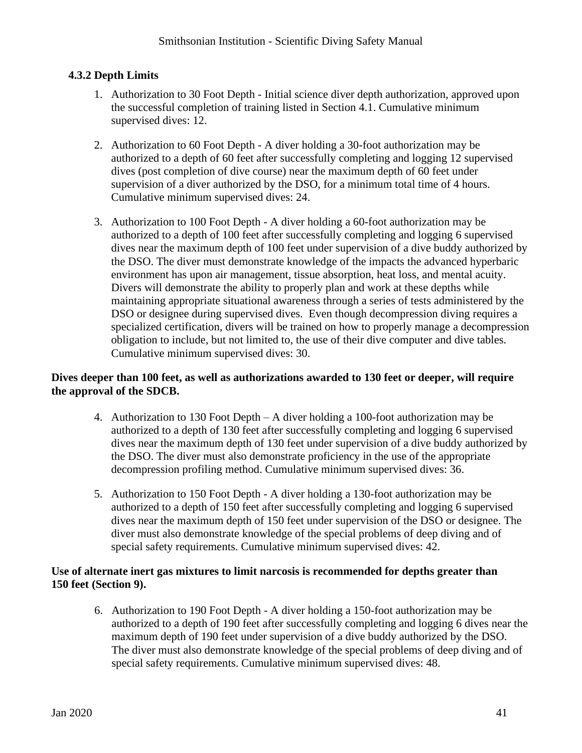### 4.3.2 Depth Limits

1. Authorization to 30 Foot Depth - Initial science diver depth authorization, approved upon the successful completion of training listed in Section 4.1. Cumulative minimum supervised dives: 12.

2. Authorization to 60 Foot Depth - A diver holding a 30-foot authorization may be authorized to a depth of 60 feet after successfully completing and logging 12 supervised dives (post completion of dive course) near the maximum depth of 60 feet under supervision of a diver authorized by the DSO, for a minimum total time of 4 hours. Cumulative minimum supervised dives: 24.

3. Authorization to 100 Foot Depth - A diver holding a 60-foot authorization may be authorized to a depth of 100 feet after successfully completing and logging 6 supervised dives near the maximum depth of 100 feet under supervision of a dive buddy authorized by the DSO. The diver must demonstrate knowledge of the impacts the advanced hyperbaric environment has upon air management, tissue absorption, heat loss, and mental acuity. Divers will demonstrate the ability to properly plan and work at these depths while maintaining appropriate situational awareness through a series of tests administered by the DSO or designee during supervised dives. Even though decompression diving requires a specialized certification, divers will be trained on how to properly manage a decompression obligation to include, but not limited to, the use of their dive computer and dive tables. Cumulative minimum supervised dives: 30.

**Dives deeper than 100 feet, as well as authorizations awarded to 130 feet or deeper, will require the approval of the SDCB.**

4. Authorization to 130 Foot Depth – A diver holding a 100-foot authorization may be authorized to a depth of 130 feet after successfully completing and logging 6 supervised dives near the maximum depth of 130 feet under supervision of a dive buddy authorized by the DSO. The diver must also demonstrate proficiency in the use of the appropriate decompression profiling method. Cumulative minimum supervised dives: 36.

5. Authorization to 150 Foot Depth - A diver holding a 130-foot authorization may be authorized to a depth of 150 feet after successfully completing and logging 6 supervised dives near the maximum depth of 150 feet under supervision of the DSO or designee. The diver must also demonstrate knowledge of the special problems of deep diving and of special safety requirements. Cumulative minimum supervised dives: 42.

**Use of alternate inert gas mixtures to limit narcosis is recommended for depths greater than 150 feet (Section 9).**

6. Authorization to 190 Foot Depth - A diver holding a 150-foot authorization may be authorized to a depth of 190 feet after successfully completing and logging 6 dives near the maximum depth of 190 feet under supervision of a dive buddy authorized by the DSO. The diver must also demonstrate knowledge of the special problems of deep diving and of special safety requirements. Cumulative minimum supervised dives: 48.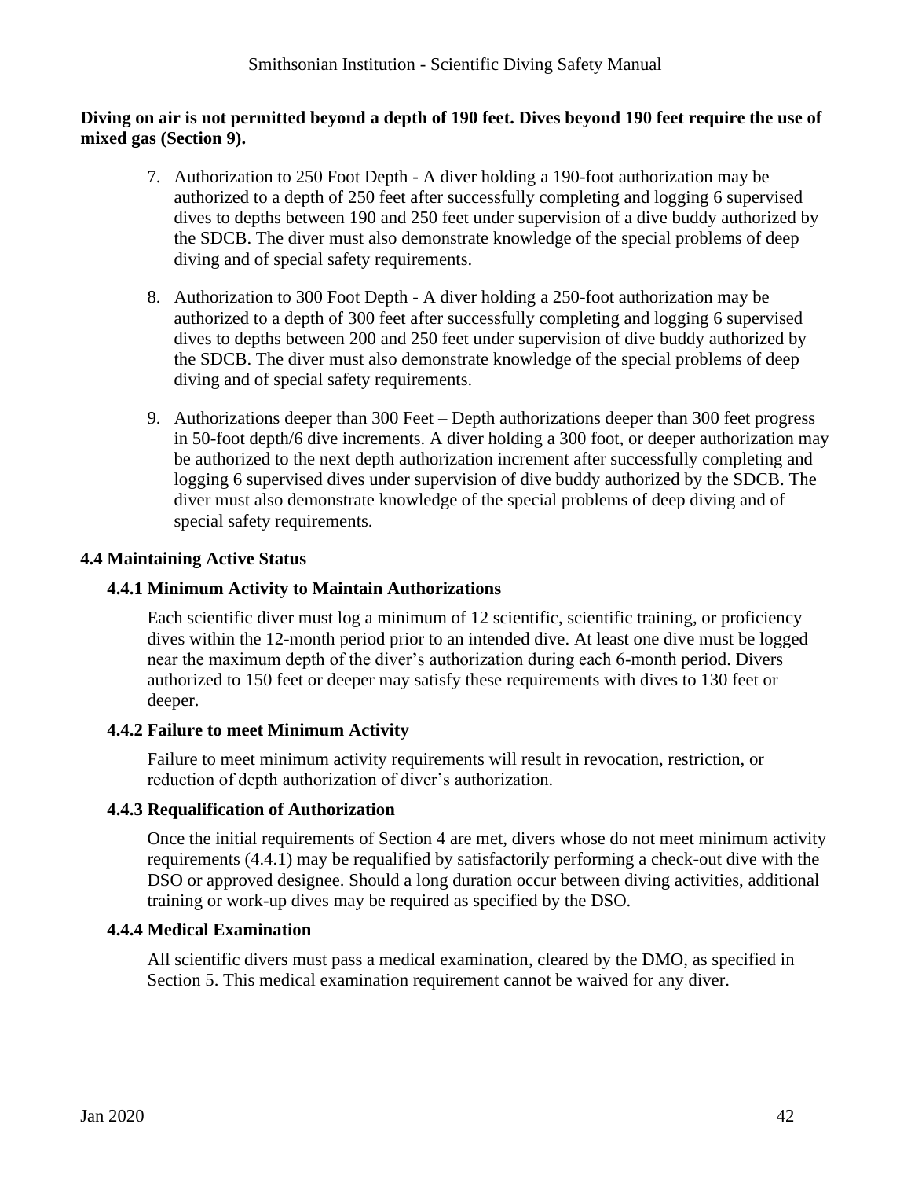**Diving on air is not permitted beyond a depth of 190 feet. Dives beyond 190 feet require the use of mixed gas (Section 9).**

7. Authorization to 250 Foot Depth - A diver holding a 190-foot authorization may be authorized to a depth of 250 feet after successfully completing and logging 6 supervised dives to depths between 190 and 250 feet under supervision of a dive buddy authorized by the SDCB. The diver must also demonstrate knowledge of the special problems of deep diving and of special safety requirements.

8. Authorization to 300 Foot Depth - A diver holding a 250-foot authorization may be authorized to a depth of 300 feet after successfully completing and logging 6 supervised dives to depths between 200 and 250 feet under supervision of dive buddy authorized by the SDCB. The diver must also demonstrate knowledge of the special problems of deep diving and of special safety requirements.

9. Authorizations deeper than 300 Feet – Depth authorizations deeper than 300 feet progress in 50-foot depth/6 dive increments. A diver holding a 300 foot, or deeper authorization may be authorized to the next depth authorization increment after successfully completing and logging 6 supervised dives under supervision of dive buddy authorized by the SDCB. The diver must also demonstrate knowledge of the special problems of deep diving and of special safety requirements.

## 4.4 Maintaining Active Status

### 4.4.1 Minimum Activity to Maintain Authorizations

Each scientific diver must log a minimum of 12 scientific, scientific training, or proficiency dives within the 12-month period prior to an intended dive. At least one dive must be logged near the maximum depth of the diver's authorization during each 6-month period. Divers authorized to 150 feet or deeper may satisfy these requirements with dives to 130 feet or deeper.

### 4.4.2 Failure to meet Minimum Activity

Failure to meet minimum activity requirements will result in revocation, restriction, or reduction of depth authorization of diver's authorization.

### 4.4.3 Requalification of Authorization

Once the initial requirements of Section 4 are met, divers whose do not meet minimum activity requirements (4.4.1) may be requalified by satisfactorily performing a check-out dive with the DSO or approved designee. Should a long duration occur between diving activities, additional training or work-up dives may be required as specified by the DSO.

### 4.4.4 Medical Examination

All scientific divers must pass a medical examination, cleared by the DMO, as specified in Section 5. This medical examination requirement cannot be waived for any diver.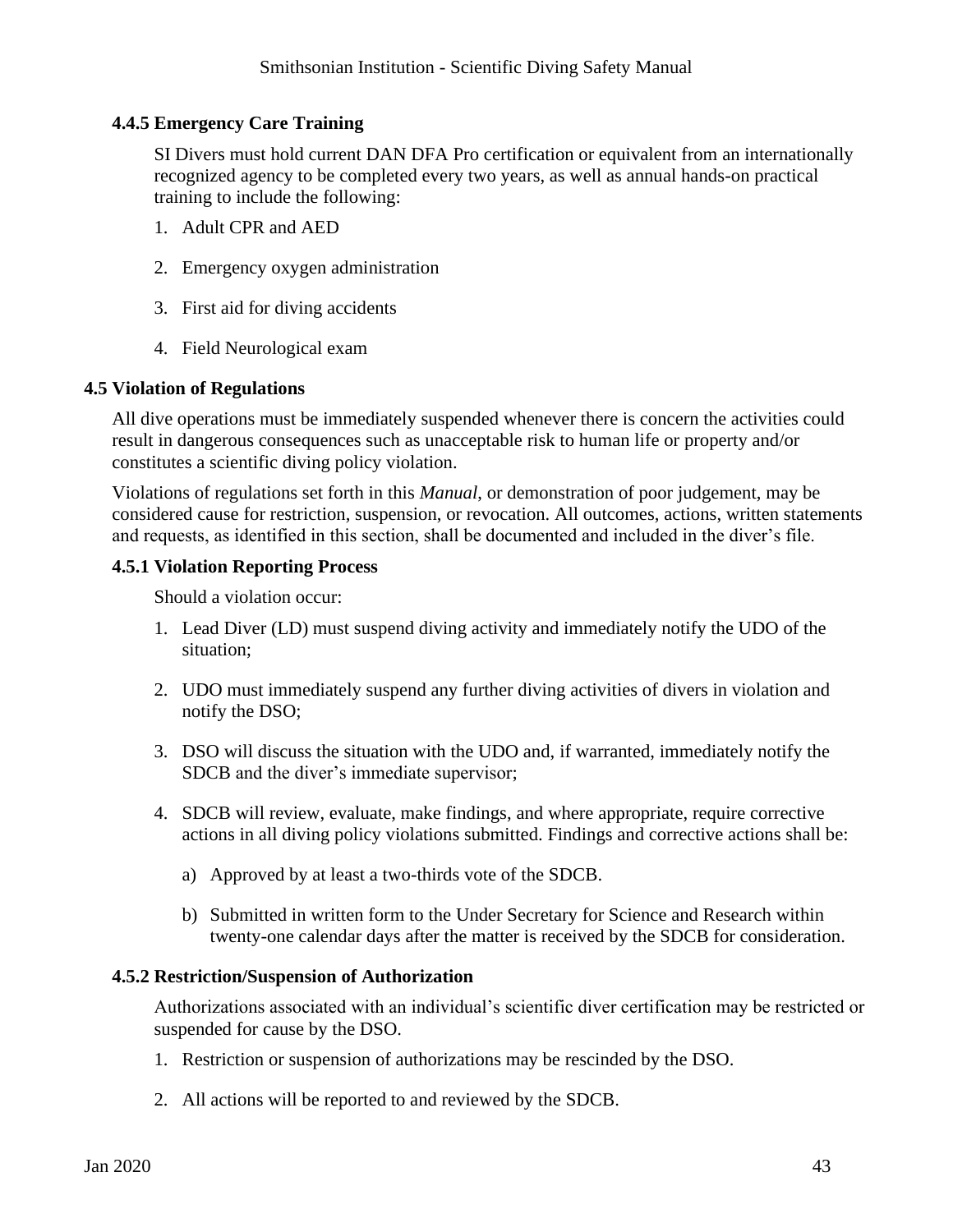### 4.4.5 Emergency Care Training

SI Divers must hold current DAN DFA Pro certification or equivalent from an internationally recognized agency to be completed every two years, as well as annual hands-on practical training to include the following:

1. Adult CPR and AED
2. Emergency oxygen administration
3. First aid for diving accidents
4. Field Neurological exam

## 4.5 Violation of Regulations

All dive operations must be immediately suspended whenever there is concern the activities could result in dangerous consequences such as unacceptable risk to human life or property and/or constitutes a scientific diving policy violation.

Violations of regulations set forth in this *Manual*, or demonstration of poor judgement, may be considered cause for restriction, suspension, or revocation. All outcomes, actions, written statements and requests, as identified in this section, shall be documented and included in the diver's file.

### 4.5.1 Violation Reporting Process

Should a violation occur:

1. Lead Diver (LD) must suspend diving activity and immediately notify the UDO of the situation;
2. UDO must immediately suspend any further diving activities of divers in violation and notify the DSO;
3. DSO will discuss the situation with the UDO and, if warranted, immediately notify the SDCB and the diver's immediate supervisor;
4. SDCB will review, evaluate, make findings, and where appropriate, require corrective actions in all diving policy violations submitted. Findings and corrective actions shall be:
   a) Approved by at least a two-thirds vote of the SDCB.
   b) Submitted in written form to the Under Secretary for Science and Research within twenty-one calendar days after the matter is received by the SDCB for consideration.

### 4.5.2 Restriction/Suspension of Authorization

Authorizations associated with an individual's scientific diver certification may be restricted or suspended for cause by the DSO.

1. Restriction or suspension of authorizations may be rescinded by the DSO.
2. All actions will be reported to and reviewed by the SDCB.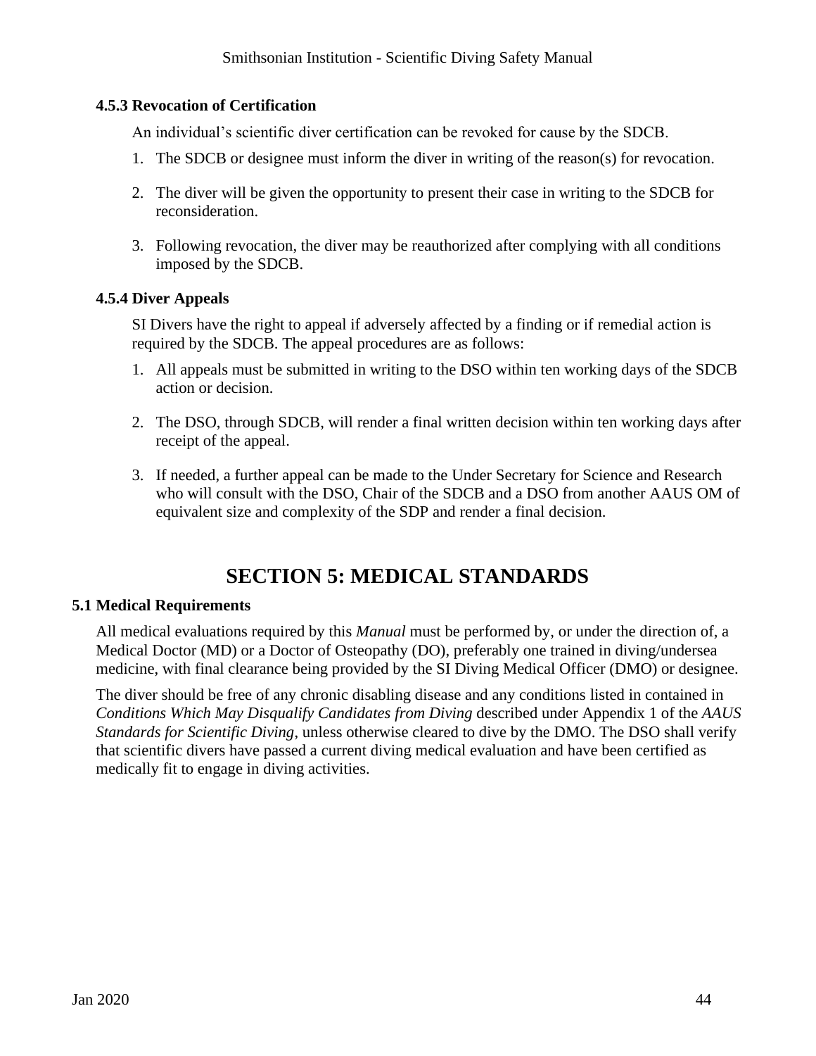### 4.5.3 Revocation of Certification

An individual's scientific diver certification can be revoked for cause by the SDCB.

1. The SDCB or designee must inform the diver in writing of the reason(s) for revocation.
2. The diver will be given the opportunity to present their case in writing to the SDCB for reconsideration.
3. Following revocation, the diver may be reauthorized after complying with all conditions imposed by the SDCB.

### 4.5.4 Diver Appeals

SI Divers have the right to appeal if adversely affected by a finding or if remedial action is required by the SDCB. The appeal procedures are as follows:

1. All appeals must be submitted in writing to the DSO within ten working days of the SDCB action or decision.
2. The DSO, through SDCB, will render a final written decision within ten working days after receipt of the appeal.
3. If needed, a further appeal can be made to the Under Secretary for Science and Research who will consult with the DSO, Chair of the SDCB and a DSO from another AAUS OM of equivalent size and complexity of the SDP and render a final decision.

# SECTION 5: MEDICAL STANDARDS

## 5.1 Medical Requirements

All medical evaluations required by this *Manual* must be performed by, or under the direction of, a Medical Doctor (MD) or a Doctor of Osteopathy (DO), preferably one trained in diving/undersea medicine, with final clearance being provided by the SI Diving Medical Officer (DMO) or designee.

The diver should be free of any chronic disabling disease and any conditions listed in contained in *Conditions Which May Disqualify Candidates from Diving* described under Appendix 1 of the *AAUS Standards for Scientific Diving*, unless otherwise cleared to dive by the DMO. The DSO shall verify that scientific divers have passed a current diving medical evaluation and have been certified as medically fit to engage in diving activities.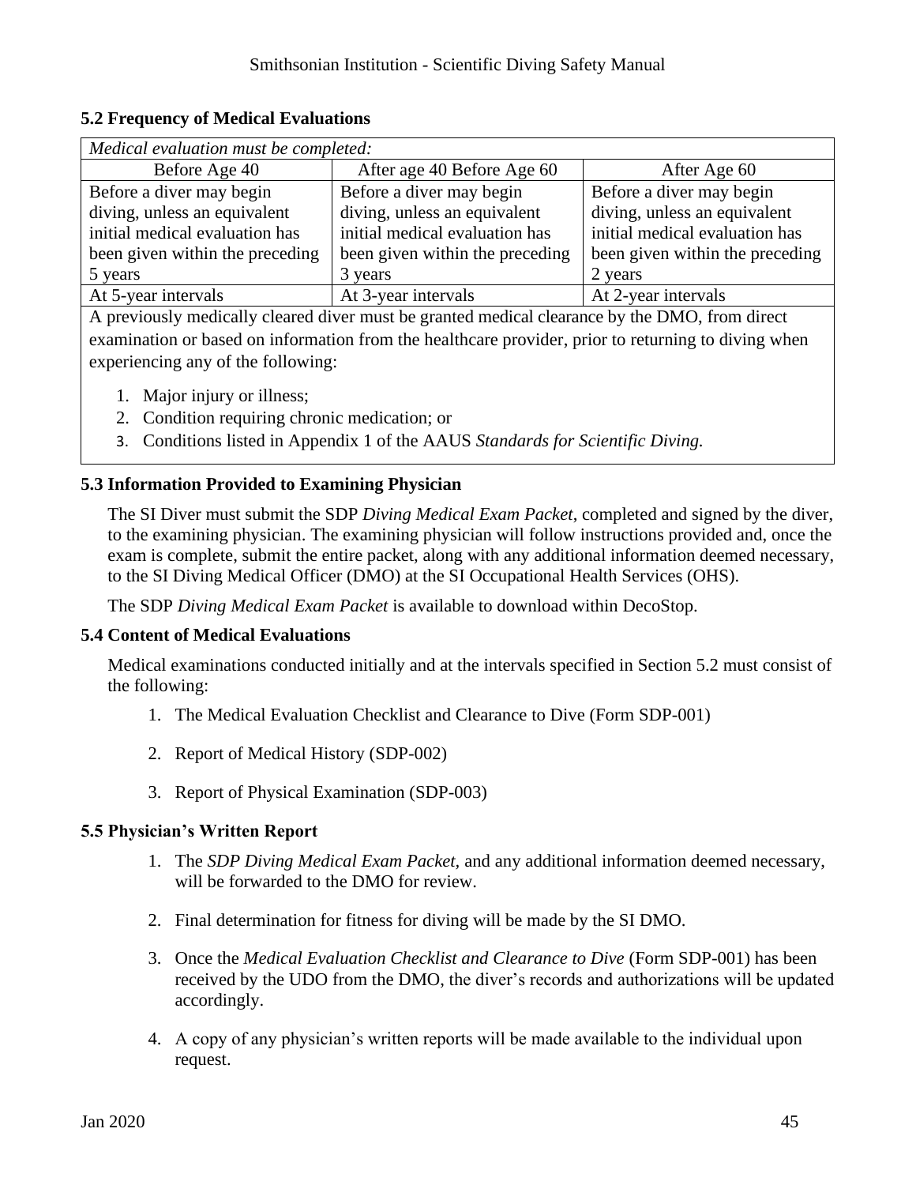### 5.2 Frequency of Medical Evaluations

| *Medical evaluation must be completed:* | | |
|---|---|---|
| Before Age 40 | After age 40 Before Age 60 | After Age 60 |
| Before a diver may begin diving, unless an equivalent initial medical evaluation has been given within the preceding 5 years | Before a diver may begin diving, unless an equivalent initial medical evaluation has been given within the preceding 3 years | Before a diver may begin diving, unless an equivalent initial medical evaluation has been given within the preceding 2 years |
| At 5-year intervals | At 3-year intervals | At 2-year intervals |

A previously medically cleared diver must be granted medical clearance by the DMO, from direct examination or based on information from the healthcare provider, prior to returning to diving when experiencing any of the following:

1. Major injury or illness;
2. Condition requiring chronic medication; or
3. Conditions listed in Appendix 1 of the AAUS *Standards for Scientific Diving.*

### 5.3 Information Provided to Examining Physician

The SI Diver must submit the SDP *Diving Medical Exam Packet*, completed and signed by the diver, to the examining physician. The examining physician will follow instructions provided and, once the exam is complete, submit the entire packet, along with any additional information deemed necessary, to the SI Diving Medical Officer (DMO) at the SI Occupational Health Services (OHS).

The SDP *Diving Medical Exam Packet* is available to download within DecoStop.

### 5.4 Content of Medical Evaluations

Medical examinations conducted initially and at the intervals specified in Section 5.2 must consist of the following:

1. The Medical Evaluation Checklist and Clearance to Dive (Form SDP-001)
2. Report of Medical History (SDP-002)
3. Report of Physical Examination (SDP-003)

### 5.5 Physician's Written Report

1. The *SDP Diving Medical Exam Packet,* and any additional information deemed necessary, will be forwarded to the DMO for review.
2. Final determination for fitness for diving will be made by the SI DMO.
3. Once the *Medical Evaluation Checklist and Clearance to Dive* (Form SDP-001) has been received by the UDO from the DMO, the diver's records and authorizations will be updated accordingly.
4. A copy of any physician's written reports will be made available to the individual upon request.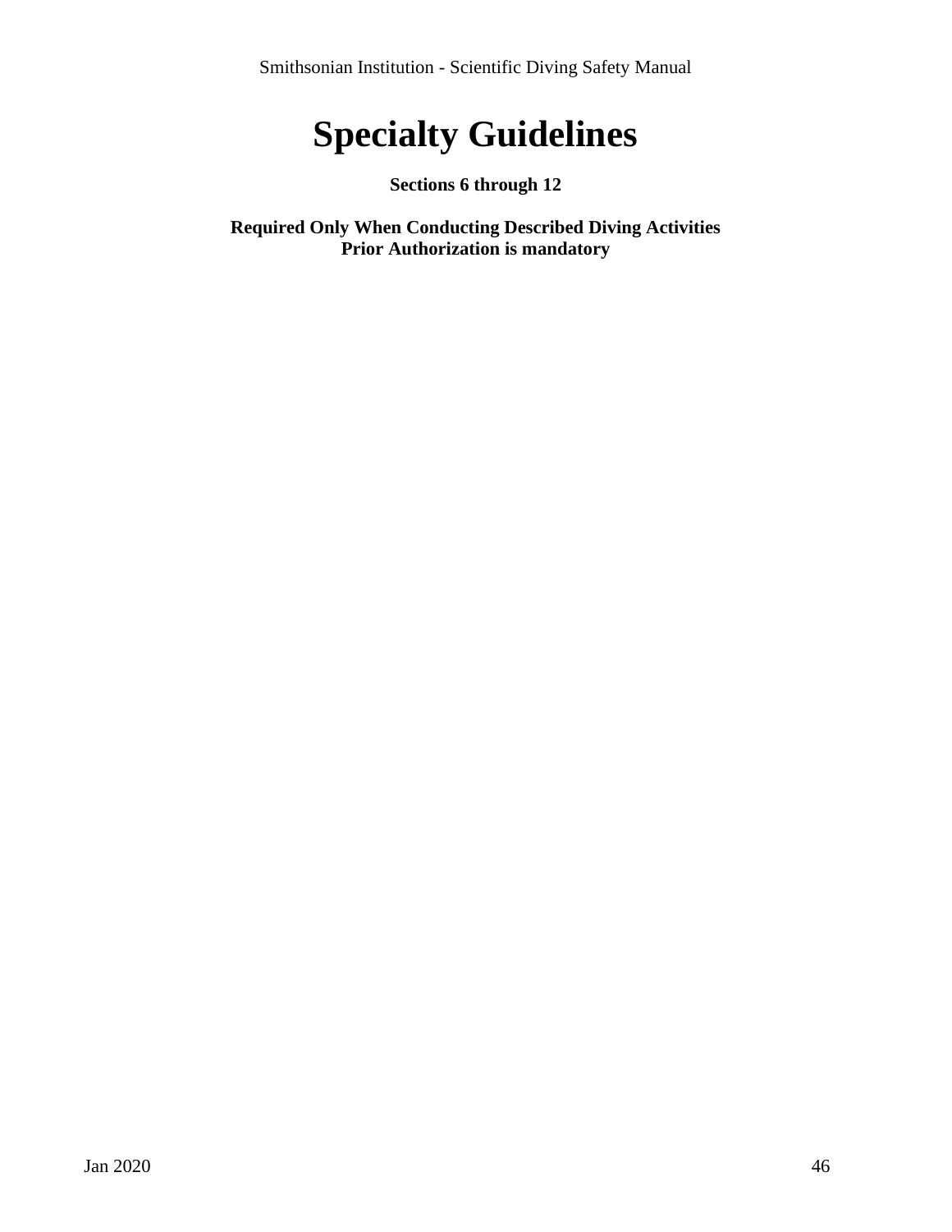# Specialty Guidelines

**Sections 6 through 12**

**Required Only When Conducting Described Diving Activities**
**Prior Authorization is mandatory**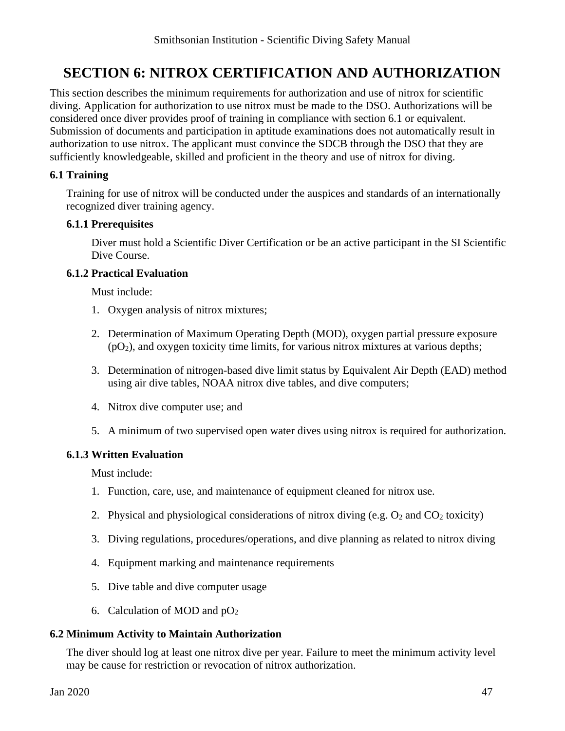# SECTION 6: NITROX CERTIFICATION AND AUTHORIZATION

This section describes the minimum requirements for authorization and use of nitrox for scientific diving. Application for authorization to use nitrox must be made to the DSO. Authorizations will be considered once diver provides proof of training in compliance with section 6.1 or equivalent. Submission of documents and participation in aptitude examinations does not automatically result in authorization to use nitrox. The applicant must convince the SDCB through the DSO that they are sufficiently knowledgeable, skilled and proficient in the theory and use of nitrox for diving.

## 6.1 Training

Training for use of nitrox will be conducted under the auspices and standards of an internationally recognized diver training agency.

### 6.1.1 Prerequisites

Diver must hold a Scientific Diver Certification or be an active participant in the SI Scientific Dive Course.

### 6.1.2 Practical Evaluation

Must include:

1. Oxygen analysis of nitrox mixtures;
2. Determination of Maximum Operating Depth (MOD), oxygen partial pressure exposure ($pO_2$), and oxygen toxicity time limits, for various nitrox mixtures at various depths;
3. Determination of nitrogen-based dive limit status by Equivalent Air Depth (EAD) method using air dive tables, NOAA nitrox dive tables, and dive computers;
4. Nitrox dive computer use; and
5. A minimum of two supervised open water dives using nitrox is required for authorization.

### 6.1.3 Written Evaluation

Must include:

1. Function, care, use, and maintenance of equipment cleaned for nitrox use.
2. Physical and physiological considerations of nitrox diving (e.g. $O_2$ and $CO_2$ toxicity)
3. Diving regulations, procedures/operations, and dive planning as related to nitrox diving
4. Equipment marking and maintenance requirements
5. Dive table and dive computer usage
6. Calculation of MOD and $pO_2$

## 6.2 Minimum Activity to Maintain Authorization

The diver should log at least one nitrox dive per year. Failure to meet the minimum activity level may be cause for restriction or revocation of nitrox authorization.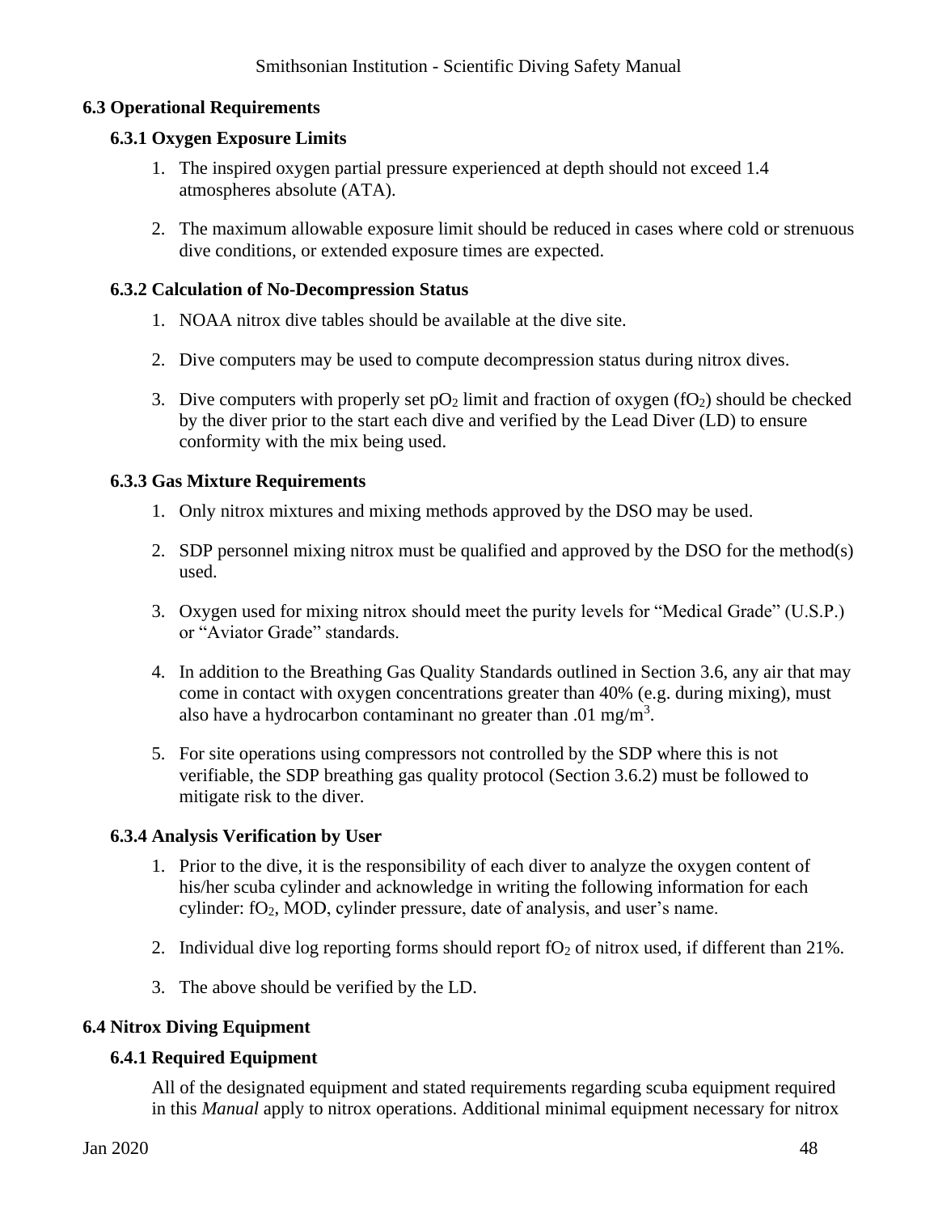## 6.3 Operational Requirements

### 6.3.1 Oxygen Exposure Limits

1. The inspired oxygen partial pressure experienced at depth should not exceed 1.4 atmospheres absolute (ATA).

2. The maximum allowable exposure limit should be reduced in cases where cold or strenuous dive conditions, or extended exposure times are expected.

### 6.3.2 Calculation of No-Decompression Status

1. NOAA nitrox dive tables should be available at the dive site.

2. Dive computers may be used to compute decompression status during nitrox dives.

3. Dive computers with properly set $pO_2$ limit and fraction of oxygen ($fO_2$) should be checked by the diver prior to the start each dive and verified by the Lead Diver (LD) to ensure conformity with the mix being used.

### 6.3.3 Gas Mixture Requirements

1. Only nitrox mixtures and mixing methods approved by the DSO may be used.

2. SDP personnel mixing nitrox must be qualified and approved by the DSO for the method(s) used.

3. Oxygen used for mixing nitrox should meet the purity levels for "Medical Grade" (U.S.P.) or "Aviator Grade" standards.

4. In addition to the Breathing Gas Quality Standards outlined in Section 3.6, any air that may come in contact with oxygen concentrations greater than 40% (e.g. during mixing), must also have a hydrocarbon contaminant no greater than .01 $mg/m^3$.

5. For site operations using compressors not controlled by the SDP where this is not verifiable, the SDP breathing gas quality protocol (Section 3.6.2) must be followed to mitigate risk to the diver.

### 6.3.4 Analysis Verification by User

1. Prior to the dive, it is the responsibility of each diver to analyze the oxygen content of his/her scuba cylinder and acknowledge in writing the following information for each cylinder: $fO_2$, MOD, cylinder pressure, date of analysis, and user's name.

2. Individual dive log reporting forms should report $fO_2$ of nitrox used, if different than 21%.

3. The above should be verified by the LD.

## 6.4 Nitrox Diving Equipment

### 6.4.1 Required Equipment

All of the designated equipment and stated requirements regarding scuba equipment required in this *Manual* apply to nitrox operations. Additional minimal equipment necessary for nitrox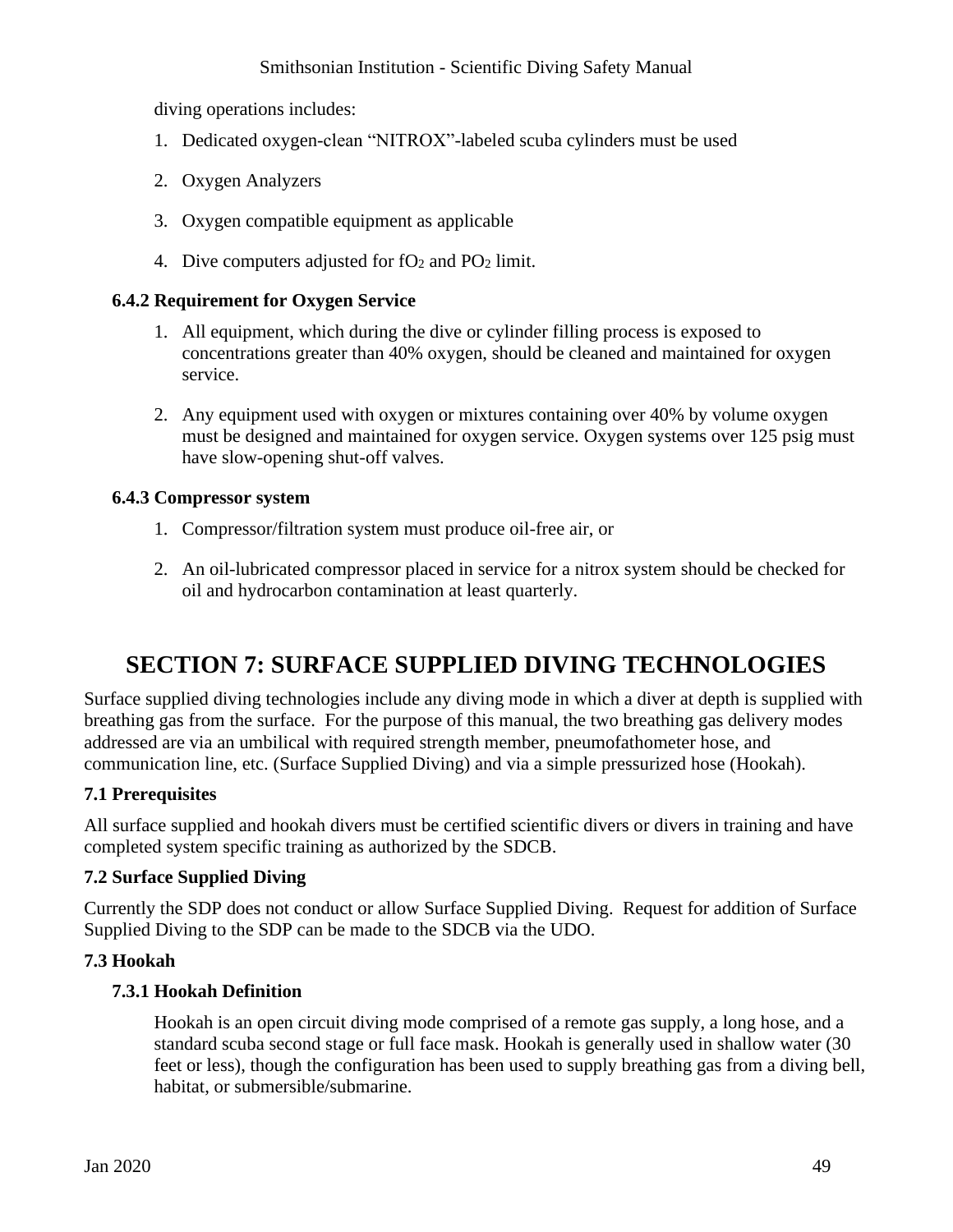diving operations includes:

1. Dedicated oxygen-clean "NITROX"-labeled scuba cylinders must be used
2. Oxygen Analyzers
3. Oxygen compatible equipment as applicable
4. Dive computers adjusted for $fO_2$ and $PO_2$ limit.

### 6.4.2 Requirement for Oxygen Service

1. All equipment, which during the dive or cylinder filling process is exposed to concentrations greater than 40% oxygen, should be cleaned and maintained for oxygen service.
2. Any equipment used with oxygen or mixtures containing over 40% by volume oxygen must be designed and maintained for oxygen service. Oxygen systems over 125 psig must have slow-opening shut-off valves.

### 6.4.3 Compressor system

1. Compressor/filtration system must produce oil-free air, or
2. An oil-lubricated compressor placed in service for a nitrox system should be checked for oil and hydrocarbon contamination at least quarterly.

# SECTION 7: SURFACE SUPPLIED DIVING TECHNOLOGIES

Surface supplied diving technologies include any diving mode in which a diver at depth is supplied with breathing gas from the surface. For the purpose of this manual, the two breathing gas delivery modes addressed are via an umbilical with required strength member, pneumofathometer hose, and communication line, etc. (Surface Supplied Diving) and via a simple pressurized hose (Hookah).

## 7.1 Prerequisites

All surface supplied and hookah divers must be certified scientific divers or divers in training and have completed system specific training as authorized by the SDCB.

## 7.2 Surface Supplied Diving

Currently the SDP does not conduct or allow Surface Supplied Diving. Request for addition of Surface Supplied Diving to the SDP can be made to the SDCB via the UDO.

## 7.3 Hookah

### 7.3.1 Hookah Definition

Hookah is an open circuit diving mode comprised of a remote gas supply, a long hose, and a standard scuba second stage or full face mask. Hookah is generally used in shallow water (30 feet or less), though the configuration has been used to supply breathing gas from a diving bell, habitat, or submersible/submarine.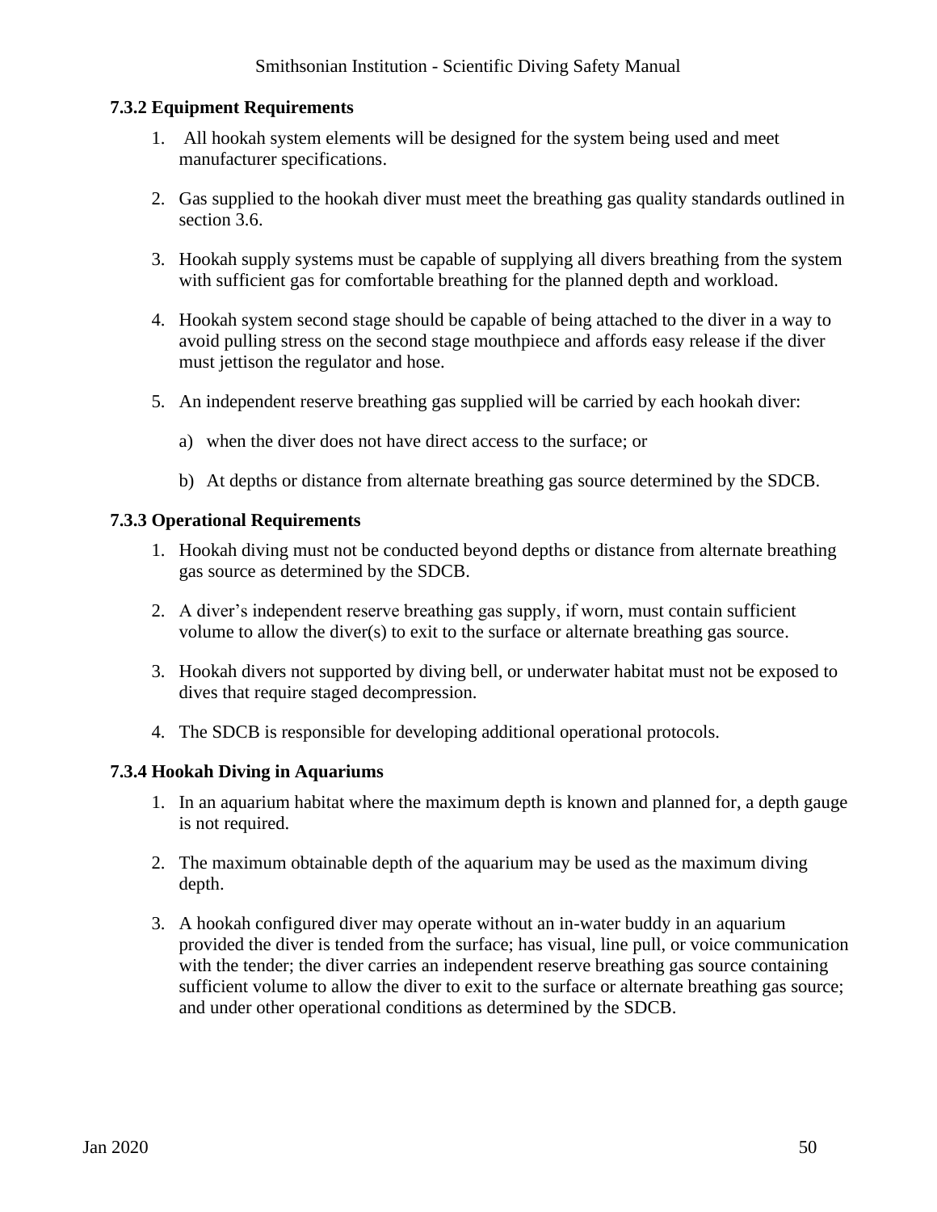### 7.3.2 Equipment Requirements

1. All hookah system elements will be designed for the system being used and meet manufacturer specifications.

2. Gas supplied to the hookah diver must meet the breathing gas quality standards outlined in section 3.6.

3. Hookah supply systems must be capable of supplying all divers breathing from the system with sufficient gas for comfortable breathing for the planned depth and workload.

4. Hookah system second stage should be capable of being attached to the diver in a way to avoid pulling stress on the second stage mouthpiece and affords easy release if the diver must jettison the regulator and hose.

5. An independent reserve breathing gas supplied will be carried by each hookah diver:

   a) when the diver does not have direct access to the surface; or

   b) At depths or distance from alternate breathing gas source determined by the SDCB.

### 7.3.3 Operational Requirements

1. Hookah diving must not be conducted beyond depths or distance from alternate breathing gas source as determined by the SDCB.

2. A diver's independent reserve breathing gas supply, if worn, must contain sufficient volume to allow the diver(s) to exit to the surface or alternate breathing gas source.

3. Hookah divers not supported by diving bell, or underwater habitat must not be exposed to dives that require staged decompression.

4. The SDCB is responsible for developing additional operational protocols.

### 7.3.4 Hookah Diving in Aquariums

1. In an aquarium habitat where the maximum depth is known and planned for, a depth gauge is not required.

2. The maximum obtainable depth of the aquarium may be used as the maximum diving depth.

3. A hookah configured diver may operate without an in-water buddy in an aquarium provided the diver is tended from the surface; has visual, line pull, or voice communication with the tender; the diver carries an independent reserve breathing gas source containing sufficient volume to allow the diver to exit to the surface or alternate breathing gas source; and under other operational conditions as determined by the SDCB.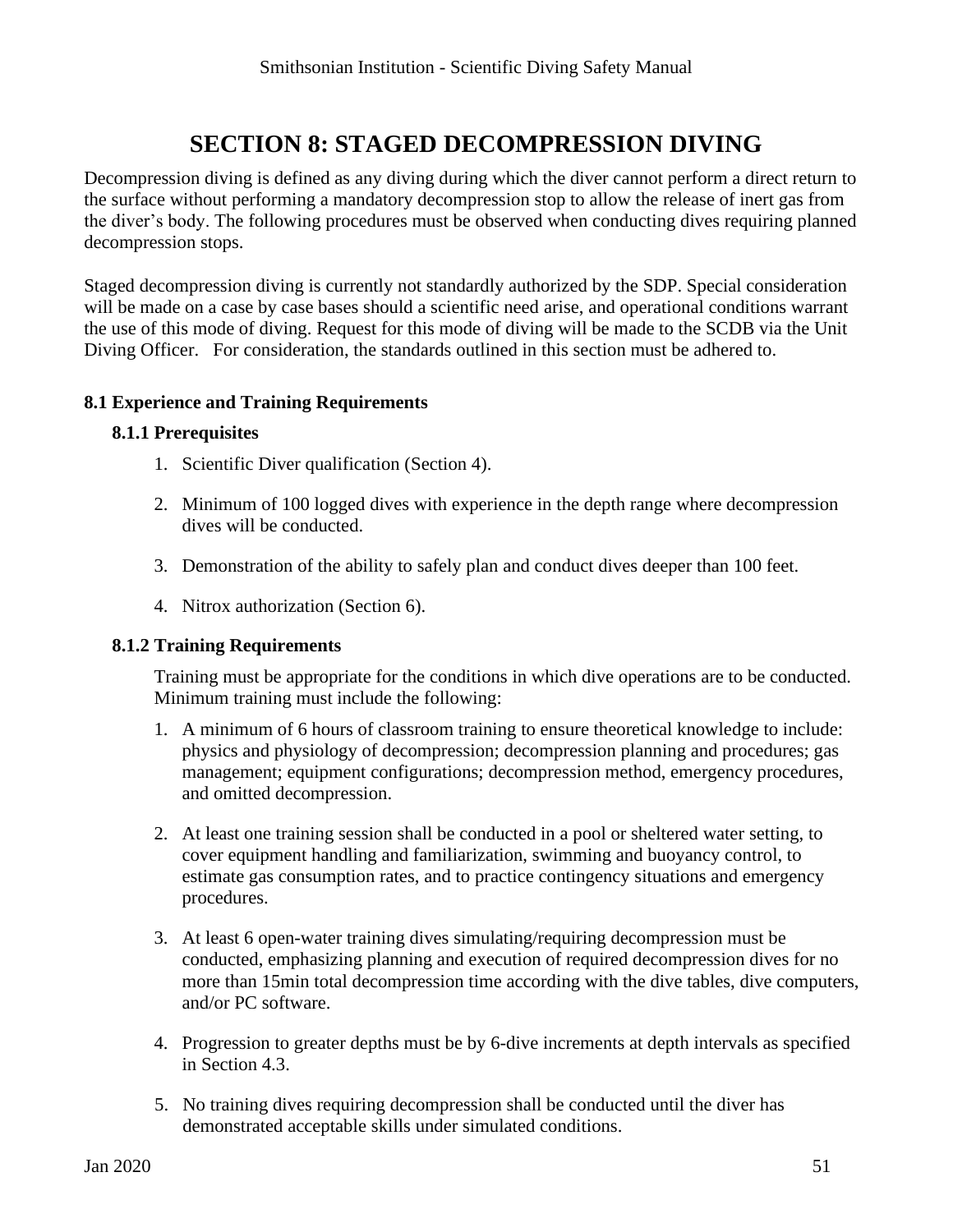# SECTION 8: STAGED DECOMPRESSION DIVING

Decompression diving is defined as any diving during which the diver cannot perform a direct return to the surface without performing a mandatory decompression stop to allow the release of inert gas from the diver's body. The following procedures must be observed when conducting dives requiring planned decompression stops.

Staged decompression diving is currently not standardly authorized by the SDP. Special consideration will be made on a case by case bases should a scientific need arise, and operational conditions warrant the use of this mode of diving. Request for this mode of diving will be made to the SCDB via the Unit Diving Officer. For consideration, the standards outlined in this section must be adhered to.

## 8.1 Experience and Training Requirements

### 8.1.1 Prerequisites

1. Scientific Diver qualification (Section 4).
2. Minimum of 100 logged dives with experience in the depth range where decompression dives will be conducted.
3. Demonstration of the ability to safely plan and conduct dives deeper than 100 feet.
4. Nitrox authorization (Section 6).

### 8.1.2 Training Requirements

Training must be appropriate for the conditions in which dive operations are to be conducted. Minimum training must include the following:

1. A minimum of 6 hours of classroom training to ensure theoretical knowledge to include: physics and physiology of decompression; decompression planning and procedures; gas management; equipment configurations; decompression method, emergency procedures, and omitted decompression.
2. At least one training session shall be conducted in a pool or sheltered water setting, to cover equipment handling and familiarization, swimming and buoyancy control, to estimate gas consumption rates, and to practice contingency situations and emergency procedures.
3. At least 6 open-water training dives simulating/requiring decompression must be conducted, emphasizing planning and execution of required decompression dives for no more than 15min total decompression time according with the dive tables, dive computers, and/or PC software.
4. Progression to greater depths must be by 6-dive increments at depth intervals as specified in Section 4.3.
5. No training dives requiring decompression shall be conducted until the diver has demonstrated acceptable skills under simulated conditions.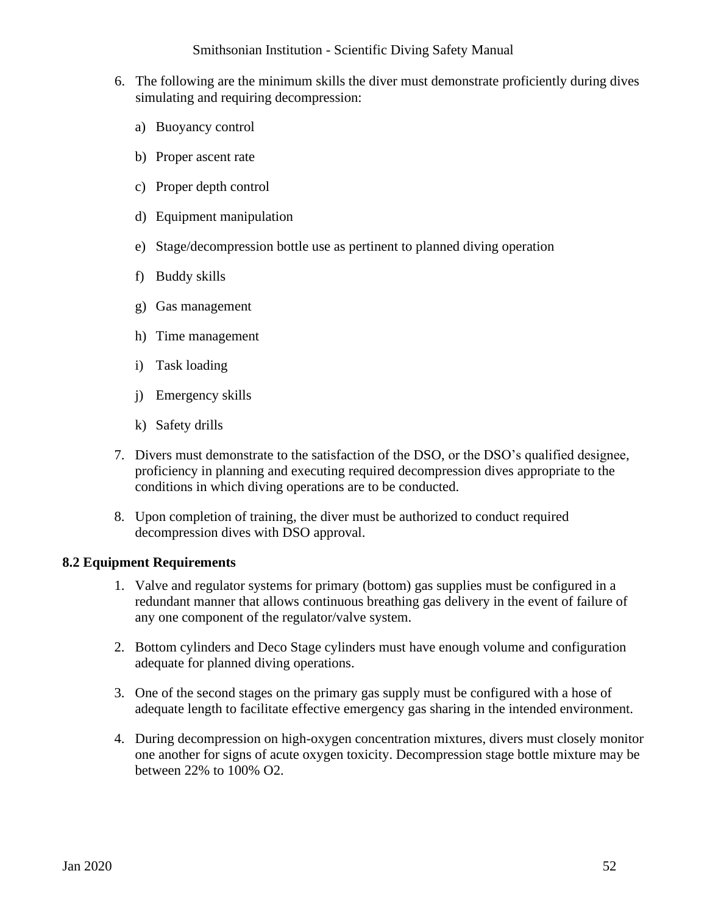6. The following are the minimum skills the diver must demonstrate proficiently during dives simulating and requiring decompression:

    a) Buoyancy control

    b) Proper ascent rate

    c) Proper depth control

    d) Equipment manipulation

    e) Stage/decompression bottle use as pertinent to planned diving operation

    f) Buddy skills

    g) Gas management

    h) Time management

    i) Task loading

    j) Emergency skills

    k) Safety drills

7. Divers must demonstrate to the satisfaction of the DSO, or the DSO's qualified designee, proficiency in planning and executing required decompression dives appropriate to the conditions in which diving operations are to be conducted.

8. Upon completion of training, the diver must be authorized to conduct required decompression dives with DSO approval.

**8.2 Equipment Requirements**

1. Valve and regulator systems for primary (bottom) gas supplies must be configured in a redundant manner that allows continuous breathing gas delivery in the event of failure of any one component of the regulator/valve system.

2. Bottom cylinders and Deco Stage cylinders must have enough volume and configuration adequate for planned diving operations.

3. One of the second stages on the primary gas supply must be configured with a hose of adequate length to facilitate effective emergency gas sharing in the intended environment.

4. During decompression on high-oxygen concentration mixtures, divers must closely monitor one another for signs of acute oxygen toxicity. Decompression stage bottle mixture may be between 22% to 100% $O_2$.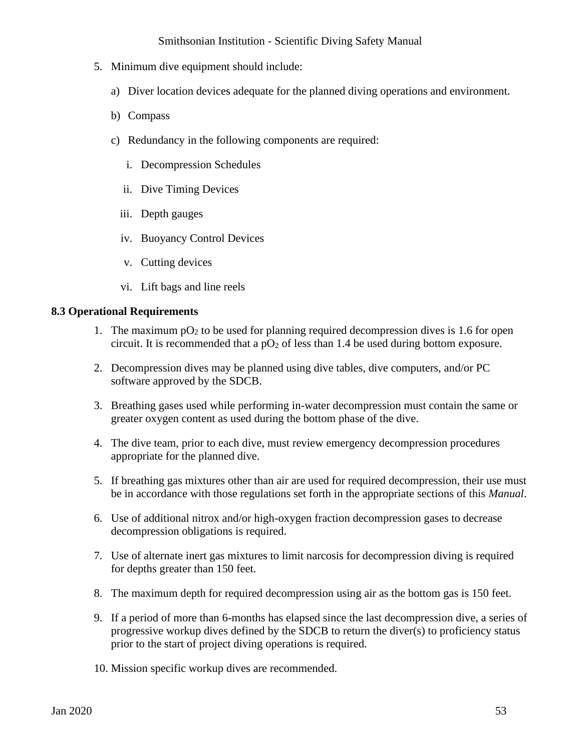5. Minimum dive equipment should include:

   a) Diver location devices adequate for the planned diving operations and environment.

   b) Compass

   c) Redundancy in the following components are required:

      i. Decompression Schedules

      ii. Dive Timing Devices

      iii. Depth gauges

      iv. Buoyancy Control Devices

      v. Cutting devices

      vi. Lift bags and line reels

**8.3 Operational Requirements**

1. The maximum $pO_2$ to be used for planning required decompression dives is 1.6 for open circuit. It is recommended that a $pO_2$ of less than 1.4 be used during bottom exposure.

2. Decompression dives may be planned using dive tables, dive computers, and/or PC software approved by the SDCB.

3. Breathing gases used while performing in-water decompression must contain the same or greater oxygen content as used during the bottom phase of the dive.

4. The dive team, prior to each dive, must review emergency decompression procedures appropriate for the planned dive.

5. If breathing gas mixtures other than air are used for required decompression, their use must be in accordance with those regulations set forth in the appropriate sections of this *Manual*.

6. Use of additional nitrox and/or high-oxygen fraction decompression gases to decrease decompression obligations is required.

7. Use of alternate inert gas mixtures to limit narcosis for decompression diving is required for depths greater than 150 feet.

8. The maximum depth for required decompression using air as the bottom gas is 150 feet.

9. If a period of more than 6-months has elapsed since the last decompression dive, a series of progressive workup dives defined by the SDCB to return the diver(s) to proficiency status prior to the start of project diving operations is required.

10. Mission specific workup dives are recommended.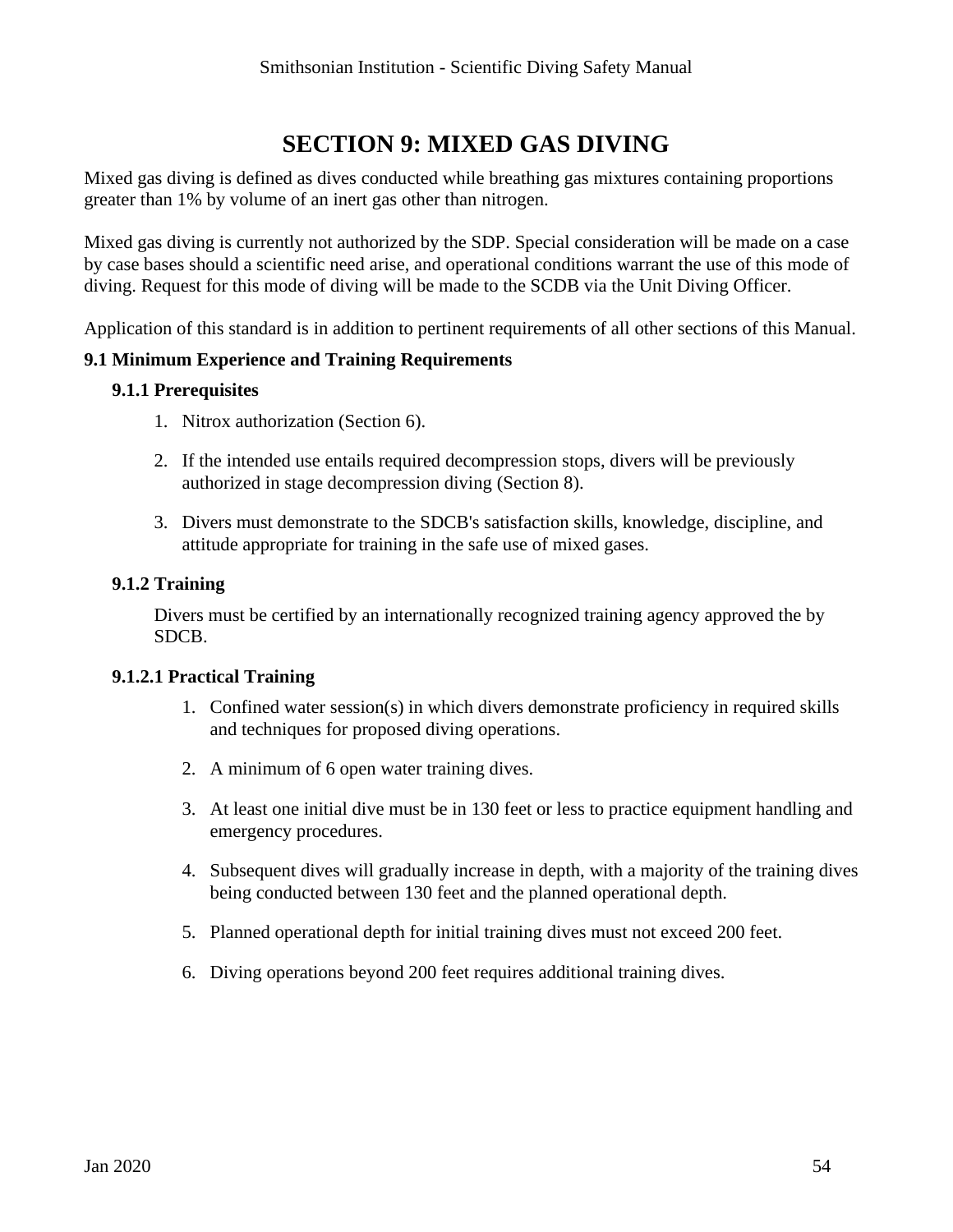# SECTION 9: MIXED GAS DIVING

Mixed gas diving is defined as dives conducted while breathing gas mixtures containing proportions greater than 1% by volume of an inert gas other than nitrogen.

Mixed gas diving is currently not authorized by the SDP. Special consideration will be made on a case by case bases should a scientific need arise, and operational conditions warrant the use of this mode of diving. Request for this mode of diving will be made to the SCDB via the Unit Diving Officer.

Application of this standard is in addition to pertinent requirements of all other sections of this Manual.

## 9.1 Minimum Experience and Training Requirements

### 9.1.1 Prerequisites

1. Nitrox authorization (Section 6).
2. If the intended use entails required decompression stops, divers will be previously authorized in stage decompression diving (Section 8).
3. Divers must demonstrate to the SDCB's satisfaction skills, knowledge, discipline, and attitude appropriate for training in the safe use of mixed gases.

### 9.1.2 Training

Divers must be certified by an internationally recognized training agency approved the by SDCB.

#### 9.1.2.1 Practical Training

1. Confined water session(s) in which divers demonstrate proficiency in required skills and techniques for proposed diving operations.
2. A minimum of 6 open water training dives.
3. At least one initial dive must be in 130 feet or less to practice equipment handling and emergency procedures.
4. Subsequent dives will gradually increase in depth, with a majority of the training dives being conducted between 130 feet and the planned operational depth.
5. Planned operational depth for initial training dives must not exceed 200 feet.
6. Diving operations beyond 200 feet requires additional training dives.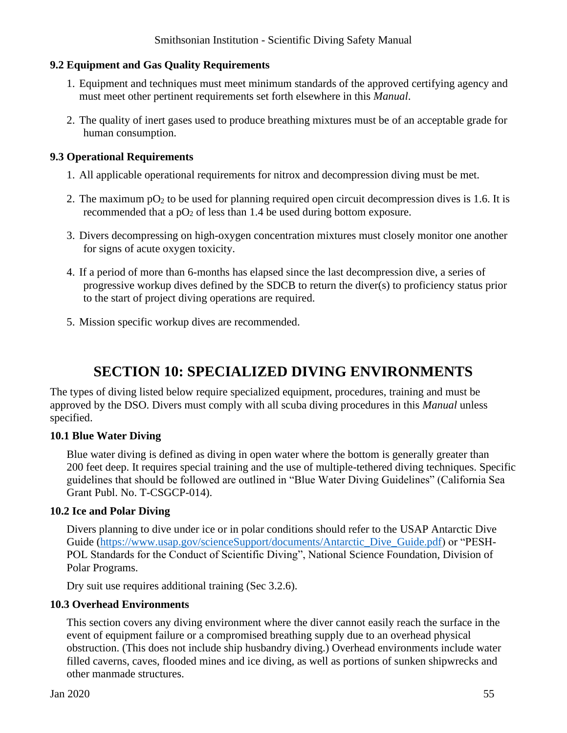### 9.2 Equipment and Gas Quality Requirements

1. Equipment and techniques must meet minimum standards of the approved certifying agency and must meet other pertinent requirements set forth elsewhere in this *Manual*.

2. The quality of inert gases used to produce breathing mixtures must be of an acceptable grade for human consumption.

### 9.3 Operational Requirements

1. All applicable operational requirements for nitrox and decompression diving must be met.

2. The maximum $pO_2$ to be used for planning required open circuit decompression dives is 1.6. It is recommended that a $pO_2$ of less than 1.4 be used during bottom exposure.

3. Divers decompressing on high-oxygen concentration mixtures must closely monitor one another for signs of acute oxygen toxicity.

4. If a period of more than 6-months has elapsed since the last decompression dive, a series of progressive workup dives defined by the SDCB to return the diver(s) to proficiency status prior to the start of project diving operations are required.

5. Mission specific workup dives are recommended.

# SECTION 10: SPECIALIZED DIVING ENVIRONMENTS

The types of diving listed below require specialized equipment, procedures, training and must be approved by the DSO. Divers must comply with all scuba diving procedures in this *Manual* unless specified.

### 10.1 Blue Water Diving

Blue water diving is defined as diving in open water where the bottom is generally greater than 200 feet deep. It requires special training and the use of multiple-tethered diving techniques. Specific guidelines that should be followed are outlined in "Blue Water Diving Guidelines" (California Sea Grant Publ. No. T-CSGCP-014).

### 10.2 Ice and Polar Diving

Divers planning to dive under ice or in polar conditions should refer to the USAP Antarctic Dive Guide (https://www.usap.gov/scienceSupport/documents/Antarctic_Dive_Guide.pdf) or "PESH-POL Standards for the Conduct of Scientific Diving", National Science Foundation, Division of Polar Programs.

Dry suit use requires additional training (Sec 3.2.6).

### 10.3 Overhead Environments

This section covers any diving environment where the diver cannot easily reach the surface in the event of equipment failure or a compromised breathing supply due to an overhead physical obstruction. (This does not include ship husbandry diving.) Overhead environments include water filled caverns, caves, flooded mines and ice diving, as well as portions of sunken shipwrecks and other manmade structures.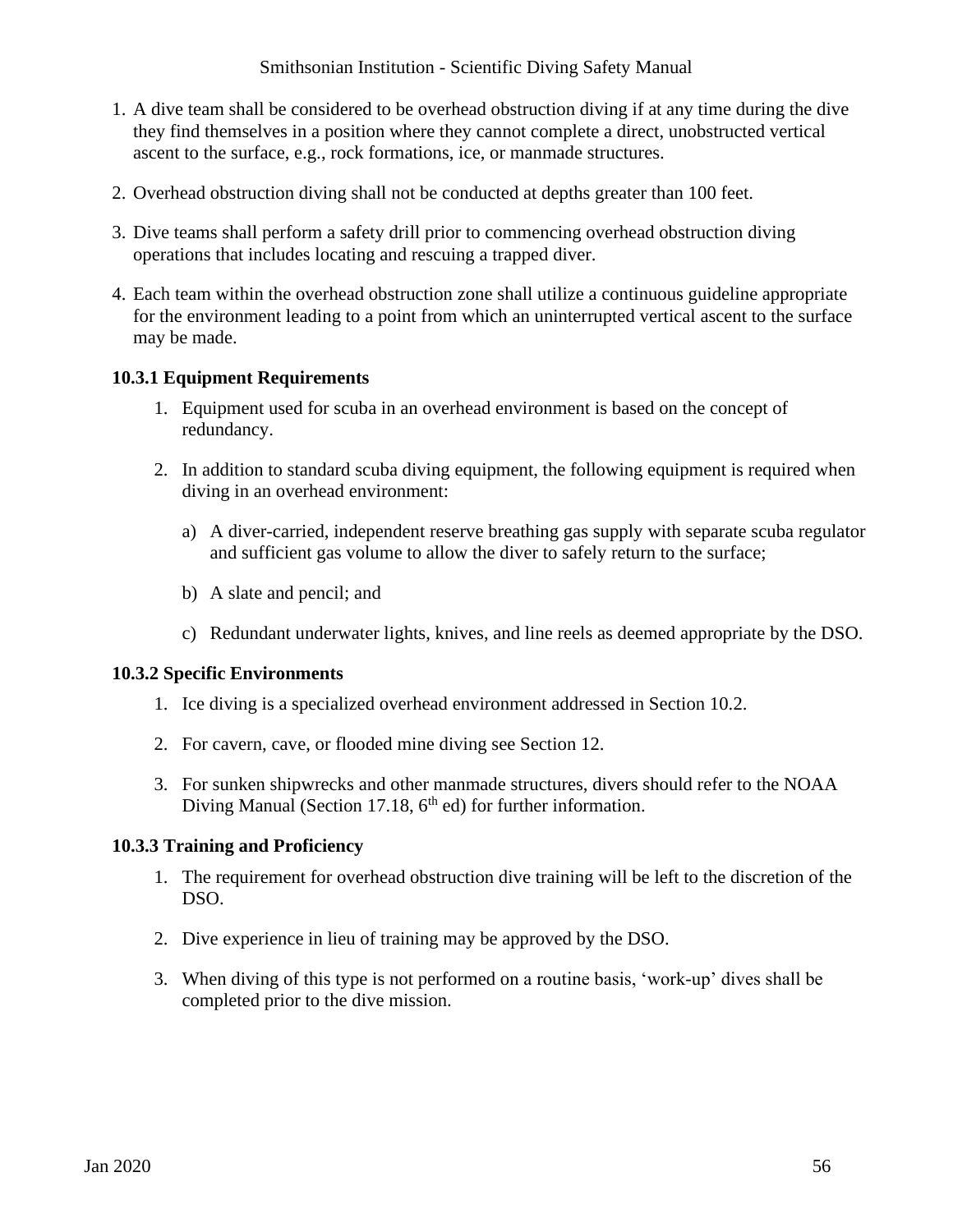1. A dive team shall be considered to be overhead obstruction diving if at any time during the dive they find themselves in a position where they cannot complete a direct, unobstructed vertical ascent to the surface, e.g., rock formations, ice, or manmade structures.

2. Overhead obstruction diving shall not be conducted at depths greater than 100 feet.

3. Dive teams shall perform a safety drill prior to commencing overhead obstruction diving operations that includes locating and rescuing a trapped diver.

4. Each team within the overhead obstruction zone shall utilize a continuous guideline appropriate for the environment leading to a point from which an uninterrupted vertical ascent to the surface may be made.

### 10.3.1 Equipment Requirements

1. Equipment used for scuba in an overhead environment is based on the concept of redundancy.

2. In addition to standard scuba diving equipment, the following equipment is required when diving in an overhead environment:

   a) A diver-carried, independent reserve breathing gas supply with separate scuba regulator and sufficient gas volume to allow the diver to safely return to the surface;

   b) A slate and pencil; and

   c) Redundant underwater lights, knives, and line reels as deemed appropriate by the DSO.

### 10.3.2 Specific Environments

1. Ice diving is a specialized overhead environment addressed in Section 10.2.

2. For cavern, cave, or flooded mine diving see Section 12.

3. For sunken shipwrecks and other manmade structures, divers should refer to the NOAA Diving Manual (Section 17.18, 6th ed) for further information.

### 10.3.3 Training and Proficiency

1. The requirement for overhead obstruction dive training will be left to the discretion of the DSO.

2. Dive experience in lieu of training may be approved by the DSO.

3. When diving of this type is not performed on a routine basis, 'work-up' dives shall be completed prior to the dive mission.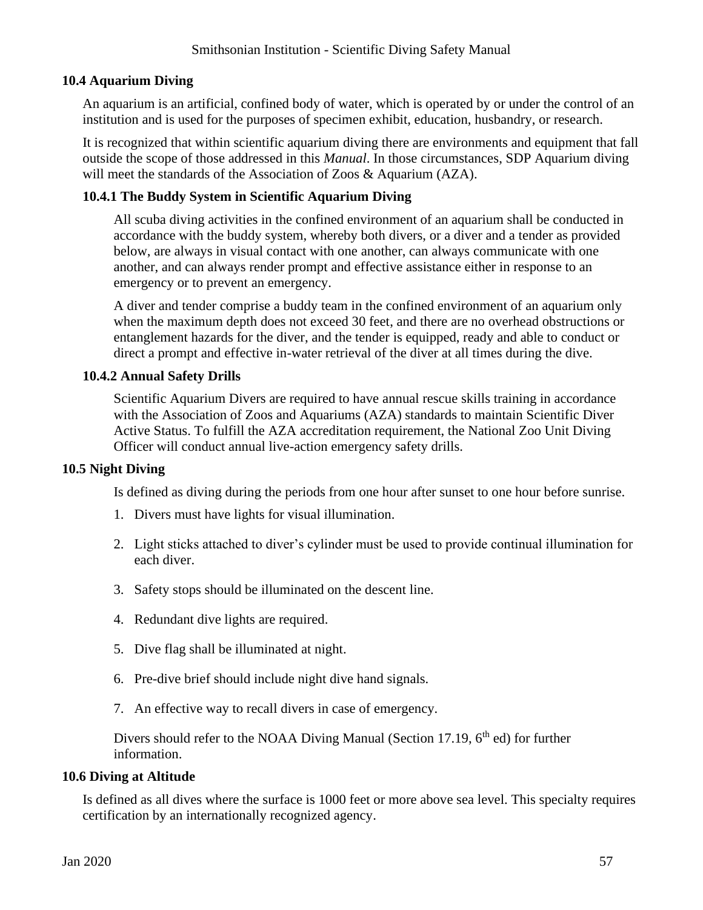## 10.4 Aquarium Diving

An aquarium is an artificial, confined body of water, which is operated by or under the control of an institution and is used for the purposes of specimen exhibit, education, husbandry, or research.

It is recognized that within scientific aquarium diving there are environments and equipment that fall outside the scope of those addressed in this *Manual*. In those circumstances, SDP Aquarium diving will meet the standards of the Association of Zoos & Aquarium (AZA).

### 10.4.1 The Buddy System in Scientific Aquarium Diving

All scuba diving activities in the confined environment of an aquarium shall be conducted in accordance with the buddy system, whereby both divers, or a diver and a tender as provided below, are always in visual contact with one another, can always communicate with one another, and can always render prompt and effective assistance either in response to an emergency or to prevent an emergency.

A diver and tender comprise a buddy team in the confined environment of an aquarium only when the maximum depth does not exceed 30 feet, and there are no overhead obstructions or entanglement hazards for the diver, and the tender is equipped, ready and able to conduct or direct a prompt and effective in-water retrieval of the diver at all times during the dive.

### 10.4.2 Annual Safety Drills

Scientific Aquarium Divers are required to have annual rescue skills training in accordance with the Association of Zoos and Aquariums (AZA) standards to maintain Scientific Diver Active Status. To fulfill the AZA accreditation requirement, the National Zoo Unit Diving Officer will conduct annual live-action emergency safety drills.

## 10.5 Night Diving

Is defined as diving during the periods from one hour after sunset to one hour before sunrise.

1. Divers must have lights for visual illumination.
2. Light sticks attached to diver's cylinder must be used to provide continual illumination for each diver.
3. Safety stops should be illuminated on the descent line.
4. Redundant dive lights are required.
5. Dive flag shall be illuminated at night.
6. Pre-dive brief should include night dive hand signals.
7. An effective way to recall divers in case of emergency.

Divers should refer to the NOAA Diving Manual (Section 17.19, 6th ed) for further information.

## 10.6 Diving at Altitude

Is defined as all dives where the surface is 1000 feet or more above sea level. This specialty requires certification by an internationally recognized agency.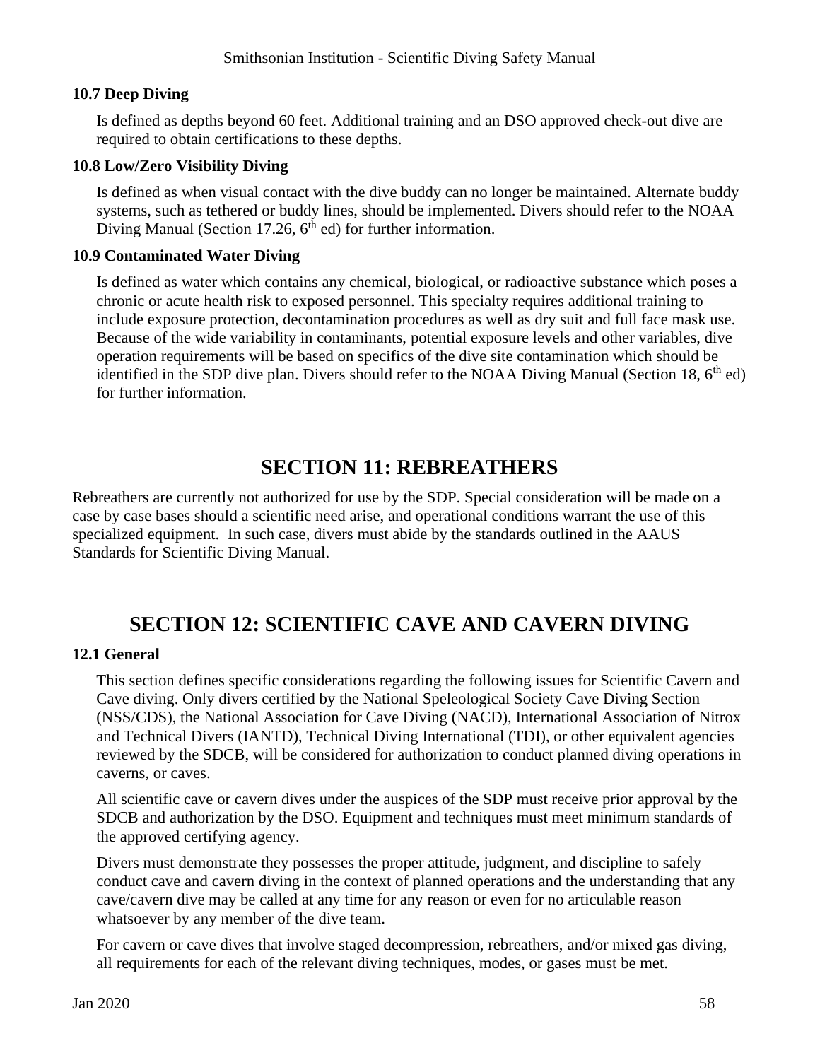### 10.7 Deep Diving

Is defined as depths beyond 60 feet. Additional training and an DSO approved check-out dive are required to obtain certifications to these depths.

### 10.8 Low/Zero Visibility Diving

Is defined as when visual contact with the dive buddy can no longer be maintained. Alternate buddy systems, such as tethered or buddy lines, should be implemented. Divers should refer to the NOAA Diving Manual (Section 17.26, 6th ed) for further information.

### 10.9 Contaminated Water Diving

Is defined as water which contains any chemical, biological, or radioactive substance which poses a chronic or acute health risk to exposed personnel. This specialty requires additional training to include exposure protection, decontamination procedures as well as dry suit and full face mask use. Because of the wide variability in contaminants, potential exposure levels and other variables, dive operation requirements will be based on specifics of the dive site contamination which should be identified in the SDP dive plan. Divers should refer to the NOAA Diving Manual (Section 18, 6th ed) for further information.

# SECTION 11: REBREATHERS

Rebreathers are currently not authorized for use by the SDP. Special consideration will be made on a case by case bases should a scientific need arise, and operational conditions warrant the use of this specialized equipment. In such case, divers must abide by the standards outlined in the AAUS Standards for Scientific Diving Manual.

# SECTION 12: SCIENTIFIC CAVE AND CAVERN DIVING

### 12.1 General

This section defines specific considerations regarding the following issues for Scientific Cavern and Cave diving. Only divers certified by the National Speleological Society Cave Diving Section (NSS/CDS), the National Association for Cave Diving (NACD), International Association of Nitrox and Technical Divers (IANTD), Technical Diving International (TDI), or other equivalent agencies reviewed by the SDCB, will be considered for authorization to conduct planned diving operations in caverns, or caves.

All scientific cave or cavern dives under the auspices of the SDP must receive prior approval by the SDCB and authorization by the DSO. Equipment and techniques must meet minimum standards of the approved certifying agency.

Divers must demonstrate they possesses the proper attitude, judgment, and discipline to safely conduct cave and cavern diving in the context of planned operations and the understanding that any cave/cavern dive may be called at any time for any reason or even for no articulable reason whatsoever by any member of the dive team.

For cavern or cave dives that involve staged decompression, rebreathers, and/or mixed gas diving, all requirements for each of the relevant diving techniques, modes, or gases must be met.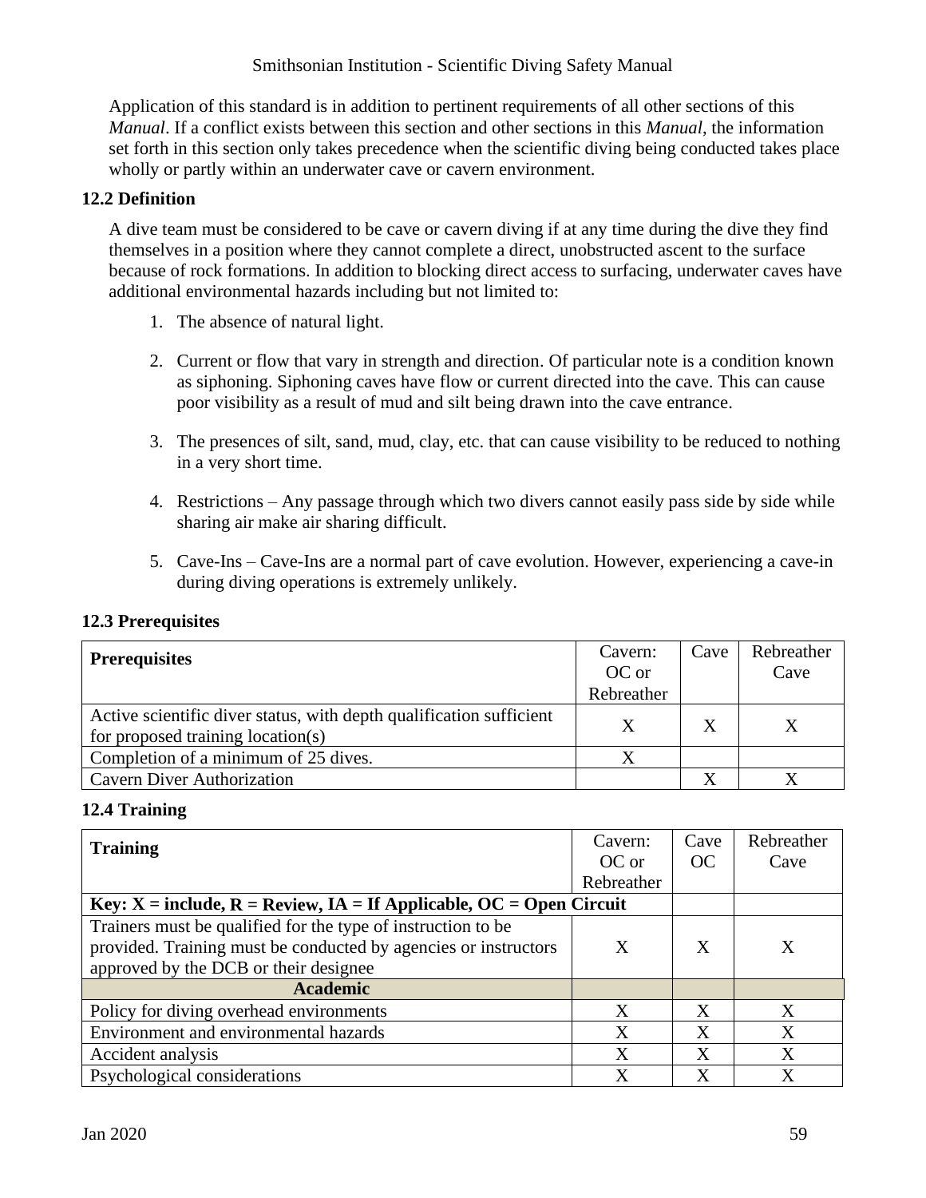Application of this standard is in addition to pertinent requirements of all other sections of this *Manual*. If a conflict exists between this section and other sections in this *Manual*, the information set forth in this section only takes precedence when the scientific diving being conducted takes place wholly or partly within an underwater cave or cavern environment.

### 12.2 Definition

A dive team must be considered to be cave or cavern diving if at any time during the dive they find themselves in a position where they cannot complete a direct, unobstructed ascent to the surface because of rock formations. In addition to blocking direct access to surfacing, underwater caves have additional environmental hazards including but not limited to:

1. The absence of natural light.
2. Current or flow that vary in strength and direction. Of particular note is a condition known as siphoning. Siphoning caves have flow or current directed into the cave. This can cause poor visibility as a result of mud and silt being drawn into the cave entrance.
3. The presences of silt, sand, mud, clay, etc. that can cause visibility to be reduced to nothing in a very short time.
4. Restrictions – Any passage through which two divers cannot easily pass side by side while sharing air make air sharing difficult.
5. Cave-Ins – Cave-Ins are a normal part of cave evolution. However, experiencing a cave-in during diving operations is extremely unlikely.

### 12.3 Prerequisites

| **Prerequisites** | Cavern: OC or Rebreather | Cave | Rebreather Cave |
|---|---|---|---|
| Active scientific diver status, with depth qualification sufficient for proposed training location(s) | X | X | X |
| Completion of a minimum of 25 dives. | X | | |
| Cavern Diver Authorization | | X | X |

### 12.4 Training

| **Training** | Cavern: OC or Rebreather | Cave OC | Rebreather Cave |
|---|---|---|---|
| **Key: X = include, R = Review, IA = If Applicable, OC = Open Circuit** | | | |
| Trainers must be qualified for the type of instruction to be provided. Training must be conducted by agencies or instructors approved by the DCB or their designee | X | X | X |
| **Academic** | | | |
| Policy for diving overhead environments | X | X | X |
| Environment and environmental hazards | X | X | X |
| Accident analysis | X | X | X |
| Psychological considerations | X | X | X |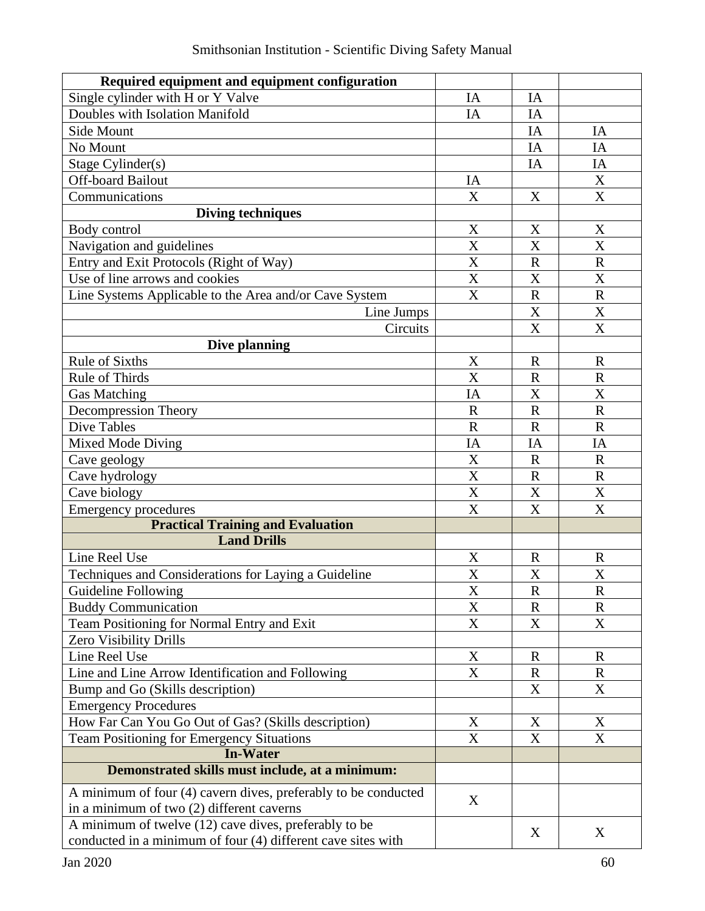| Required equipment and equipment configuration | | | |
|---|---|---|---|
| Single cylinder with H or Y Valve | IA | IA | |
| Doubles with Isolation Manifold | IA | IA | |
| Side Mount | | IA | IA |
| No Mount | | IA | IA |
| Stage Cylinder(s) | | IA | IA |
| Off-board Bailout | IA | | X |
| Communications | X | X | X |
| **Diving techniques** | | | |
| Body control | X | X | X |
| Navigation and guidelines | X | X | X |
| Entry and Exit Protocols (Right of Way) | X | R | R |
| Use of line arrows and cookies | X | X | X |
| Line Systems Applicable to the Area and/or Cave System | X | R | R |
| Line Jumps | | X | X |
| Circuits | | X | X |
| **Dive planning** | | | |
| Rule of Sixths | X | R | R |
| Rule of Thirds | X | R | R |
| Gas Matching | IA | X | X |
| Decompression Theory | R | R | R |
| Dive Tables | R | R | R |
| Mixed Mode Diving | IA | IA | IA |
| Cave geology | X | R | R |
| Cave hydrology | X | R | R |
| Cave biology | X | X | X |
| Emergency procedures | X | X | X |
| **Practical Training and Evaluation** | | | |
| **Land Drills** | | | |
| Line Reel Use | X | R | R |
| Techniques and Considerations for Laying a Guideline | X | X | X |
| Guideline Following | X | R | R |
| Buddy Communication | X | R | R |
| Team Positioning for Normal Entry and Exit | X | X | X |
| Zero Visibility Drills | | | |
| Line Reel Use | X | R | R |
| Line and Line Arrow Identification and Following | X | R | R |
| Bump and Go (Skills description) | | X | X |
| Emergency Procedures | | | |
| How Far Can You Go Out of Gas? (Skills description) | X | X | X |
| Team Positioning for Emergency Situations | X | X | X |
| **In-Water** | | | |
| **Demonstrated skills must include, at a minimum:** | | | |
| A minimum of four (4) cavern dives, preferably to be conducted in a minimum of two (2) different caverns | X | | |
| A minimum of twelve (12) cave dives, preferably to be conducted in a minimum of four (4) different cave sites with | | X | X |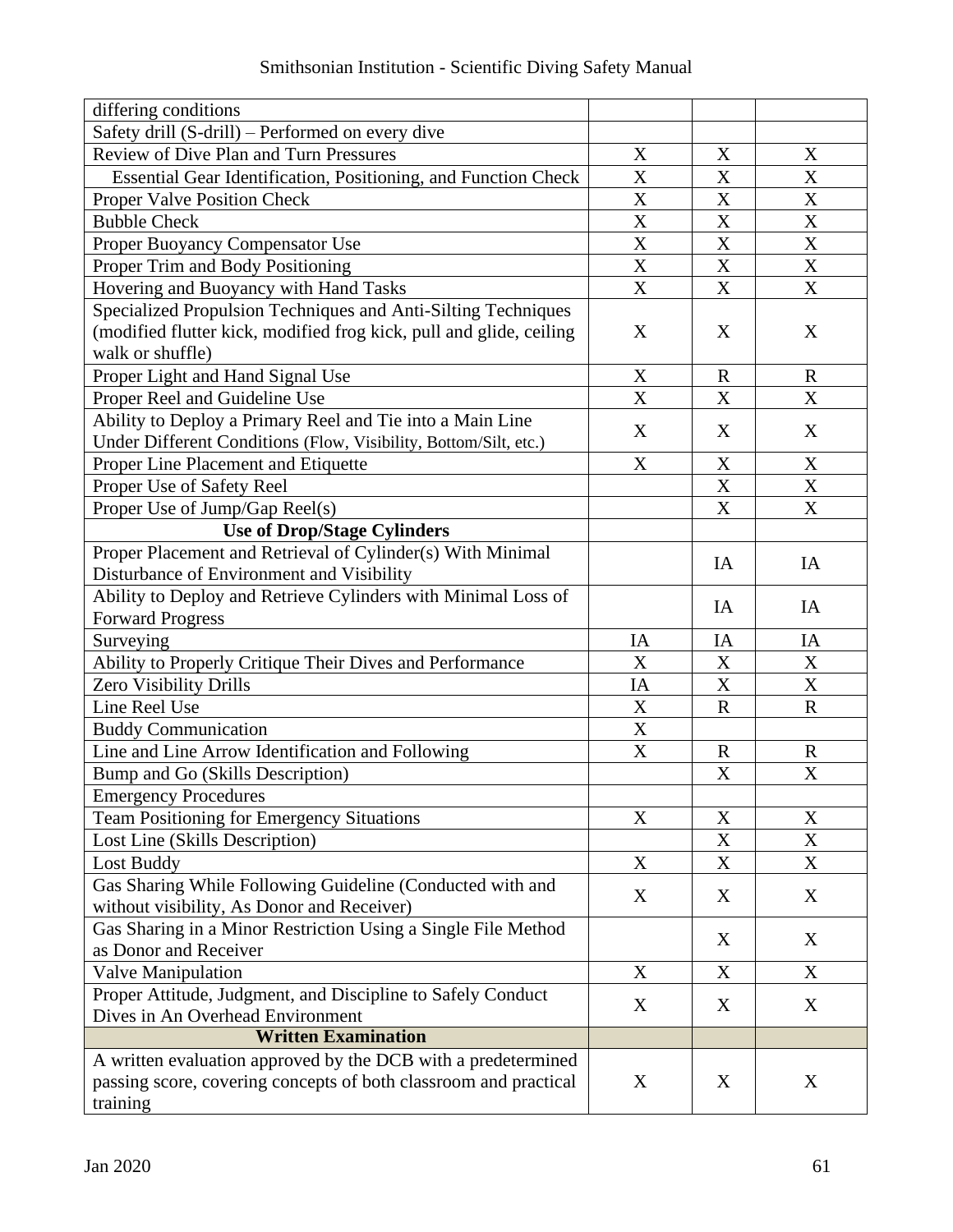| | | | |
|---|---|---|---|
| differing conditions | | | |
| Safety drill (S-drill) – Performed on every dive | | | |
| Review of Dive Plan and Turn Pressures | X | X | X |
| Essential Gear Identification, Positioning, and Function Check | X | X | X |
| Proper Valve Position Check | X | X | X |
| Bubble Check | X | X | X |
| Proper Buoyancy Compensator Use | X | X | X |
| Proper Trim and Body Positioning | X | X | X |
| Hovering and Buoyancy with Hand Tasks | X | X | X |
| Specialized Propulsion Techniques and Anti-Silting Techniques (modified flutter kick, modified frog kick, pull and glide, ceiling walk or shuffle) | X | X | X |
| Proper Light and Hand Signal Use | X | R | R |
| Proper Reel and Guideline Use | X | X | X |
| Ability to Deploy a Primary Reel and Tie into a Main Line Under Different Conditions (Flow, Visibility, Bottom/Silt, etc.) | X | X | X |
| Proper Line Placement and Etiquette | X | X | X |
| Proper Use of Safety Reel | | X | X |
| Proper Use of Jump/Gap Reel(s) | | X | X |
| **Use of Drop/Stage Cylinders** | | | |
| Proper Placement and Retrieval of Cylinder(s) With Minimal Disturbance of Environment and Visibility | | IA | IA |
| Ability to Deploy and Retrieve Cylinders with Minimal Loss of Forward Progress | | IA | IA |
| Surveying | IA | IA | IA |
| Ability to Properly Critique Their Dives and Performance | X | X | X |
| Zero Visibility Drills | IA | X | X |
| Line Reel Use | X | R | R |
| Buddy Communication | X | | |
| Line and Line Arrow Identification and Following | X | R | R |
| Bump and Go (Skills Description) | | X | X |
| Emergency Procedures | | | |
| Team Positioning for Emergency Situations | X | X | X |
| Lost Line (Skills Description) | | X | X |
| Lost Buddy | X | X | X |
| Gas Sharing While Following Guideline (Conducted with and without visibility, As Donor and Receiver) | X | X | X |
| Gas Sharing in a Minor Restriction Using a Single File Method as Donor and Receiver | | X | X |
| Valve Manipulation | X | X | X |
| Proper Attitude, Judgment, and Discipline to Safely Conduct Dives in An Overhead Environment | X | X | X |
| **Written Examination** | | | |
| A written evaluation approved by the DCB with a predetermined passing score, covering concepts of both classroom and practical training | X | X | X |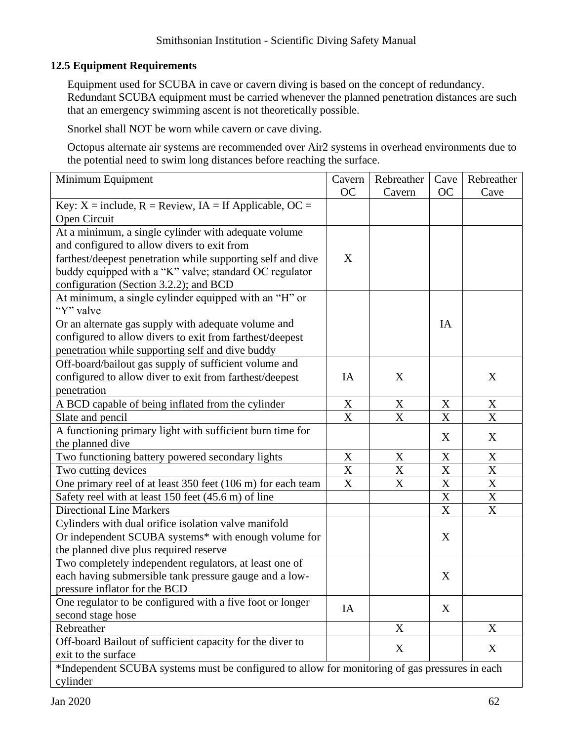### 12.5 Equipment Requirements

Equipment used for SCUBA in cave or cavern diving is based on the concept of redundancy. Redundant SCUBA equipment must be carried whenever the planned penetration distances are such that an emergency swimming ascent is not theoretically possible.

Snorkel shall NOT be worn while cavern or cave diving.

Octopus alternate air systems are recommended over Air2 systems in overhead environments due to the potential need to swim long distances before reaching the surface.

| Minimum Equipment | Cavern OC | Rebreather Cavern | Cave OC | Rebreather Cave |
|---|---|---|---|---|
| Key: X = include, R = Review, IA = If Applicable, OC = Open Circuit | | | | |
| At a minimum, a single cylinder with adequate volume and configured to allow divers to exit from farthest/deepest penetration while supporting self and dive buddy equipped with a "K" valve; standard OC regulator configuration (Section 3.2.2); and BCD | X | | | |
| At minimum, a single cylinder equipped with an "H" or "Y" valve<br>Or an alternate gas supply with adequate volume and configured to allow divers to exit from farthest/deepest penetration while supporting self and dive buddy | | | IA | |
| Off-board/bailout gas supply of sufficient volume and configured to allow diver to exit from farthest/deepest penetration | IA | X | | X |
| A BCD capable of being inflated from the cylinder | X | X | X | X |
| Slate and pencil | X | X | X | X |
| A functioning primary light with sufficient burn time for the planned dive | | | X | X |
| Two functioning battery powered secondary lights | X | X | X | X |
| Two cutting devices | X | X | X | X |
| One primary reel of at least 350 feet (106 m) for each team | X | X | X | X |
| Safety reel with at least 150 feet (45.6 m) of line | | | X | X |
| Directional Line Markers | | | X | X |
| Cylinders with dual orifice isolation valve manifold<br>Or independent SCUBA systems* with enough volume for the planned dive plus required reserve | | | X | |
| Two completely independent regulators, at least one of each having submersible tank pressure gauge and a low-pressure inflator for the BCD | | | X | |
| One regulator to be configured with a five foot or longer second stage hose | IA | | X | |
| Rebreather | | X | | X |
| Off-board Bailout of sufficient capacity for the diver to exit to the surface | | X | | X |
| *Independent SCUBA systems must be configured to allow for monitoring of gas pressures in each cylinder | | | | |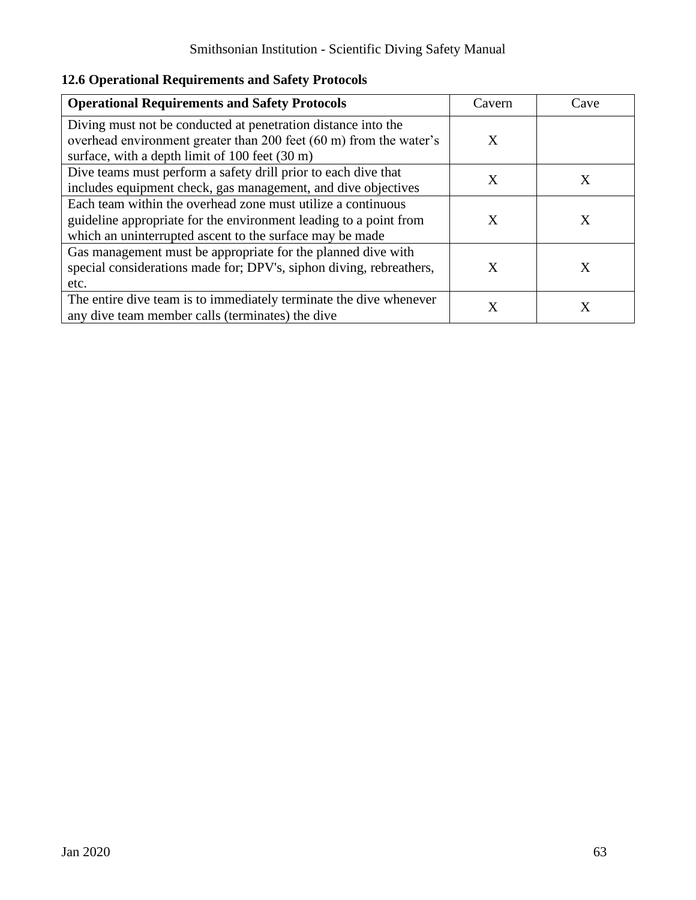### 12.6 Operational Requirements and Safety Protocols

| **Operational Requirements and Safety Protocols** | Cavern | Cave |
| --- | --- | --- |
| Diving must not be conducted at penetration distance into the overhead environment greater than 200 feet (60 m) from the water's surface, with a depth limit of 100 feet (30 m) | X | |
| Dive teams must perform a safety drill prior to each dive that includes equipment check, gas management, and dive objectives | X | X |
| Each team within the overhead zone must utilize a continuous guideline appropriate for the environment leading to a point from which an uninterrupted ascent to the surface may be made | X | X |
| Gas management must be appropriate for the planned dive with special considerations made for; DPV's, siphon diving, rebreathers, etc. | X | X |
| The entire dive team is to immediately terminate the dive whenever any dive team member calls (terminates) the dive | X | X |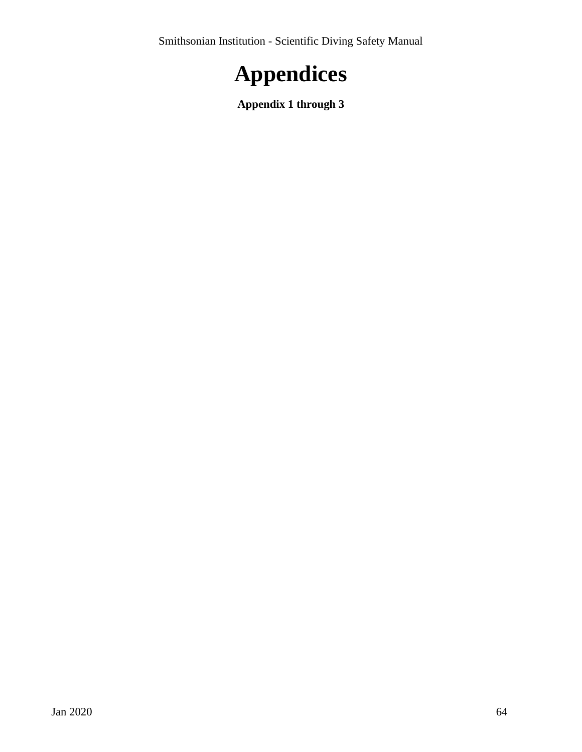# Appendices

**Appendix 1 through 3**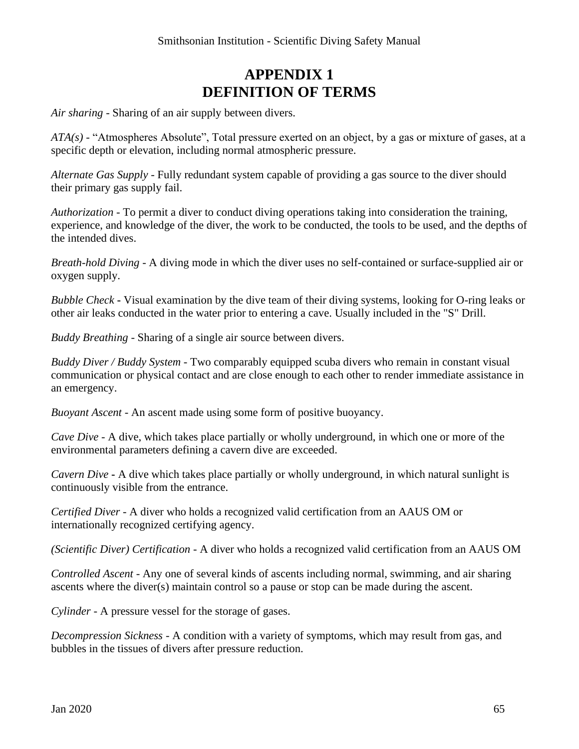# APPENDIX 1
# DEFINITION OF TERMS

*Air sharing* - Sharing of an air supply between divers.

*ATA(s)* - "Atmospheres Absolute", Total pressure exerted on an object, by a gas or mixture of gases, at a specific depth or elevation, including normal atmospheric pressure.

*Alternate Gas Supply* - Fully redundant system capable of providing a gas source to the diver should their primary gas supply fail.

*Authorization* - To permit a diver to conduct diving operations taking into consideration the training, experience, and knowledge of the diver, the work to be conducted, the tools to be used, and the depths of the intended dives.

*Breath-hold Diving* - A diving mode in which the diver uses no self-contained or surface-supplied air or oxygen supply.

*Bubble Check* - Visual examination by the dive team of their diving systems, looking for O-ring leaks or other air leaks conducted in the water prior to entering a cave. Usually included in the "S" Drill.

*Buddy Breathing* - Sharing of a single air source between divers.

*Buddy Diver / Buddy System* - Two comparably equipped scuba divers who remain in constant visual communication or physical contact and are close enough to each other to render immediate assistance in an emergency.

*Buoyant Ascent* - An ascent made using some form of positive buoyancy.

*Cave Dive* - A dive, which takes place partially or wholly underground, in which one or more of the environmental parameters defining a cavern dive are exceeded.

*Cavern Dive* - A dive which takes place partially or wholly underground, in which natural sunlight is continuously visible from the entrance.

*Certified Diver* - A diver who holds a recognized valid certification from an AAUS OM or internationally recognized certifying agency.

*(Scientific Diver) Certification* - A diver who holds a recognized valid certification from an AAUS OM

*Controlled Ascent* - Any one of several kinds of ascents including normal, swimming, and air sharing ascents where the diver(s) maintain control so a pause or stop can be made during the ascent.

*Cylinder* - A pressure vessel for the storage of gases.

*Decompression Sickness* - A condition with a variety of symptoms, which may result from gas, and bubbles in the tissues of divers after pressure reduction.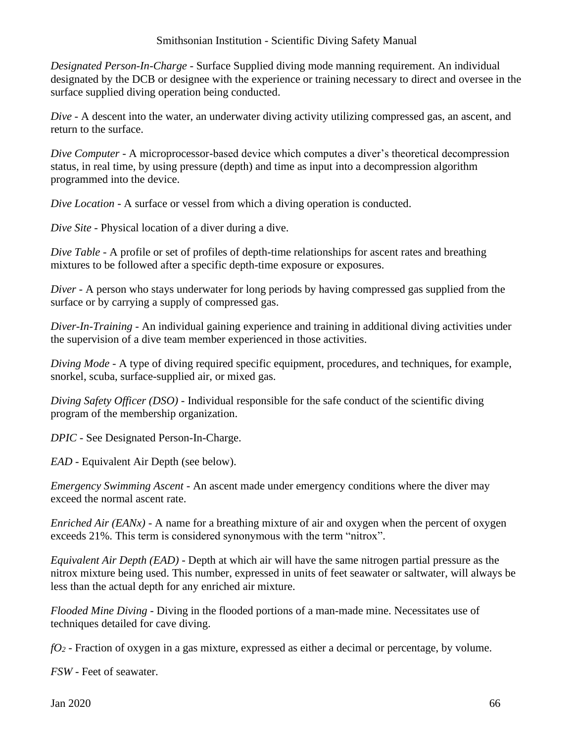*Designated Person-In-Charge* - Surface Supplied diving mode manning requirement. An individual designated by the DCB or designee with the experience or training necessary to direct and oversee in the surface supplied diving operation being conducted.

*Dive* - A descent into the water, an underwater diving activity utilizing compressed gas, an ascent, and return to the surface.

*Dive Computer* - A microprocessor-based device which computes a diver's theoretical decompression status, in real time, by using pressure (depth) and time as input into a decompression algorithm programmed into the device.

*Dive Location* - A surface or vessel from which a diving operation is conducted.

*Dive Site* - Physical location of a diver during a dive.

*Dive Table* - A profile or set of profiles of depth-time relationships for ascent rates and breathing mixtures to be followed after a specific depth-time exposure or exposures.

*Diver* - A person who stays underwater for long periods by having compressed gas supplied from the surface or by carrying a supply of compressed gas.

*Diver-In-Training* - An individual gaining experience and training in additional diving activities under the supervision of a dive team member experienced in those activities.

*Diving Mode* - A type of diving required specific equipment, procedures, and techniques, for example, snorkel, scuba, surface-supplied air, or mixed gas.

*Diving Safety Officer (DSO)* - Individual responsible for the safe conduct of the scientific diving program of the membership organization.

*DPIC* - See Designated Person-In-Charge.

*EAD* - Equivalent Air Depth (see below).

*Emergency Swimming Ascent* - An ascent made under emergency conditions where the diver may exceed the normal ascent rate.

*Enriched Air (EANx)* - A name for a breathing mixture of air and oxygen when the percent of oxygen exceeds 21%. This term is considered synonymous with the term "nitrox".

*Equivalent Air Depth (EAD)* - Depth at which air will have the same nitrogen partial pressure as the nitrox mixture being used. This number, expressed in units of feet seawater or saltwater, will always be less than the actual depth for any enriched air mixture.

*Flooded Mine Diving* - Diving in the flooded portions of a man-made mine. Necessitates use of techniques detailed for cave diving.

*$fO_2$* - Fraction of oxygen in a gas mixture, expressed as either a decimal or percentage, by volume.

*FSW* - Feet of seawater.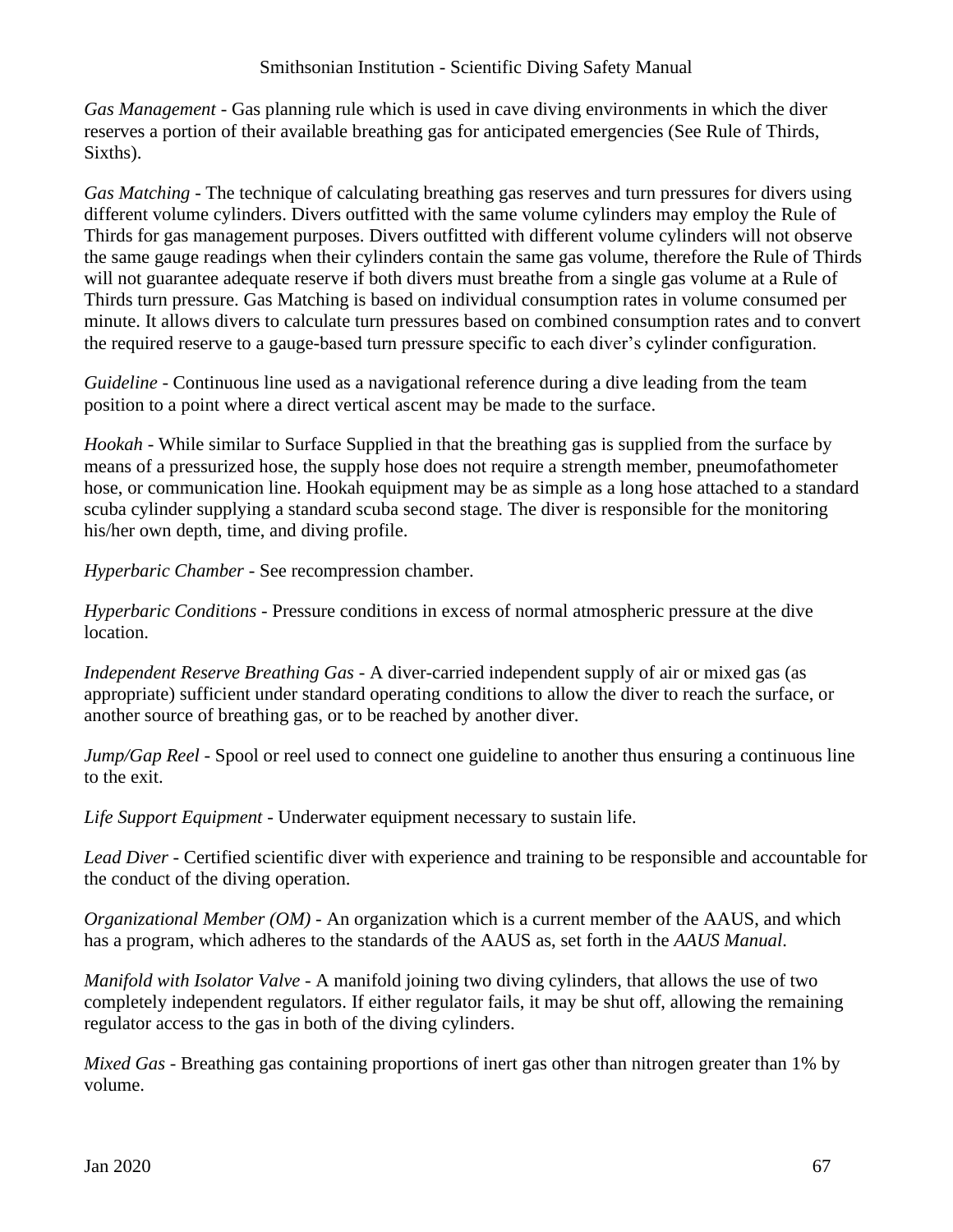*Gas Management* - Gas planning rule which is used in cave diving environments in which the diver reserves a portion of their available breathing gas for anticipated emergencies (See Rule of Thirds, Sixths).

*Gas Matching* - The technique of calculating breathing gas reserves and turn pressures for divers using different volume cylinders. Divers outfitted with the same volume cylinders may employ the Rule of Thirds for gas management purposes. Divers outfitted with different volume cylinders will not observe the same gauge readings when their cylinders contain the same gas volume, therefore the Rule of Thirds will not guarantee adequate reserve if both divers must breathe from a single gas volume at a Rule of Thirds turn pressure. Gas Matching is based on individual consumption rates in volume consumed per minute. It allows divers to calculate turn pressures based on combined consumption rates and to convert the required reserve to a gauge-based turn pressure specific to each diver's cylinder configuration.

*Guideline* - Continuous line used as a navigational reference during a dive leading from the team position to a point where a direct vertical ascent may be made to the surface.

*Hookah* - While similar to Surface Supplied in that the breathing gas is supplied from the surface by means of a pressurized hose, the supply hose does not require a strength member, pneumofathometer hose, or communication line. Hookah equipment may be as simple as a long hose attached to a standard scuba cylinder supplying a standard scuba second stage. The diver is responsible for the monitoring his/her own depth, time, and diving profile.

*Hyperbaric Chamber* - See recompression chamber.

*Hyperbaric Conditions* - Pressure conditions in excess of normal atmospheric pressure at the dive location.

*Independent Reserve Breathing Gas* - A diver-carried independent supply of air or mixed gas (as appropriate) sufficient under standard operating conditions to allow the diver to reach the surface, or another source of breathing gas, or to be reached by another diver.

*Jump/Gap Reel* - Spool or reel used to connect one guideline to another thus ensuring a continuous line to the exit.

*Life Support Equipment* - Underwater equipment necessary to sustain life.

*Lead Diver* - Certified scientific diver with experience and training to be responsible and accountable for the conduct of the diving operation.

*Organizational Member (OM)* - An organization which is a current member of the AAUS, and which has a program, which adheres to the standards of the AAUS as, set forth in the *AAUS Manual*.

*Manifold with Isolator Valve* - A manifold joining two diving cylinders, that allows the use of two completely independent regulators. If either regulator fails, it may be shut off, allowing the remaining regulator access to the gas in both of the diving cylinders.

*Mixed Gas* - Breathing gas containing proportions of inert gas other than nitrogen greater than 1% by volume.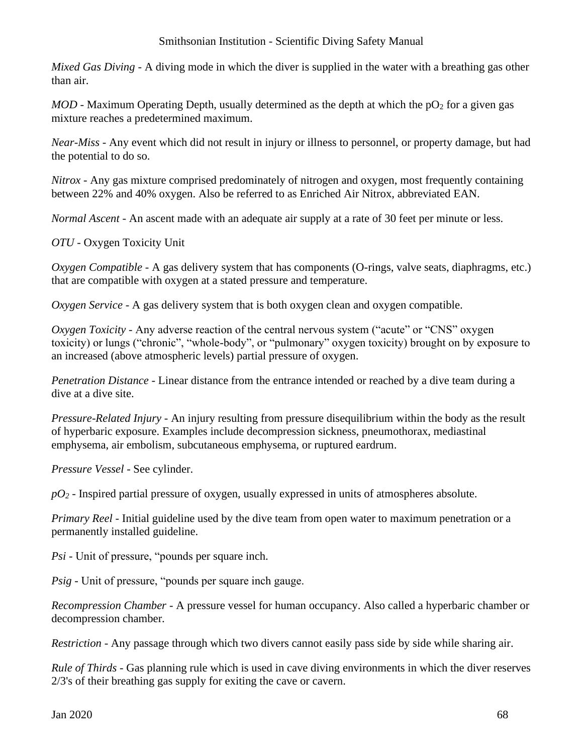*Mixed Gas Diving* - A diving mode in which the diver is supplied in the water with a breathing gas other than air.

*MOD* - Maximum Operating Depth, usually determined as the depth at which the $pO_2$ for a given gas mixture reaches a predetermined maximum.

*Near-Miss* - Any event which did not result in injury or illness to personnel, or property damage, but had the potential to do so.

*Nitrox* - Any gas mixture comprised predominately of nitrogen and oxygen, most frequently containing between 22% and 40% oxygen. Also be referred to as Enriched Air Nitrox, abbreviated EAN.

*Normal Ascent* - An ascent made with an adequate air supply at a rate of 30 feet per minute or less.

*OTU* - Oxygen Toxicity Unit

*Oxygen Compatible* - A gas delivery system that has components (O-rings, valve seats, diaphragms, etc.) that are compatible with oxygen at a stated pressure and temperature.

*Oxygen Service* - A gas delivery system that is both oxygen clean and oxygen compatible.

*Oxygen Toxicity* - Any adverse reaction of the central nervous system ("acute" or "CNS" oxygen toxicity) or lungs ("chronic", "whole-body", or "pulmonary" oxygen toxicity) brought on by exposure to an increased (above atmospheric levels) partial pressure of oxygen.

*Penetration Distance* - Linear distance from the entrance intended or reached by a dive team during a dive at a dive site.

*Pressure-Related Injury* - An injury resulting from pressure disequilibrium within the body as the result of hyperbaric exposure. Examples include decompression sickness, pneumothorax, mediastinal emphysema, air embolism, subcutaneous emphysema, or ruptured eardrum.

*Pressure Vessel* - See cylinder.

*$pO_2$* - Inspired partial pressure of oxygen, usually expressed in units of atmospheres absolute.

*Primary Reel* - Initial guideline used by the dive team from open water to maximum penetration or a permanently installed guideline.

*Psi* - Unit of pressure, "pounds per square inch.

*Psig* - Unit of pressure, "pounds per square inch gauge.

*Recompression Chamber* - A pressure vessel for human occupancy. Also called a hyperbaric chamber or decompression chamber.

*Restriction* - Any passage through which two divers cannot easily pass side by side while sharing air.

*Rule of Thirds* - Gas planning rule which is used in cave diving environments in which the diver reserves 2/3's of their breathing gas supply for exiting the cave or cavern.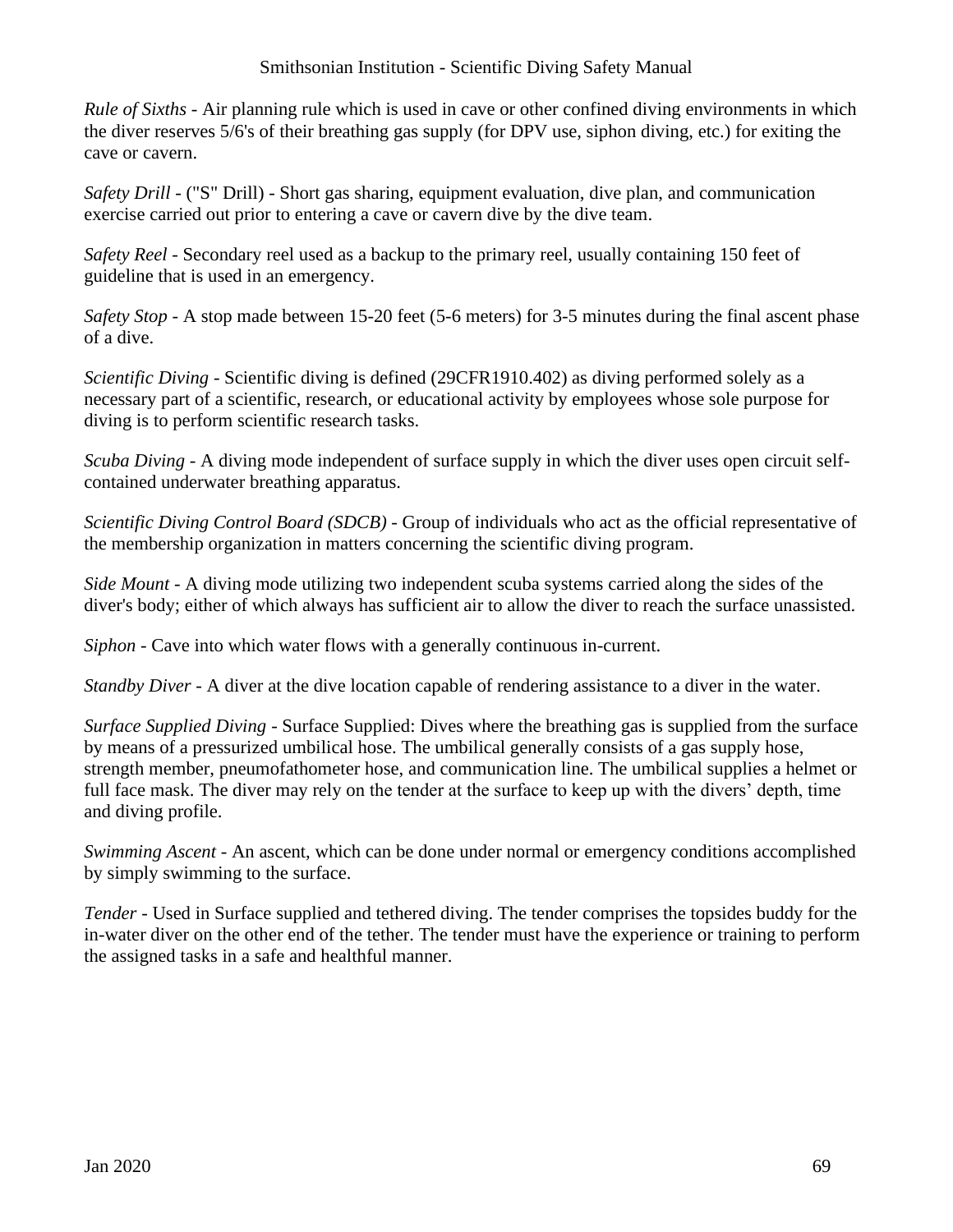*Rule of Sixths* - Air planning rule which is used in cave or other confined diving environments in which the diver reserves 5/6's of their breathing gas supply (for DPV use, siphon diving, etc.) for exiting the cave or cavern.

*Safety Drill* - ("S" Drill) - Short gas sharing, equipment evaluation, dive plan, and communication exercise carried out prior to entering a cave or cavern dive by the dive team.

*Safety Reel* - Secondary reel used as a backup to the primary reel, usually containing 150 feet of guideline that is used in an emergency.

*Safety Stop* - A stop made between 15-20 feet (5-6 meters) for 3-5 minutes during the final ascent phase of a dive.

*Scientific Diving* - Scientific diving is defined (29CFR1910.402) as diving performed solely as a necessary part of a scientific, research, or educational activity by employees whose sole purpose for diving is to perform scientific research tasks.

*Scuba Diving* - A diving mode independent of surface supply in which the diver uses open circuit self-contained underwater breathing apparatus.

*Scientific Diving Control Board (SDCB)* - Group of individuals who act as the official representative of the membership organization in matters concerning the scientific diving program.

*Side Mount* - A diving mode utilizing two independent scuba systems carried along the sides of the diver's body; either of which always has sufficient air to allow the diver to reach the surface unassisted.

*Siphon* - Cave into which water flows with a generally continuous in-current.

*Standby Diver* - A diver at the dive location capable of rendering assistance to a diver in the water.

*Surface Supplied Diving* - Surface Supplied: Dives where the breathing gas is supplied from the surface by means of a pressurized umbilical hose. The umbilical generally consists of a gas supply hose, strength member, pneumofathometer hose, and communication line. The umbilical supplies a helmet or full face mask. The diver may rely on the tender at the surface to keep up with the divers' depth, time and diving profile.

*Swimming Ascent* - An ascent, which can be done under normal or emergency conditions accomplished by simply swimming to the surface.

*Tender* - Used in Surface supplied and tethered diving. The tender comprises the topsides buddy for the in-water diver on the other end of the tether. The tender must have the experience or training to perform the assigned tasks in a safe and healthful manner.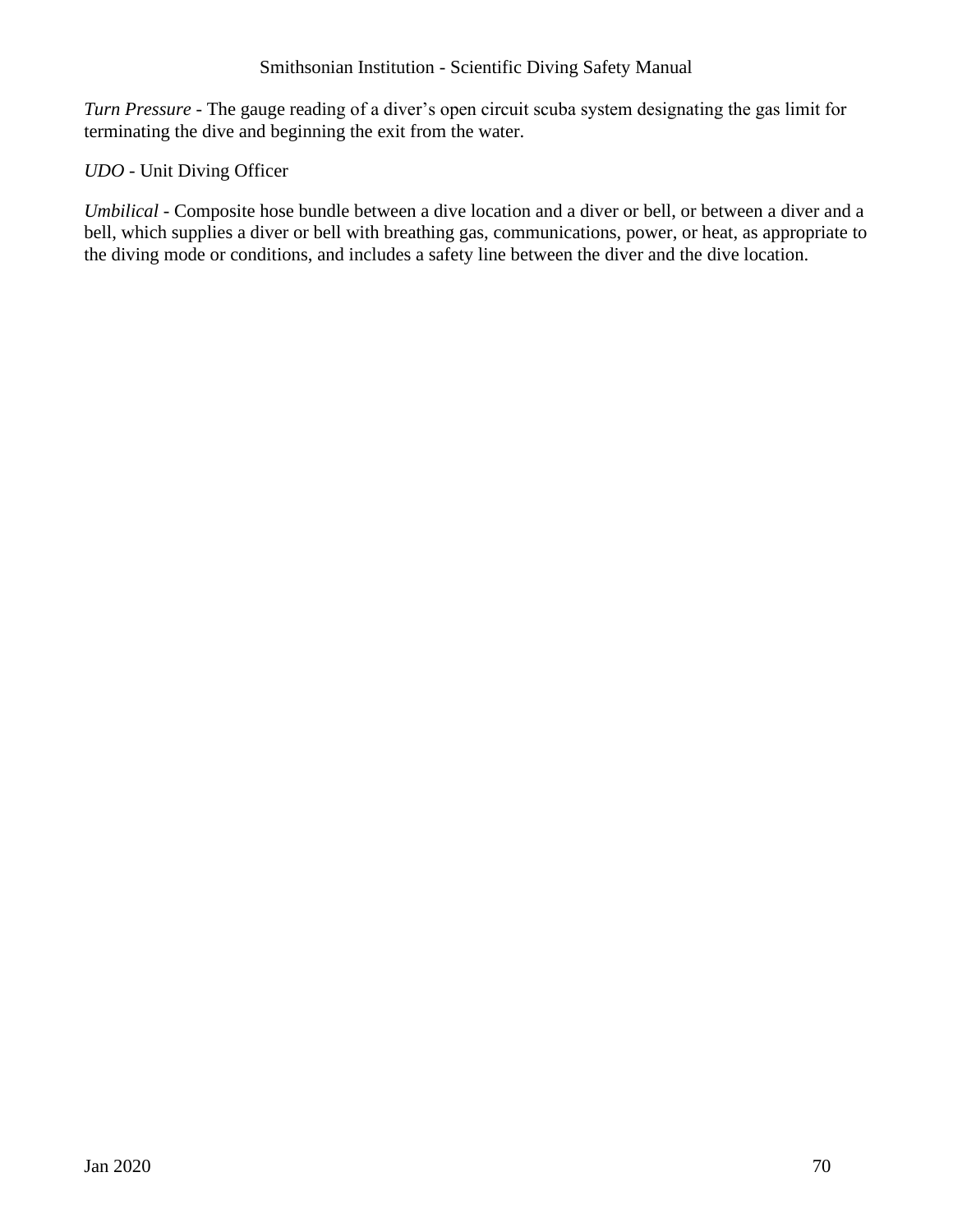*Turn Pressure* - The gauge reading of a diver's open circuit scuba system designating the gas limit for terminating the dive and beginning the exit from the water.

*UDO* - Unit Diving Officer

*Umbilical* - Composite hose bundle between a dive location and a diver or bell, or between a diver and a bell, which supplies a diver or bell with breathing gas, communications, power, or heat, as appropriate to the diving mode or conditions, and includes a safety line between the diver and the dive location.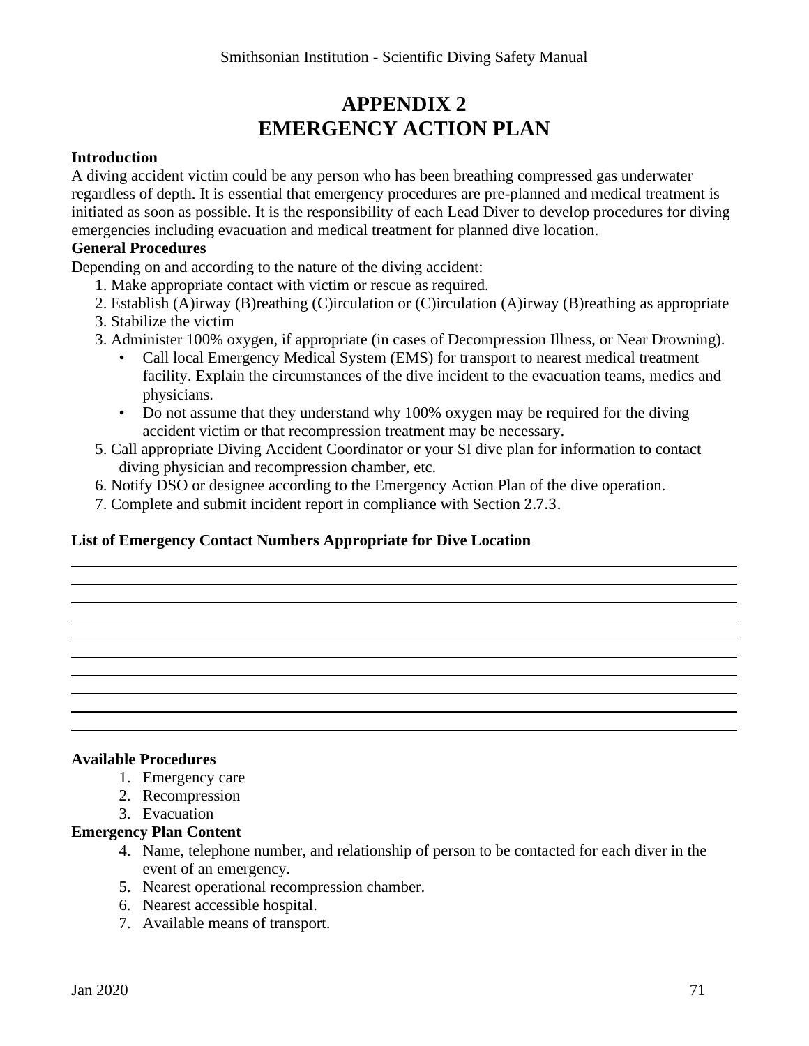# APPENDIX 2
# EMERGENCY ACTION PLAN

**Introduction**

A diving accident victim could be any person who has been breathing compressed gas underwater regardless of depth. It is essential that emergency procedures are pre-planned and medical treatment is initiated as soon as possible. It is the responsibility of each Lead Diver to develop procedures for diving emergencies including evacuation and medical treatment for planned dive location.

**General Procedures**

Depending on and according to the nature of the diving accident:

1. Make appropriate contact with victim or rescue as required.
2. Establish (A)irway (B)reathing (C)irculation or (C)irculation (A)irway (B)reathing as appropriate
3. Stabilize the victim
3. Administer 100% oxygen, if appropriate (in cases of Decompression Illness, or Near Drowning).
   - Call local Emergency Medical System (EMS) for transport to nearest medical treatment facility. Explain the circumstances of the dive incident to the evacuation teams, medics and physicians.
   - Do not assume that they understand why 100% oxygen may be required for the diving accident victim or that recompression treatment may be necessary.
5. Call appropriate Diving Accident Coordinator or your SI dive plan for information to contact diving physician and recompression chamber, etc.
6. Notify DSO or designee according to the Emergency Action Plan of the dive operation.
7. Complete and submit incident report in compliance with Section 2.7.3.

**List of Emergency Contact Numbers Appropriate for Dive Location**

\_\_\_\_\_\_\_\_\_\_\_\_\_\_\_\_\_\_\_\_\_\_\_\_\_\_\_\_\_\_\_\_\_\_\_\_\_\_\_\_\_\_\_\_\_\_\_\_\_\_\_\_\_\_\_\_\_\_\_\_

\_\_\_\_\_\_\_\_\_\_\_\_\_\_\_\_\_\_\_\_\_\_\_\_\_\_\_\_\_\_\_\_\_\_\_\_\_\_\_\_\_\_\_\_\_\_\_\_\_\_\_\_\_\_\_\_\_\_\_\_

\_\_\_\_\_\_\_\_\_\_\_\_\_\_\_\_\_\_\_\_\_\_\_\_\_\_\_\_\_\_\_\_\_\_\_\_\_\_\_\_\_\_\_\_\_\_\_\_\_\_\_\_\_\_\_\_\_\_\_\_

\_\_\_\_\_\_\_\_\_\_\_\_\_\_\_\_\_\_\_\_\_\_\_\_\_\_\_\_\_\_\_\_\_\_\_\_\_\_\_\_\_\_\_\_\_\_\_\_\_\_\_\_\_\_\_\_\_\_\_\_

\_\_\_\_\_\_\_\_\_\_\_\_\_\_\_\_\_\_\_\_\_\_\_\_\_\_\_\_\_\_\_\_\_\_\_\_\_\_\_\_\_\_\_\_\_\_\_\_\_\_\_\_\_\_\_\_\_\_\_\_

\_\_\_\_\_\_\_\_\_\_\_\_\_\_\_\_\_\_\_\_\_\_\_\_\_\_\_\_\_\_\_\_\_\_\_\_\_\_\_\_\_\_\_\_\_\_\_\_\_\_\_\_\_\_\_\_\_\_\_\_

\_\_\_\_\_\_\_\_\_\_\_\_\_\_\_\_\_\_\_\_\_\_\_\_\_\_\_\_\_\_\_\_\_\_\_\_\_\_\_\_\_\_\_\_\_\_\_\_\_\_\_\_\_\_\_\_\_\_\_\_

\_\_\_\_\_\_\_\_\_\_\_\_\_\_\_\_\_\_\_\_\_\_\_\_\_\_\_\_\_\_\_\_\_\_\_\_\_\_\_\_\_\_\_\_\_\_\_\_\_\_\_\_\_\_\_\_\_\_\_\_

\_\_\_\_\_\_\_\_\_\_\_\_\_\_\_\_\_\_\_\_\_\_\_\_\_\_\_\_\_\_\_\_\_\_\_\_\_\_\_\_\_\_\_\_\_\_\_\_\_\_\_\_\_\_\_\_\_\_\_\_

\_\_\_\_\_\_\_\_\_\_\_\_\_\_\_\_\_\_\_\_\_\_\_\_\_\_\_\_\_\_\_\_\_\_\_\_\_\_\_\_\_\_\_\_\_\_\_\_\_\_\_\_\_\_\_\_\_\_\_\_

**Available Procedures**

1. Emergency care
2. Recompression
3. Evacuation

**Emergency Plan Content**

4. Name, telephone number, and relationship of person to be contacted for each diver in the event of an emergency.
5. Nearest operational recompression chamber.
6. Nearest accessible hospital.
7. Available means of transport.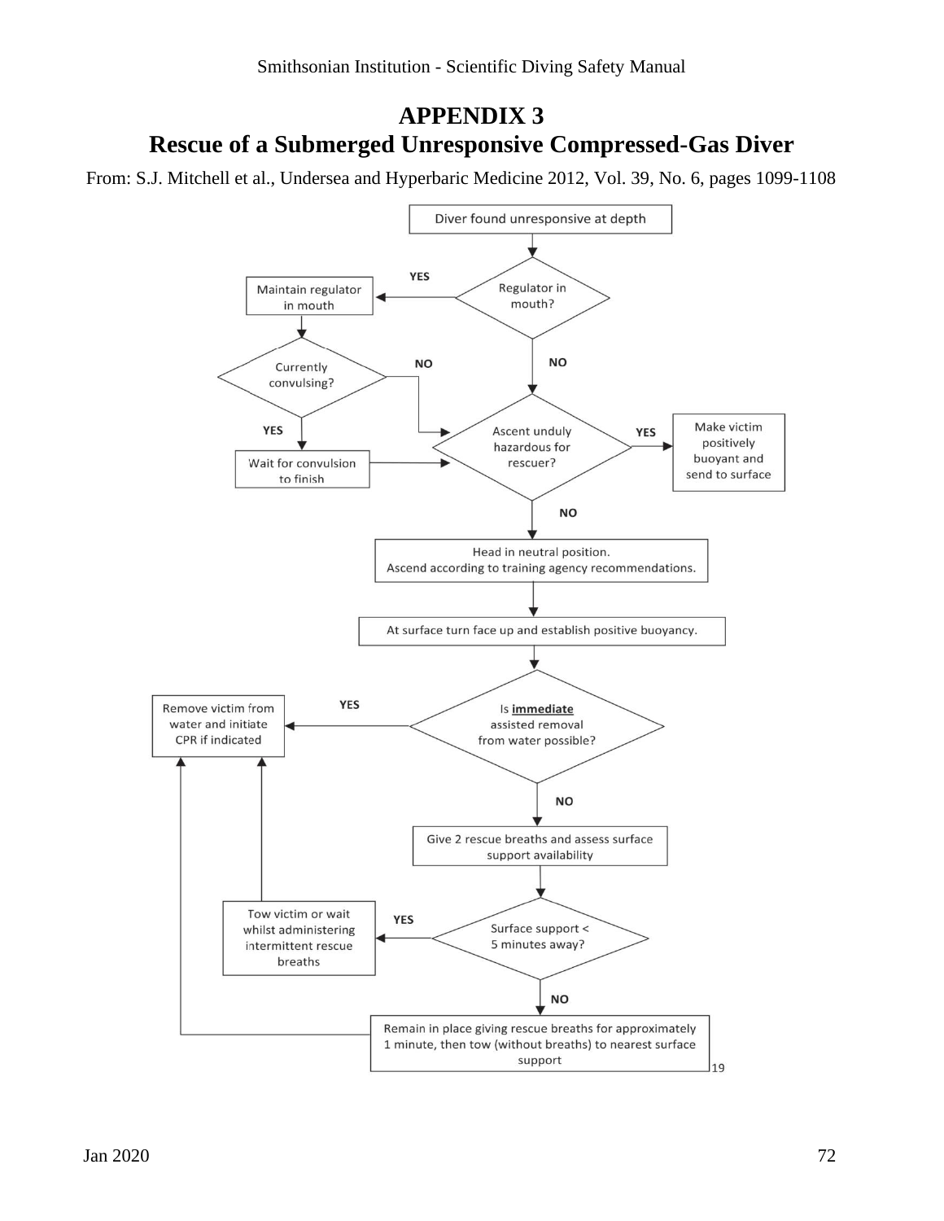# APPENDIX 3
## Rescue of a Submerged Unresponsive Compressed-Gas Diver

From: S.J. Mitchell et al., Undersea and Hyperbaric Medicine 2012, Vol. 39, No. 6, pages 1099-1108

Diver found unresponsive at depth

Regulator in mouth?

YES

Maintain regulator in mouth

Currently convulsing?

YES

Wait for convulsion to finish

NO

NO

Ascent unduly hazardous for rescuer?

YES

Make victim positively buoyant and send to surface

NO

Head in neutral position. Ascend according to training agency recommendations.

At surface turn face up and establish positive buoyancy.

Is **immediate** assisted removal from water possible?

YES

Remove victim from water and initiate CPR if indicated

NO

Give 2 rescue breaths and assess surface support availability

Surface support < 5 minutes away?

YES

Tow victim or wait whilst administering intermittent rescue breaths

NO

Remain in place giving rescue breaths for approximately 1 minute, then tow (without breaths) to nearest surface support

19